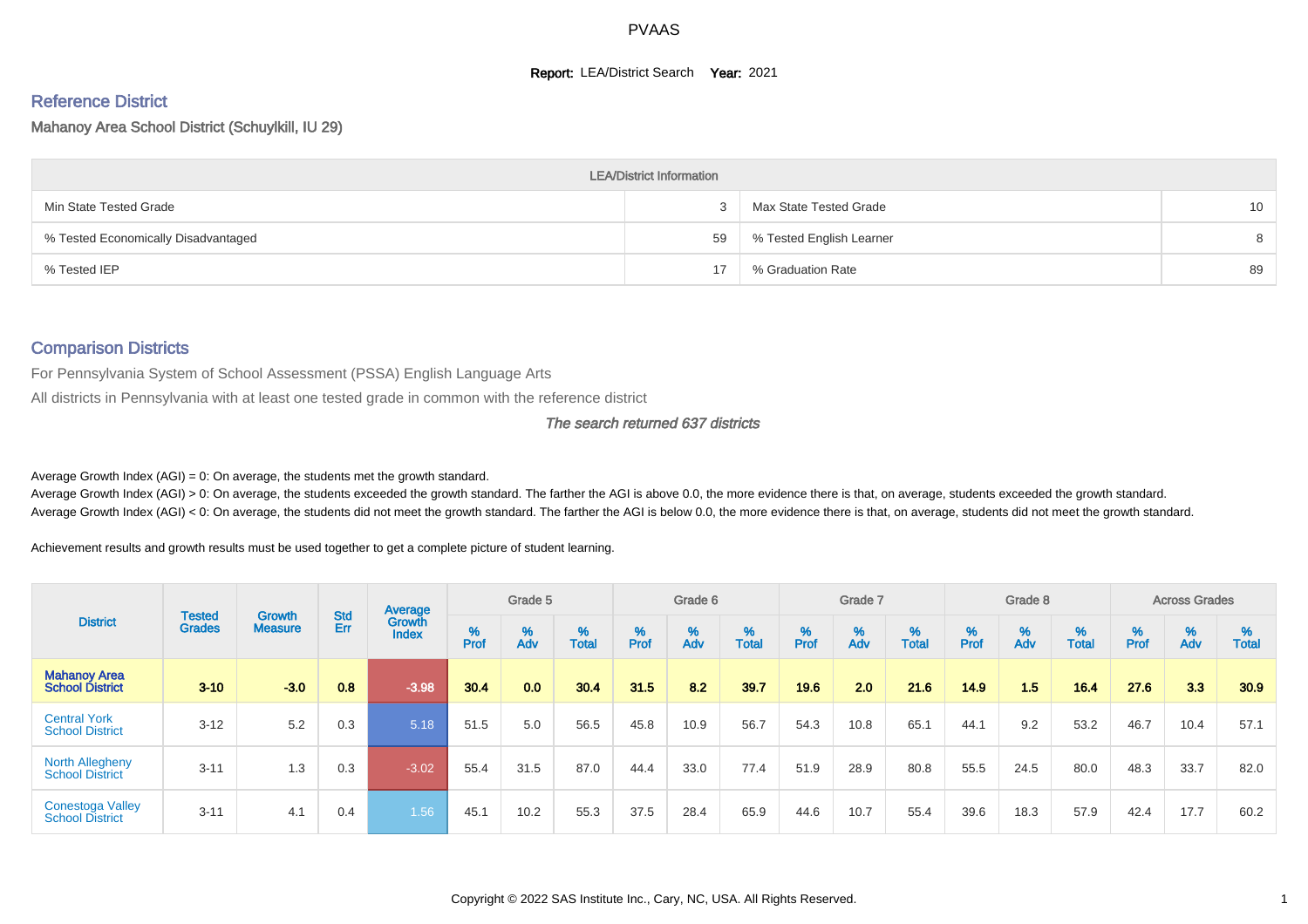# PVAAS

**Report:** LEA/District Search **Year:** 2021

## Reference District

Mahanoy Area School District (Schuylkill, IU 29)

| LEA/District Information | | | |
|---|---|---|---|
| Min State Tested Grade | 3 | Max State Tested Grade | 10 |
| % Tested Economically Disadvantaged | 59 | % Tested English Learner | 8 |
| % Tested IEP | 17 | % Graduation Rate | 89 |

## Comparison Districts

For Pennsylvania System of School Assessment (PSSA) English Language Arts

All districts in Pennsylvania with at least one tested grade in common with the reference district

*The search returned 637 districts*

Average Growth Index (AGI) = 0: On average, the students met the growth standard.

Average Growth Index (AGI) > 0: On average, the students exceeded the growth standard. The farther the AGI is above 0.0, the more evidence there is that, on average, students exceeded the growth standard.

Average Growth Index (AGI) < 0: On average, the students did not meet the growth standard. The farther the AGI is below 0.0, the more evidence there is that, on average, students did not meet the growth standard.

Achievement results and growth results must be used together to get a complete picture of student learning.

| District | Tested Grades | Growth Measure | Std Err | Average Growth Index | Grade 5 | | | Grade 6 | | | Grade 7 | | | Grade 8 | | | Across Grades | | |
|---|---|---|---|---|---|---|---|---|---|---|---|---|---|---|---|---|---|---|---|
| | | | | | % Prof | % Adv | % Total | % Prof | % Adv | % Total | % Prof | % Adv | % Total | % Prof | % Adv | % Total | % Prof | % Adv | % Total |
| **Mahanoy Area School District** | **3-10** | **-3.0** | **0.8** | **-3.98** | **30.4** | **0.0** | **30.4** | **31.5** | **8.2** | **39.7** | **19.6** | **2.0** | **21.6** | **14.9** | **1.5** | **16.4** | **27.6** | **3.3** | **30.9** |
| Central York School District | 3-12 | 5.2 | 0.3 | 5.18 | 51.5 | 5.0 | 56.5 | 45.8 | 10.9 | 56.7 | 54.3 | 10.8 | 65.1 | 44.1 | 9.2 | 53.2 | 46.7 | 10.4 | 57.1 |
| North Allegheny School District | 3-11 | 1.3 | 0.3 | -3.02 | 55.4 | 31.5 | 87.0 | 44.4 | 33.0 | 77.4 | 51.9 | 28.9 | 80.8 | 55.5 | 24.5 | 80.0 | 48.3 | 33.7 | 82.0 |
| Conestoga Valley School District | 3-11 | 4.1 | 0.4 | 1.56 | 45.1 | 10.2 | 55.3 | 37.5 | 28.4 | 65.9 | 44.6 | 10.7 | 55.4 | 39.6 | 18.3 | 57.9 | 42.4 | 17.7 | 60.2 |

Copyright © 2022 SAS Institute Inc., Cary, NC, USA. All Rights Reserved.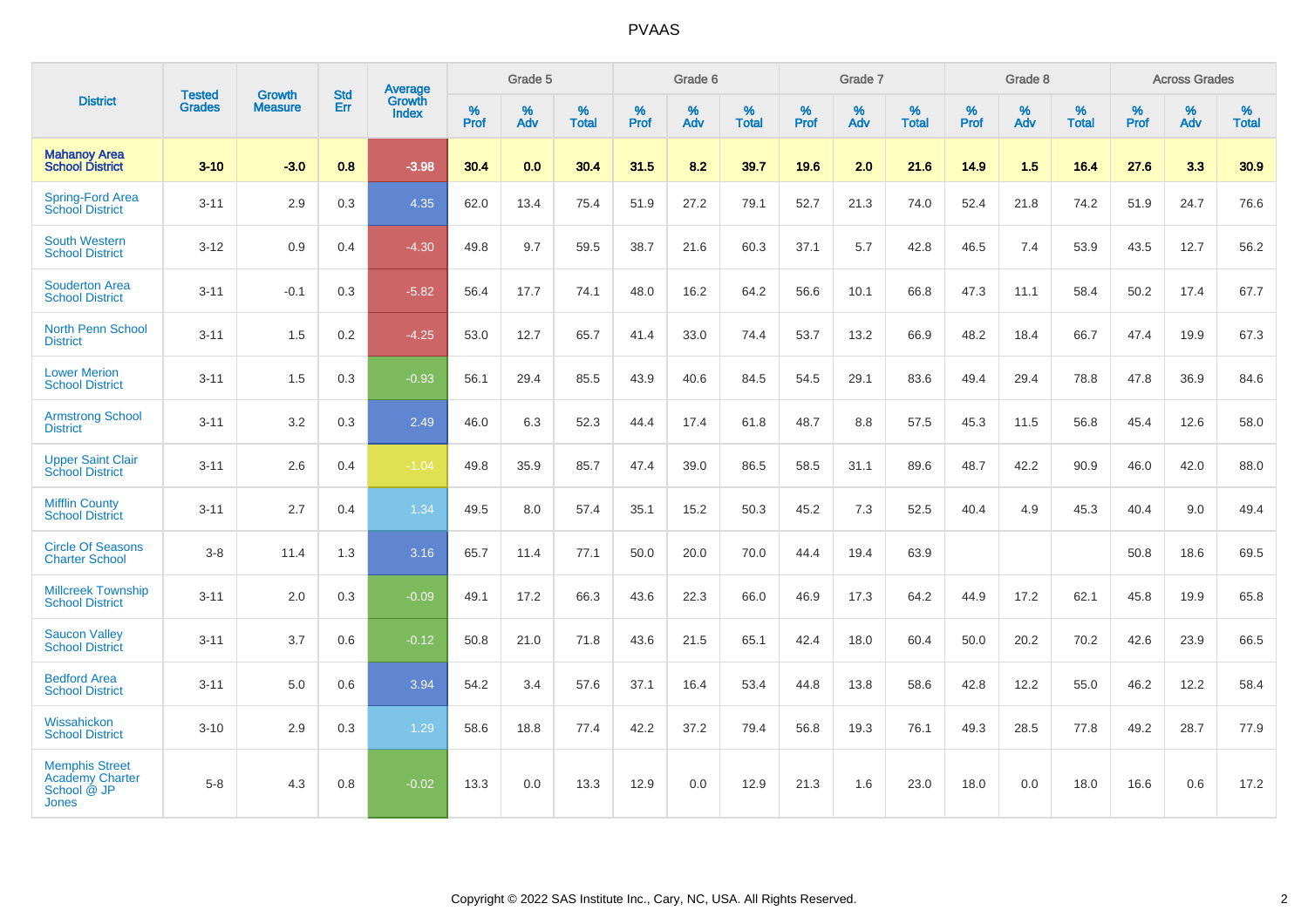# PVAAS

| District | Tested Grades | Growth Measure | Std Err | Average Growth Index | Grade 5 | | | Grade 6 | | | Grade 7 | | | Grade 8 | | | Across Grades | | |
|---|---|---|---|---|---|---|---|---|---|---|---|---|---|---|---|---|---|---|---|
| | | | | | % Prof | % Adv | % Total | % Prof | % Adv | % Total | % Prof | % Adv | % Total | % Prof | % Adv | % Total | % Prof | % Adv | % Total |
| **Mahanoy Area School District** | **3-10** | **-3.0** | **0.8** | **-3.98** | **30.4** | **0.0** | **30.4** | **31.5** | **8.2** | **39.7** | **19.6** | **2.0** | **21.6** | **14.9** | **1.5** | **16.4** | **27.6** | **3.3** | **30.9** |
| Spring-Ford Area School District | 3-11 | 2.9 | 0.3 | 4.35 | 62.0 | 13.4 | 75.4 | 51.9 | 27.2 | 79.1 | 52.7 | 21.3 | 74.0 | 52.4 | 21.8 | 74.2 | 51.9 | 24.7 | 76.6 |
| South Western School District | 3-12 | 0.9 | 0.4 | -4.30 | 49.8 | 9.7 | 59.5 | 38.7 | 21.6 | 60.3 | 37.1 | 5.7 | 42.8 | 46.5 | 7.4 | 53.9 | 43.5 | 12.7 | 56.2 |
| Souderton Area School District | 3-11 | -0.1 | 0.3 | -5.82 | 56.4 | 17.7 | 74.1 | 48.0 | 16.2 | 64.2 | 56.6 | 10.1 | 66.8 | 47.3 | 11.1 | 58.4 | 50.2 | 17.4 | 67.7 |
| North Penn School District | 3-11 | 1.5 | 0.2 | -4.25 | 53.0 | 12.7 | 65.7 | 41.4 | 33.0 | 74.4 | 53.7 | 13.2 | 66.9 | 48.2 | 18.4 | 66.7 | 47.4 | 19.9 | 67.3 |
| Lower Merion School District | 3-11 | 1.5 | 0.3 | -0.93 | 56.1 | 29.4 | 85.5 | 43.9 | 40.6 | 84.5 | 54.5 | 29.1 | 83.6 | 49.4 | 29.4 | 78.8 | 47.8 | 36.9 | 84.6 |
| Armstrong School District | 3-11 | 3.2 | 0.3 | 2.49 | 46.0 | 6.3 | 52.3 | 44.4 | 17.4 | 61.8 | 48.7 | 8.8 | 57.5 | 45.3 | 11.5 | 56.8 | 45.4 | 12.6 | 58.0 |
| Upper Saint Clair School District | 3-11 | 2.6 | 0.4 | -1.04 | 49.8 | 35.9 | 85.7 | 47.4 | 39.0 | 86.5 | 58.5 | 31.1 | 89.6 | 48.7 | 42.2 | 90.9 | 46.0 | 42.0 | 88.0 |
| Mifflin County School District | 3-11 | 2.7 | 0.4 | 1.34 | 49.5 | 8.0 | 57.4 | 35.1 | 15.2 | 50.3 | 45.2 | 7.3 | 52.5 | 40.4 | 4.9 | 45.3 | 40.4 | 9.0 | 49.4 |
| Circle Of Seasons Charter School | 3-8 | 11.4 | 1.3 | 3.16 | 65.7 | 11.4 | 77.1 | 50.0 | 20.0 | 70.0 | 44.4 | 19.4 | 63.9 | | | | 50.8 | 18.6 | 69.5 |
| Millcreek Township School District | 3-11 | 2.0 | 0.3 | -0.09 | 49.1 | 17.2 | 66.3 | 43.6 | 22.3 | 66.0 | 46.9 | 17.3 | 64.2 | 44.9 | 17.2 | 62.1 | 45.8 | 19.9 | 65.8 |
| Saucon Valley School District | 3-11 | 3.7 | 0.6 | -0.12 | 50.8 | 21.0 | 71.8 | 43.6 | 21.5 | 65.1 | 42.4 | 18.0 | 60.4 | 50.0 | 20.2 | 70.2 | 42.6 | 23.9 | 66.5 |
| Bedford Area School District | 3-11 | 5.0 | 0.6 | 3.94 | 54.2 | 3.4 | 57.6 | 37.1 | 16.4 | 53.4 | 44.8 | 13.8 | 58.6 | 42.8 | 12.2 | 55.0 | 46.2 | 12.2 | 58.4 |
| Wissahickon School District | 3-10 | 2.9 | 0.3 | 1.29 | 58.6 | 18.8 | 77.4 | 42.2 | 37.2 | 79.4 | 56.8 | 19.3 | 76.1 | 49.3 | 28.5 | 77.8 | 49.2 | 28.7 | 77.9 |
| Memphis Street Academy Charter School @ JP Jones | 5-8 | 4.3 | 0.8 | -0.02 | 13.3 | 0.0 | 13.3 | 12.9 | 0.0 | 12.9 | 21.3 | 1.6 | 23.0 | 18.0 | 0.0 | 18.0 | 16.6 | 0.6 | 17.2 |

Copyright © 2022 SAS Institute Inc., Cary, NC, USA. All Rights Reserved.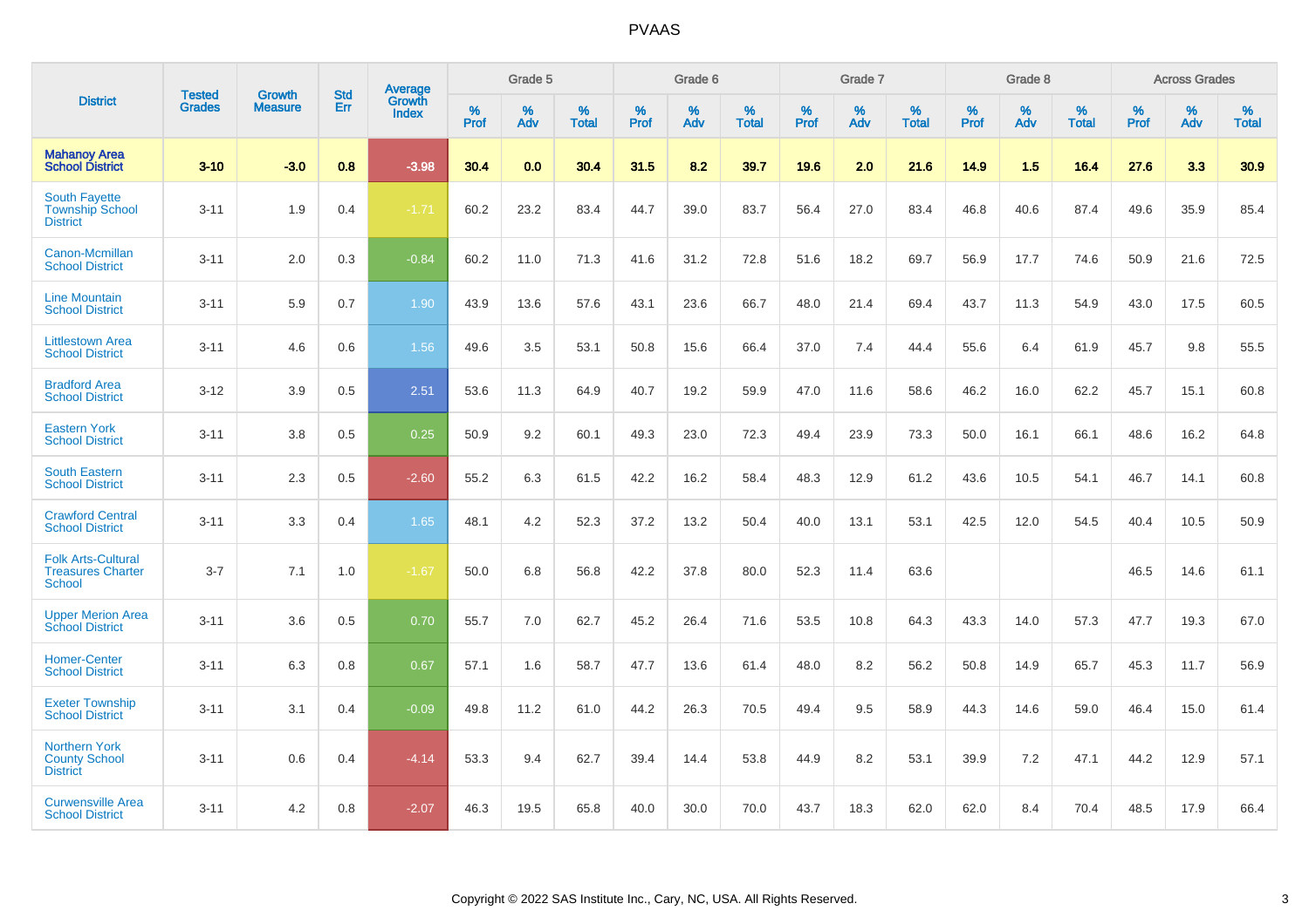# PVAAS

| District | Tested Grades | Growth Measure | Std Err | Average Growth Index | Grade 5 | | | Grade 6 | | | Grade 7 | | | Grade 8 | | | Across Grades | | |
|---|---|---|---|---|---|---|---|---|---|---|---|---|---|---|---|---|---|---|---|
| | | | | | % Prof | % Adv | % Total | % Prof | % Adv | % Total | % Prof | % Adv | % Total | % Prof | % Adv | % Total | % Prof | % Adv | % Total |
| **Mahanoy Area School District** | **3-10** | **-3.0** | **0.8** | **-3.98** | **30.4** | **0.0** | **30.4** | **31.5** | **8.2** | **39.7** | **19.6** | **2.0** | **21.6** | **14.9** | **1.5** | **16.4** | **27.6** | **3.3** | **30.9** |
| South Fayette Township School District | 3-11 | 1.9 | 0.4 | -1.71 | 60.2 | 23.2 | 83.4 | 44.7 | 39.0 | 83.7 | 56.4 | 27.0 | 83.4 | 46.8 | 40.6 | 87.4 | 49.6 | 35.9 | 85.4 |
| Canon-Mcmillan School District | 3-11 | 2.0 | 0.3 | -0.84 | 60.2 | 11.0 | 71.3 | 41.6 | 31.2 | 72.8 | 51.6 | 18.2 | 69.7 | 56.9 | 17.7 | 74.6 | 50.9 | 21.6 | 72.5 |
| Line Mountain School District | 3-11 | 5.9 | 0.7 | 1.90 | 43.9 | 13.6 | 57.6 | 43.1 | 23.6 | 66.7 | 48.0 | 21.4 | 69.4 | 43.7 | 11.3 | 54.9 | 43.0 | 17.5 | 60.5 |
| Littlestown Area School District | 3-11 | 4.6 | 0.6 | 1.56 | 49.6 | 3.5 | 53.1 | 50.8 | 15.6 | 66.4 | 37.0 | 7.4 | 44.4 | 55.6 | 6.4 | 61.9 | 45.7 | 9.8 | 55.5 |
| Bradford Area School District | 3-12 | 3.9 | 0.5 | 2.51 | 53.6 | 11.3 | 64.9 | 40.7 | 19.2 | 59.9 | 47.0 | 11.6 | 58.6 | 46.2 | 16.0 | 62.2 | 45.7 | 15.1 | 60.8 |
| Eastern York School District | 3-11 | 3.8 | 0.5 | 0.25 | 50.9 | 9.2 | 60.1 | 49.3 | 23.0 | 72.3 | 49.4 | 23.9 | 73.3 | 50.0 | 16.1 | 66.1 | 48.6 | 16.2 | 64.8 |
| South Eastern School District | 3-11 | 2.3 | 0.5 | -2.60 | 55.2 | 6.3 | 61.5 | 42.2 | 16.2 | 58.4 | 48.3 | 12.9 | 61.2 | 43.6 | 10.5 | 54.1 | 46.7 | 14.1 | 60.8 |
| Crawford Central School District | 3-11 | 3.3 | 0.4 | 1.65 | 48.1 | 4.2 | 52.3 | 37.2 | 13.2 | 50.4 | 40.0 | 13.1 | 53.1 | 42.5 | 12.0 | 54.5 | 40.4 | 10.5 | 50.9 |
| Folk Arts-Cultural Treasures Charter School | 3-7 | 7.1 | 1.0 | -1.67 | 50.0 | 6.8 | 56.8 | 42.2 | 37.8 | 80.0 | 52.3 | 11.4 | 63.6 | | | | 46.5 | 14.6 | 61.1 |
| Upper Merion Area School District | 3-11 | 3.6 | 0.5 | 0.70 | 55.7 | 7.0 | 62.7 | 45.2 | 26.4 | 71.6 | 53.5 | 10.8 | 64.3 | 43.3 | 14.0 | 57.3 | 47.7 | 19.3 | 67.0 |
| Homer-Center School District | 3-11 | 6.3 | 0.8 | 0.67 | 57.1 | 1.6 | 58.7 | 47.7 | 13.6 | 61.4 | 48.0 | 8.2 | 56.2 | 50.8 | 14.9 | 65.7 | 45.3 | 11.7 | 56.9 |
| Exeter Township School District | 3-11 | 3.1 | 0.4 | -0.09 | 49.8 | 11.2 | 61.0 | 44.2 | 26.3 | 70.5 | 49.4 | 9.5 | 58.9 | 44.3 | 14.6 | 59.0 | 46.4 | 15.0 | 61.4 |
| Northern York County School District | 3-11 | 0.6 | 0.4 | -4.14 | 53.3 | 9.4 | 62.7 | 39.4 | 14.4 | 53.8 | 44.9 | 8.2 | 53.1 | 39.9 | 7.2 | 47.1 | 44.2 | 12.9 | 57.1 |
| Curwensville Area School District | 3-11 | 4.2 | 0.8 | -2.07 | 46.3 | 19.5 | 65.8 | 40.0 | 30.0 | 70.0 | 43.7 | 18.3 | 62.0 | 62.0 | 8.4 | 70.4 | 48.5 | 17.9 | 66.4 |

Copyright © 2022 SAS Institute Inc., Cary, NC, USA. All Rights Reserved.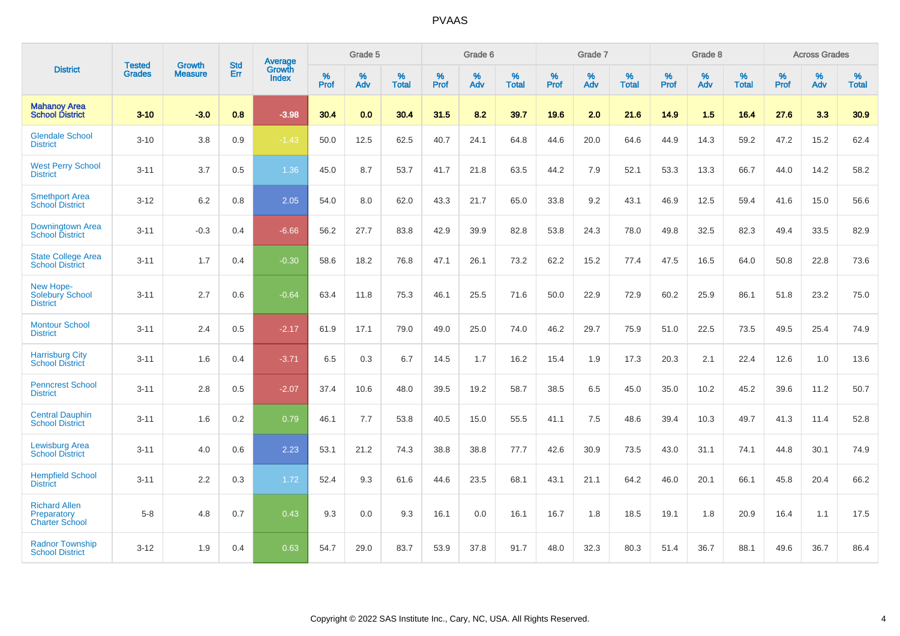# PVAAS

| District | Tested Grades | Growth Measure | Std Err | Average Growth Index | Grade 5 | | | Grade 6 | | | Grade 7 | | | Grade 8 | | | Across Grades | | |
|---|---|---|---|---|---|---|---|---|---|---|---|---|---|---|---|---|---|---|---|
| | | | | | % Prof | % Adv | % Total | % Prof | % Adv | % Total | % Prof | % Adv | % Total | % Prof | % Adv | % Total | % Prof | % Adv | % Total |
| **Mahanoy Area School District** | **3-10** | **-3.0** | **0.8** | **-3.98** | **30.4** | **0.0** | **30.4** | **31.5** | **8.2** | **39.7** | **19.6** | **2.0** | **21.6** | **14.9** | **1.5** | **16.4** | **27.6** | **3.3** | **30.9** |
| Glendale School District | 3-10 | 3.8 | 0.9 | -1.43 | 50.0 | 12.5 | 62.5 | 40.7 | 24.1 | 64.8 | 44.6 | 20.0 | 64.6 | 44.9 | 14.3 | 59.2 | 47.2 | 15.2 | 62.4 |
| West Perry School District | 3-11 | 3.7 | 0.5 | 1.36 | 45.0 | 8.7 | 53.7 | 41.7 | 21.8 | 63.5 | 44.2 | 7.9 | 52.1 | 53.3 | 13.3 | 66.7 | 44.0 | 14.2 | 58.2 |
| Smethport Area School District | 3-12 | 6.2 | 0.8 | 2.05 | 54.0 | 8.0 | 62.0 | 43.3 | 21.7 | 65.0 | 33.8 | 9.2 | 43.1 | 46.9 | 12.5 | 59.4 | 41.6 | 15.0 | 56.6 |
| Downingtown Area School District | 3-11 | -0.3 | 0.4 | -6.66 | 56.2 | 27.7 | 83.8 | 42.9 | 39.9 | 82.8 | 53.8 | 24.3 | 78.0 | 49.8 | 32.5 | 82.3 | 49.4 | 33.5 | 82.9 |
| State College Area School District | 3-11 | 1.7 | 0.4 | -0.30 | 58.6 | 18.2 | 76.8 | 47.1 | 26.1 | 73.2 | 62.2 | 15.2 | 77.4 | 47.5 | 16.5 | 64.0 | 50.8 | 22.8 | 73.6 |
| New Hope-Solebury School District | 3-11 | 2.7 | 0.6 | -0.64 | 63.4 | 11.8 | 75.3 | 46.1 | 25.5 | 71.6 | 50.0 | 22.9 | 72.9 | 60.2 | 25.9 | 86.1 | 51.8 | 23.2 | 75.0 |
| Montour School District | 3-11 | 2.4 | 0.5 | -2.17 | 61.9 | 17.1 | 79.0 | 49.0 | 25.0 | 74.0 | 46.2 | 29.7 | 75.9 | 51.0 | 22.5 | 73.5 | 49.5 | 25.4 | 74.9 |
| Harrisburg City School District | 3-11 | 1.6 | 0.4 | -3.71 | 6.5 | 0.3 | 6.7 | 14.5 | 1.7 | 16.2 | 15.4 | 1.9 | 17.3 | 20.3 | 2.1 | 22.4 | 12.6 | 1.0 | 13.6 |
| Penncrest School District | 3-11 | 2.8 | 0.5 | -2.07 | 37.4 | 10.6 | 48.0 | 39.5 | 19.2 | 58.7 | 38.5 | 6.5 | 45.0 | 35.0 | 10.2 | 45.2 | 39.6 | 11.2 | 50.7 |
| Central Dauphin School District | 3-11 | 1.6 | 0.2 | 0.79 | 46.1 | 7.7 | 53.8 | 40.5 | 15.0 | 55.5 | 41.1 | 7.5 | 48.6 | 39.4 | 10.3 | 49.7 | 41.3 | 11.4 | 52.8 |
| Lewisburg Area School District | 3-11 | 4.0 | 0.6 | 2.23 | 53.1 | 21.2 | 74.3 | 38.8 | 38.8 | 77.7 | 42.6 | 30.9 | 73.5 | 43.0 | 31.1 | 74.1 | 44.8 | 30.1 | 74.9 |
| Hempfield School District | 3-11 | 2.2 | 0.3 | 1.72 | 52.4 | 9.3 | 61.6 | 44.6 | 23.5 | 68.1 | 43.1 | 21.1 | 64.2 | 46.0 | 20.1 | 66.1 | 45.8 | 20.4 | 66.2 |
| Richard Allen Preparatory Charter School | 5-8 | 4.8 | 0.7 | 0.43 | 9.3 | 0.0 | 9.3 | 16.1 | 0.0 | 16.1 | 16.7 | 1.8 | 18.5 | 19.1 | 1.8 | 20.9 | 16.4 | 1.1 | 17.5 |
| Radnor Township School District | 3-12 | 1.9 | 0.4 | 0.63 | 54.7 | 29.0 | 83.7 | 53.9 | 37.8 | 91.7 | 48.0 | 32.3 | 80.3 | 51.4 | 36.7 | 88.1 | 49.6 | 36.7 | 86.4 |

Copyright © 2022 SAS Institute Inc., Cary, NC, USA. All Rights Reserved.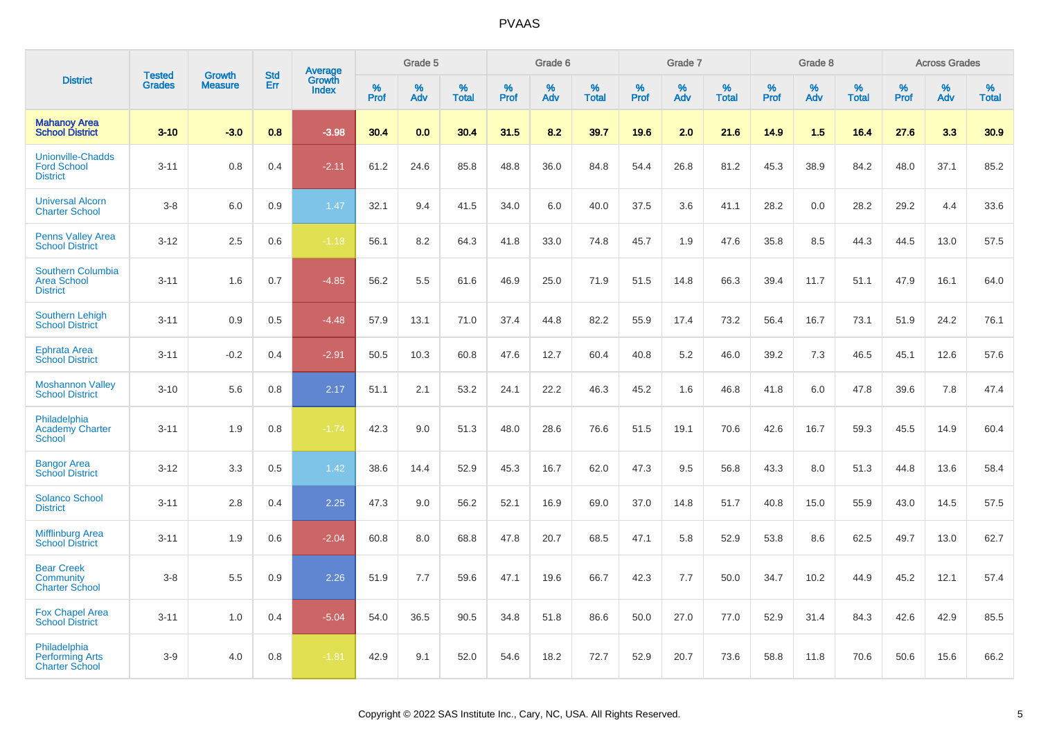| District | Tested Grades | Growth Measure | Std Err | Average Growth Index | Grade 5 | | | Grade 6 | | | Grade 7 | | | Grade 8 | | | Across Grades | | |
|---|---|---|---|---|---|---|---|---|---|---|---|---|---|---|---|---|---|---|---|
| | | | | | % Prof | % Adv | % Total | % Prof | % Adv | % Total | % Prof | % Adv | % Total | % Prof | % Adv | % Total | % Prof | % Adv | % Total |
| **Mahanoy Area School District** | **3-10** | **-3.0** | **0.8** | **-3.98** | **30.4** | **0.0** | **30.4** | **31.5** | **8.2** | **39.7** | **19.6** | **2.0** | **21.6** | **14.9** | **1.5** | **16.4** | **27.6** | **3.3** | **30.9** |
| Unionville-Chadds Ford School District | 3-11 | 0.8 | 0.4 | -2.11 | 61.2 | 24.6 | 85.8 | 48.8 | 36.0 | 84.8 | 54.4 | 26.8 | 81.2 | 45.3 | 38.9 | 84.2 | 48.0 | 37.1 | 85.2 |
| Universal Alcorn Charter School | 3-8 | 6.0 | 0.9 | 1.47 | 32.1 | 9.4 | 41.5 | 34.0 | 6.0 | 40.0 | 37.5 | 3.6 | 41.1 | 28.2 | 0.0 | 28.2 | 29.2 | 4.4 | 33.6 |
| Penns Valley Area School District | 3-12 | 2.5 | 0.6 | -1.18 | 56.1 | 8.2 | 64.3 | 41.8 | 33.0 | 74.8 | 45.7 | 1.9 | 47.6 | 35.8 | 8.5 | 44.3 | 44.5 | 13.0 | 57.5 |
| Southern Columbia Area School District | 3-11 | 1.6 | 0.7 | -4.85 | 56.2 | 5.5 | 61.6 | 46.9 | 25.0 | 71.9 | 51.5 | 14.8 | 66.3 | 39.4 | 11.7 | 51.1 | 47.9 | 16.1 | 64.0 |
| Southern Lehigh School District | 3-11 | 0.9 | 0.5 | -4.48 | 57.9 | 13.1 | 71.0 | 37.4 | 44.8 | 82.2 | 55.9 | 17.4 | 73.2 | 56.4 | 16.7 | 73.1 | 51.9 | 24.2 | 76.1 |
| Ephrata Area School District | 3-11 | -0.2 | 0.4 | -2.91 | 50.5 | 10.3 | 60.8 | 47.6 | 12.7 | 60.4 | 40.8 | 5.2 | 46.0 | 39.2 | 7.3 | 46.5 | 45.1 | 12.6 | 57.6 |
| Moshannon Valley School District | 3-10 | 5.6 | 0.8 | 2.17 | 51.1 | 2.1 | 53.2 | 24.1 | 22.2 | 46.3 | 45.2 | 1.6 | 46.8 | 41.8 | 6.0 | 47.8 | 39.6 | 7.8 | 47.4 |
| Philadelphia Academy Charter School | 3-11 | 1.9 | 0.8 | -1.74 | 42.3 | 9.0 | 51.3 | 48.0 | 28.6 | 76.6 | 51.5 | 19.1 | 70.6 | 42.6 | 16.7 | 59.3 | 45.5 | 14.9 | 60.4 |
| Bangor Area School District | 3-12 | 3.3 | 0.5 | 1.42 | 38.6 | 14.4 | 52.9 | 45.3 | 16.7 | 62.0 | 47.3 | 9.5 | 56.8 | 43.3 | 8.0 | 51.3 | 44.8 | 13.6 | 58.4 |
| Solanco School District | 3-11 | 2.8 | 0.4 | 2.25 | 47.3 | 9.0 | 56.2 | 52.1 | 16.9 | 69.0 | 37.0 | 14.8 | 51.7 | 40.8 | 15.0 | 55.9 | 43.0 | 14.5 | 57.5 |
| Mifflinburg Area School District | 3-11 | 1.9 | 0.6 | -2.04 | 60.8 | 8.0 | 68.8 | 47.8 | 20.7 | 68.5 | 47.1 | 5.8 | 52.9 | 53.8 | 8.6 | 62.5 | 49.7 | 13.0 | 62.7 |
| Bear Creek Community Charter School | 3-8 | 5.5 | 0.9 | 2.26 | 51.9 | 7.7 | 59.6 | 47.1 | 19.6 | 66.7 | 42.3 | 7.7 | 50.0 | 34.7 | 10.2 | 44.9 | 45.2 | 12.1 | 57.4 |
| Fox Chapel Area School District | 3-11 | 1.0 | 0.4 | -5.04 | 54.0 | 36.5 | 90.5 | 34.8 | 51.8 | 86.6 | 50.0 | 27.0 | 77.0 | 52.9 | 31.4 | 84.3 | 42.6 | 42.9 | 85.5 |
| Philadelphia Performing Arts Charter School | 3-9 | 4.0 | 0.8 | -1.81 | 42.9 | 9.1 | 52.0 | 54.6 | 18.2 | 72.7 | 52.9 | 20.7 | 73.6 | 58.8 | 11.8 | 70.6 | 50.6 | 15.6 | 66.2 |

Copyright © 2022 SAS Institute Inc., Cary, NC, USA. All Rights Reserved.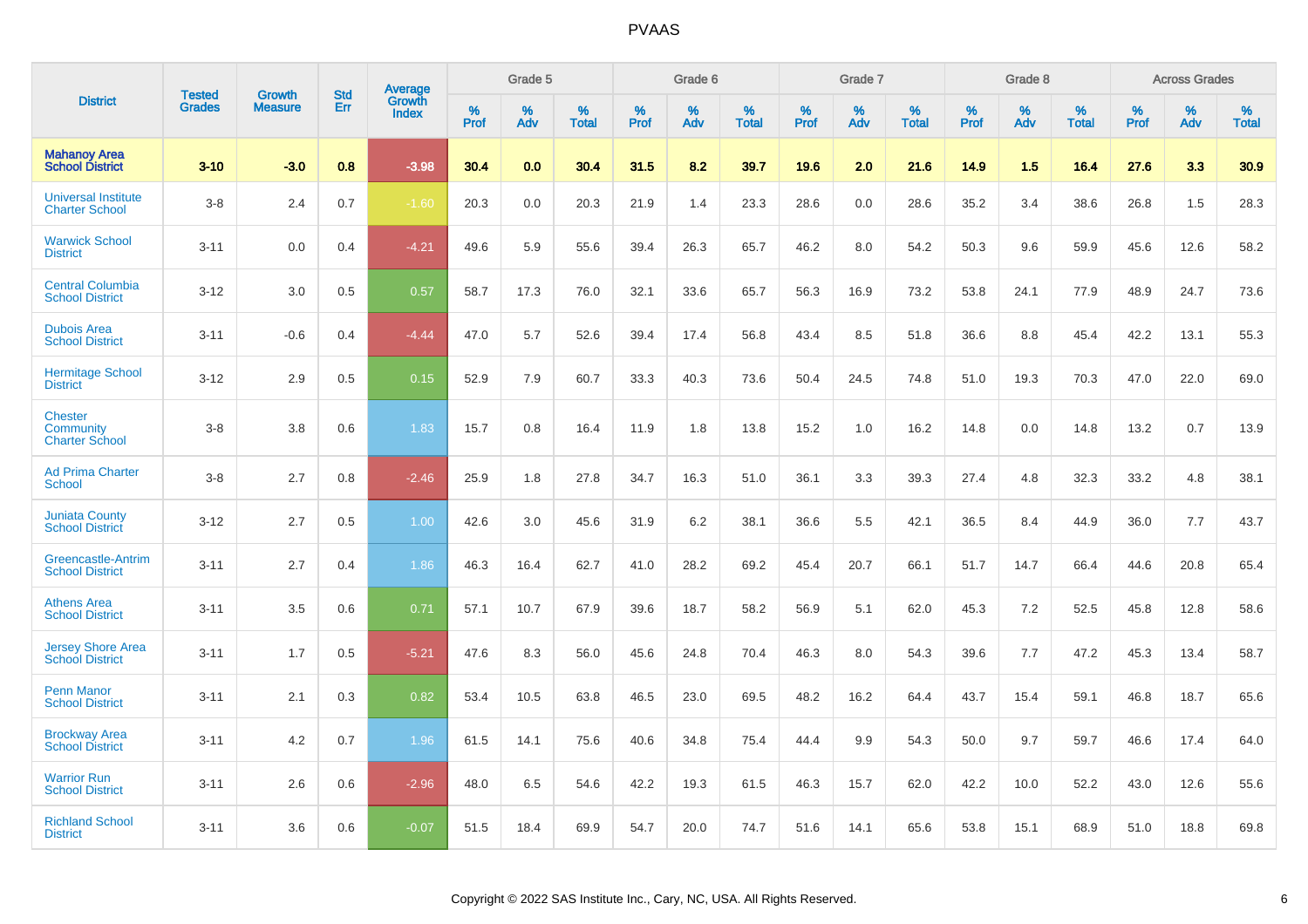# PVAAS

| District | Tested Grades | Growth Measure | Std Err | Average Growth Index | Grade 5 | | | Grade 6 | | | Grade 7 | | | Grade 8 | | | Across Grades | | |
|---|---|---|---|---|---|---|---|---|---|---|---|---|---|---|---|---|---|---|---|
| | | | | | % Prof | % Adv | % Total | % Prof | % Adv | % Total | % Prof | % Adv | % Total | % Prof | % Adv | % Total | % Prof | % Adv | % Total |
| **Mahanoy Area School District** | **3-10** | **-3.0** | **0.8** | **-3.98** | **30.4** | **0.0** | **30.4** | **31.5** | **8.2** | **39.7** | **19.6** | **2.0** | **21.6** | **14.9** | **1.5** | **16.4** | **27.6** | **3.3** | **30.9** |
| Universal Institute Charter School | 3-8 | 2.4 | 0.7 | -1.60 | 20.3 | 0.0 | 20.3 | 21.9 | 1.4 | 23.3 | 28.6 | 0.0 | 28.6 | 35.2 | 3.4 | 38.6 | 26.8 | 1.5 | 28.3 |
| Warwick School District | 3-11 | 0.0 | 0.4 | -4.21 | 49.6 | 5.9 | 55.6 | 39.4 | 26.3 | 65.7 | 46.2 | 8.0 | 54.2 | 50.3 | 9.6 | 59.9 | 45.6 | 12.6 | 58.2 |
| Central Columbia School District | 3-12 | 3.0 | 0.5 | 0.57 | 58.7 | 17.3 | 76.0 | 32.1 | 33.6 | 65.7 | 56.3 | 16.9 | 73.2 | 53.8 | 24.1 | 77.9 | 48.9 | 24.7 | 73.6 |
| Dubois Area School District | 3-11 | -0.6 | 0.4 | -4.44 | 47.0 | 5.7 | 52.6 | 39.4 | 17.4 | 56.8 | 43.4 | 8.5 | 51.8 | 36.6 | 8.8 | 45.4 | 42.2 | 13.1 | 55.3 |
| Hermitage School District | 3-12 | 2.9 | 0.5 | 0.15 | 52.9 | 7.9 | 60.7 | 33.3 | 40.3 | 73.6 | 50.4 | 24.5 | 74.8 | 51.0 | 19.3 | 70.3 | 47.0 | 22.0 | 69.0 |
| Chester Community Charter School | 3-8 | 3.8 | 0.6 | 1.83 | 15.7 | 0.8 | 16.4 | 11.9 | 1.8 | 13.8 | 15.2 | 1.0 | 16.2 | 14.8 | 0.0 | 14.8 | 13.2 | 0.7 | 13.9 |
| Ad Prima Charter School | 3-8 | 2.7 | 0.8 | -2.46 | 25.9 | 1.8 | 27.8 | 34.7 | 16.3 | 51.0 | 36.1 | 3.3 | 39.3 | 27.4 | 4.8 | 32.3 | 33.2 | 4.8 | 38.1 |
| Juniata County School District | 3-12 | 2.7 | 0.5 | 1.00 | 42.6 | 3.0 | 45.6 | 31.9 | 6.2 | 38.1 | 36.6 | 5.5 | 42.1 | 36.5 | 8.4 | 44.9 | 36.0 | 7.7 | 43.7 |
| Greencastle-Antrim School District | 3-11 | 2.7 | 0.4 | 1.86 | 46.3 | 16.4 | 62.7 | 41.0 | 28.2 | 69.2 | 45.4 | 20.7 | 66.1 | 51.7 | 14.7 | 66.4 | 44.6 | 20.8 | 65.4 |
| Athens Area School District | 3-11 | 3.5 | 0.6 | 0.71 | 57.1 | 10.7 | 67.9 | 39.6 | 18.7 | 58.2 | 56.9 | 5.1 | 62.0 | 45.3 | 7.2 | 52.5 | 45.8 | 12.8 | 58.6 |
| Jersey Shore Area School District | 3-11 | 1.7 | 0.5 | -5.21 | 47.6 | 8.3 | 56.0 | 45.6 | 24.8 | 70.4 | 46.3 | 8.0 | 54.3 | 39.6 | 7.7 | 47.2 | 45.3 | 13.4 | 58.7 |
| Penn Manor School District | 3-11 | 2.1 | 0.3 | 0.82 | 53.4 | 10.5 | 63.8 | 46.5 | 23.0 | 69.5 | 48.2 | 16.2 | 64.4 | 43.7 | 15.4 | 59.1 | 46.8 | 18.7 | 65.6 |
| Brockway Area School District | 3-11 | 4.2 | 0.7 | 1.96 | 61.5 | 14.1 | 75.6 | 40.6 | 34.8 | 75.4 | 44.4 | 9.9 | 54.3 | 50.0 | 9.7 | 59.7 | 46.6 | 17.4 | 64.0 |
| Warrior Run School District | 3-11 | 2.6 | 0.6 | -2.96 | 48.0 | 6.5 | 54.6 | 42.2 | 19.3 | 61.5 | 46.3 | 15.7 | 62.0 | 42.2 | 10.0 | 52.2 | 43.0 | 12.6 | 55.6 |
| Richland School District | 3-11 | 3.6 | 0.6 | -0.07 | 51.5 | 18.4 | 69.9 | 54.7 | 20.0 | 74.7 | 51.6 | 14.1 | 65.6 | 53.8 | 15.1 | 68.9 | 51.0 | 18.8 | 69.8 |

Copyright © 2022 SAS Institute Inc., Cary, NC, USA. All Rights Reserved.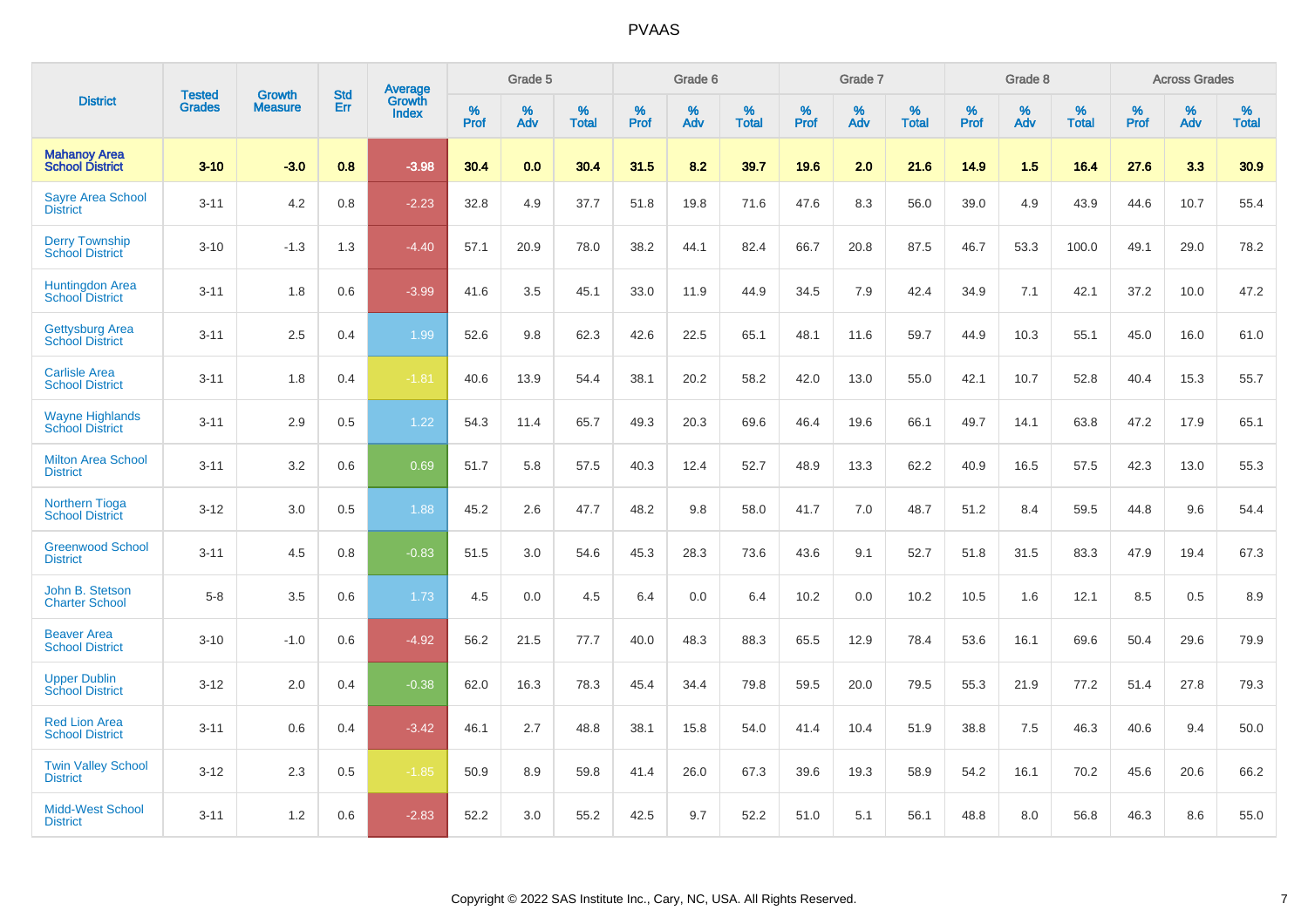# PVAAS

| District | Tested Grades | Growth Measure | Std Err | Average Growth Index | Grade 5 | | | Grade 6 | | | Grade 7 | | | Grade 8 | | | Across Grades | | |
|---|---|---|---|---|---|---|---|---|---|---|---|---|---|---|---|---|---|---|---|
| | | | | | % Prof | % Adv | % Total | % Prof | % Adv | % Total | % Prof | % Adv | % Total | % Prof | % Adv | % Total | % Prof | % Adv | % Total |
| **Mahanoy Area School District** | **3-10** | **-3.0** | **0.8** | **-3.98** | **30.4** | **0.0** | **30.4** | **31.5** | **8.2** | **39.7** | **19.6** | **2.0** | **21.6** | **14.9** | **1.5** | **16.4** | **27.6** | **3.3** | **30.9** |
| Sayre Area School District | 3-11 | 4.2 | 0.8 | -2.23 | 32.8 | 4.9 | 37.7 | 51.8 | 19.8 | 71.6 | 47.6 | 8.3 | 56.0 | 39.0 | 4.9 | 43.9 | 44.6 | 10.7 | 55.4 |
| Derry Township School District | 3-10 | -1.3 | 1.3 | -4.40 | 57.1 | 20.9 | 78.0 | 38.2 | 44.1 | 82.4 | 66.7 | 20.8 | 87.5 | 46.7 | 53.3 | 100.0 | 49.1 | 29.0 | 78.2 |
| Huntingdon Area School District | 3-11 | 1.8 | 0.6 | -3.99 | 41.6 | 3.5 | 45.1 | 33.0 | 11.9 | 44.9 | 34.5 | 7.9 | 42.4 | 34.9 | 7.1 | 42.1 | 37.2 | 10.0 | 47.2 |
| Gettysburg Area School District | 3-11 | 2.5 | 0.4 | 1.99 | 52.6 | 9.8 | 62.3 | 42.6 | 22.5 | 65.1 | 48.1 | 11.6 | 59.7 | 44.9 | 10.3 | 55.1 | 45.0 | 16.0 | 61.0 |
| Carlisle Area School District | 3-11 | 1.8 | 0.4 | -1.81 | 40.6 | 13.9 | 54.4 | 38.1 | 20.2 | 58.2 | 42.0 | 13.0 | 55.0 | 42.1 | 10.7 | 52.8 | 40.4 | 15.3 | 55.7 |
| Wayne Highlands School District | 3-11 | 2.9 | 0.5 | 1.22 | 54.3 | 11.4 | 65.7 | 49.3 | 20.3 | 69.6 | 46.4 | 19.6 | 66.1 | 49.7 | 14.1 | 63.8 | 47.2 | 17.9 | 65.1 |
| Milton Area School District | 3-11 | 3.2 | 0.6 | 0.69 | 51.7 | 5.8 | 57.5 | 40.3 | 12.4 | 52.7 | 48.9 | 13.3 | 62.2 | 40.9 | 16.5 | 57.5 | 42.3 | 13.0 | 55.3 |
| Northern Tioga School District | 3-12 | 3.0 | 0.5 | 1.88 | 45.2 | 2.6 | 47.7 | 48.2 | 9.8 | 58.0 | 41.7 | 7.0 | 48.7 | 51.2 | 8.4 | 59.5 | 44.8 | 9.6 | 54.4 |
| Greenwood School District | 3-11 | 4.5 | 0.8 | -0.83 | 51.5 | 3.0 | 54.6 | 45.3 | 28.3 | 73.6 | 43.6 | 9.1 | 52.7 | 51.8 | 31.5 | 83.3 | 47.9 | 19.4 | 67.3 |
| John B. Stetson Charter School | 5-8 | 3.5 | 0.6 | 1.73 | 4.5 | 0.0 | 4.5 | 6.4 | 0.0 | 6.4 | 10.2 | 0.0 | 10.2 | 10.5 | 1.6 | 12.1 | 8.5 | 0.5 | 8.9 |
| Beaver Area School District | 3-10 | -1.0 | 0.6 | -4.92 | 56.2 | 21.5 | 77.7 | 40.0 | 48.3 | 88.3 | 65.5 | 12.9 | 78.4 | 53.6 | 16.1 | 69.6 | 50.4 | 29.6 | 79.9 |
| Upper Dublin School District | 3-12 | 2.0 | 0.4 | -0.38 | 62.0 | 16.3 | 78.3 | 45.4 | 34.4 | 79.8 | 59.5 | 20.0 | 79.5 | 55.3 | 21.9 | 77.2 | 51.4 | 27.8 | 79.3 |
| Red Lion Area School District | 3-11 | 0.6 | 0.4 | -3.42 | 46.1 | 2.7 | 48.8 | 38.1 | 15.8 | 54.0 | 41.4 | 10.4 | 51.9 | 38.8 | 7.5 | 46.3 | 40.6 | 9.4 | 50.0 |
| Twin Valley School District | 3-12 | 2.3 | 0.5 | -1.85 | 50.9 | 8.9 | 59.8 | 41.4 | 26.0 | 67.3 | 39.6 | 19.3 | 58.9 | 54.2 | 16.1 | 70.2 | 45.6 | 20.6 | 66.2 |
| Midd-West School District | 3-11 | 1.2 | 0.6 | -2.83 | 52.2 | 3.0 | 55.2 | 42.5 | 9.7 | 52.2 | 51.0 | 5.1 | 56.1 | 48.8 | 8.0 | 56.8 | 46.3 | 8.6 | 55.0 |

Copyright © 2022 SAS Institute Inc., Cary, NC, USA. All Rights Reserved.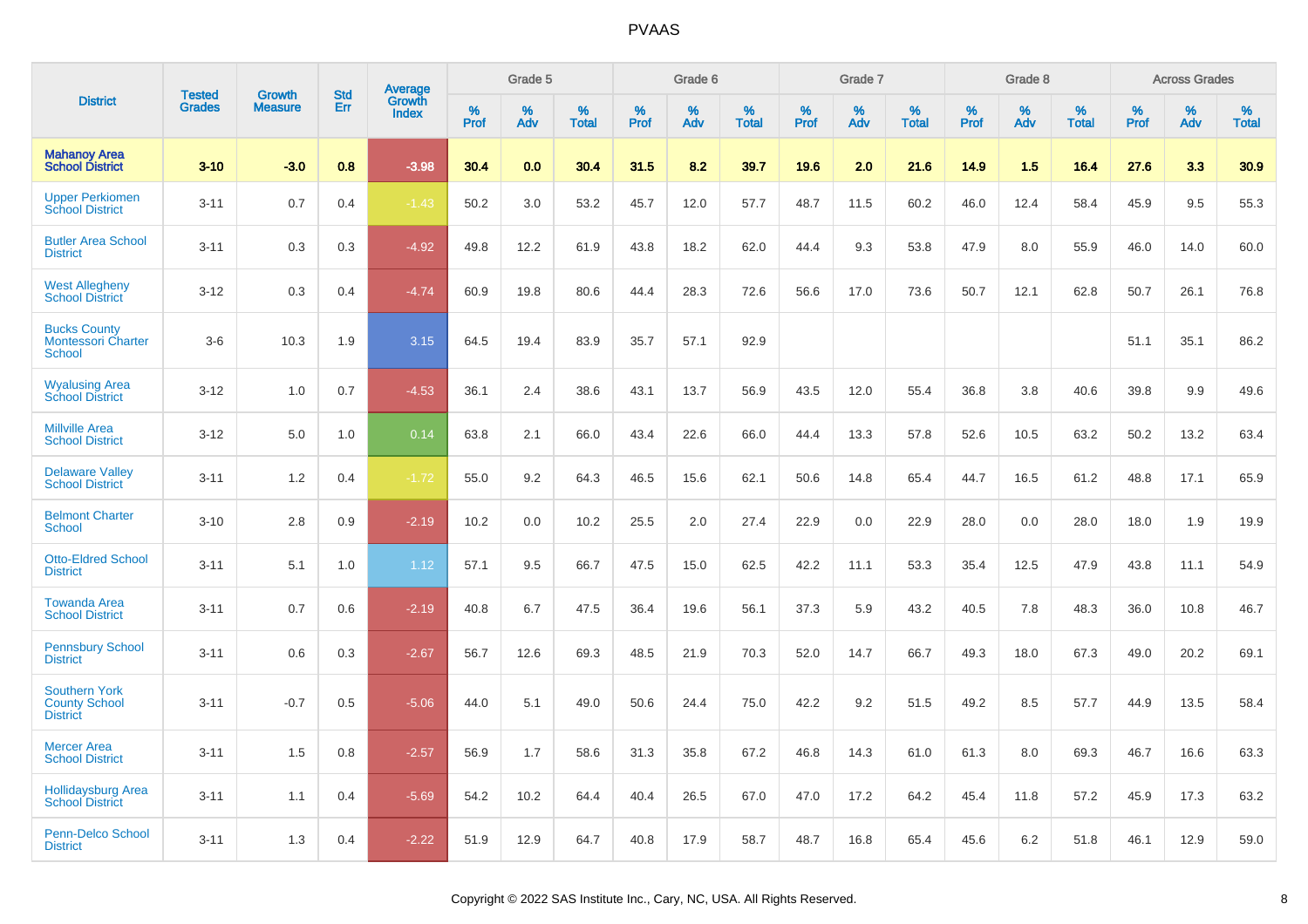| District | Tested Grades | Growth Measure | Std Err | Average Growth Index | Grade 5 | | | Grade 6 | | | Grade 7 | | | Grade 8 | | | Across Grades | | |
|---|---|---|---|---|---|---|---|---|---|---|---|---|---|---|---|---|---|---|---|
| | | | | | % Prof | % Adv | % Total | % Prof | % Adv | % Total | % Prof | % Adv | % Total | % Prof | % Adv | % Total | % Prof | % Adv | % Total |
| **Mahanoy Area School District** | **3-10** | **-3.0** | **0.8** | **-3.98** | **30.4** | **0.0** | **30.4** | **31.5** | **8.2** | **39.7** | **19.6** | **2.0** | **21.6** | **14.9** | **1.5** | **16.4** | **27.6** | **3.3** | **30.9** |
| Upper Perkiomen School District | 3-11 | 0.7 | 0.4 | -1.43 | 50.2 | 3.0 | 53.2 | 45.7 | 12.0 | 57.7 | 48.7 | 11.5 | 60.2 | 46.0 | 12.4 | 58.4 | 45.9 | 9.5 | 55.3 |
| Butler Area School District | 3-11 | 0.3 | 0.3 | -4.92 | 49.8 | 12.2 | 61.9 | 43.8 | 18.2 | 62.0 | 44.4 | 9.3 | 53.8 | 47.9 | 8.0 | 55.9 | 46.0 | 14.0 | 60.0 |
| West Allegheny School District | 3-12 | 0.3 | 0.4 | -4.74 | 60.9 | 19.8 | 80.6 | 44.4 | 28.3 | 72.6 | 56.6 | 17.0 | 73.6 | 50.7 | 12.1 | 62.8 | 50.7 | 26.1 | 76.8 |
| Bucks County Montessori Charter School | 3-6 | 10.3 | 1.9 | 3.15 | 64.5 | 19.4 | 83.9 | 35.7 | 57.1 | 92.9 | | | | | | | 51.1 | 35.1 | 86.2 |
| Wyalusing Area School District | 3-12 | 1.0 | 0.7 | -4.53 | 36.1 | 2.4 | 38.6 | 43.1 | 13.7 | 56.9 | 43.5 | 12.0 | 55.4 | 36.8 | 3.8 | 40.6 | 39.8 | 9.9 | 49.6 |
| Millville Area School District | 3-12 | 5.0 | 1.0 | 0.14 | 63.8 | 2.1 | 66.0 | 43.4 | 22.6 | 66.0 | 44.4 | 13.3 | 57.8 | 52.6 | 10.5 | 63.2 | 50.2 | 13.2 | 63.4 |
| Delaware Valley School District | 3-11 | 1.2 | 0.4 | -1.72 | 55.0 | 9.2 | 64.3 | 46.5 | 15.6 | 62.1 | 50.6 | 14.8 | 65.4 | 44.7 | 16.5 | 61.2 | 48.8 | 17.1 | 65.9 |
| Belmont Charter School | 3-10 | 2.8 | 0.9 | -2.19 | 10.2 | 0.0 | 10.2 | 25.5 | 2.0 | 27.4 | 22.9 | 0.0 | 22.9 | 28.0 | 0.0 | 28.0 | 18.0 | 1.9 | 19.9 |
| Otto-Eldred School District | 3-11 | 5.1 | 1.0 | 1.12 | 57.1 | 9.5 | 66.7 | 47.5 | 15.0 | 62.5 | 42.2 | 11.1 | 53.3 | 35.4 | 12.5 | 47.9 | 43.8 | 11.1 | 54.9 |
| Towanda Area School District | 3-11 | 0.7 | 0.6 | -2.19 | 40.8 | 6.7 | 47.5 | 36.4 | 19.6 | 56.1 | 37.3 | 5.9 | 43.2 | 40.5 | 7.8 | 48.3 | 36.0 | 10.8 | 46.7 |
| Pennsbury School District | 3-11 | 0.6 | 0.3 | -2.67 | 56.7 | 12.6 | 69.3 | 48.5 | 21.9 | 70.3 | 52.0 | 14.7 | 66.7 | 49.3 | 18.0 | 67.3 | 49.0 | 20.2 | 69.1 |
| Southern York County School District | 3-11 | -0.7 | 0.5 | -5.06 | 44.0 | 5.1 | 49.0 | 50.6 | 24.4 | 75.0 | 42.2 | 9.2 | 51.5 | 49.2 | 8.5 | 57.7 | 44.9 | 13.5 | 58.4 |
| Mercer Area School District | 3-11 | 1.5 | 0.8 | -2.57 | 56.9 | 1.7 | 58.6 | 31.3 | 35.8 | 67.2 | 46.8 | 14.3 | 61.0 | 61.3 | 8.0 | 69.3 | 46.7 | 16.6 | 63.3 |
| Hollidaysburg Area School District | 3-11 | 1.1 | 0.4 | -5.69 | 54.2 | 10.2 | 64.4 | 40.4 | 26.5 | 67.0 | 47.0 | 17.2 | 64.2 | 45.4 | 11.8 | 57.2 | 45.9 | 17.3 | 63.2 |
| Penn-Delco School District | 3-11 | 1.3 | 0.4 | -2.22 | 51.9 | 12.9 | 64.7 | 40.8 | 17.9 | 58.7 | 48.7 | 16.8 | 65.4 | 45.6 | 6.2 | 51.8 | 46.1 | 12.9 | 59.0 |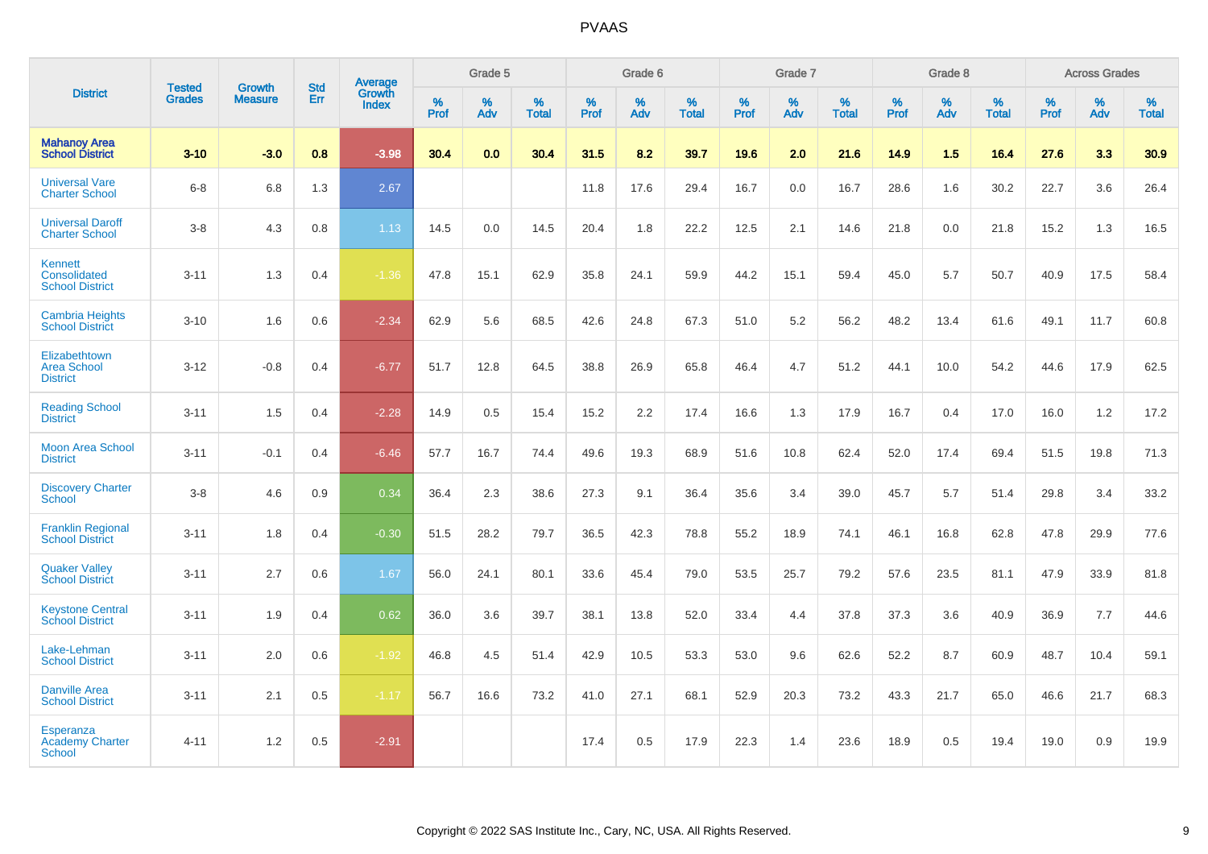# PVAAS

| District | Tested Grades | Growth Measure | Std Err | Average Growth Index | Grade 5 | | | Grade 6 | | | Grade 7 | | | Grade 8 | | | Across Grades | | |
|---|---|---|---|---|---|---|---|---|---|---|---|---|---|---|---|---|---|---|---|
| | | | | | % Prof | % Adv | % Total | % Prof | % Adv | % Total | % Prof | % Adv | % Total | % Prof | % Adv | % Total | % Prof | % Adv | % Total |
| **Mahanoy Area School District** | **3-10** | **-3.0** | **0.8** | **-3.98** | **30.4** | **0.0** | **30.4** | **31.5** | **8.2** | **39.7** | **19.6** | **2.0** | **21.6** | **14.9** | **1.5** | **16.4** | **27.6** | **3.3** | **30.9** |
| Universal Vare Charter School | 6-8 | 6.8 | 1.3 | 2.67 | | | | 11.8 | 17.6 | 29.4 | 16.7 | 0.0 | 16.7 | 28.6 | 1.6 | 30.2 | 22.7 | 3.6 | 26.4 |
| Universal Daroff Charter School | 3-8 | 4.3 | 0.8 | 1.13 | 14.5 | 0.0 | 14.5 | 20.4 | 1.8 | 22.2 | 12.5 | 2.1 | 14.6 | 21.8 | 0.0 | 21.8 | 15.2 | 1.3 | 16.5 |
| Kennett Consolidated School District | 3-11 | 1.3 | 0.4 | -1.36 | 47.8 | 15.1 | 62.9 | 35.8 | 24.1 | 59.9 | 44.2 | 15.1 | 59.4 | 45.0 | 5.7 | 50.7 | 40.9 | 17.5 | 58.4 |
| Cambria Heights School District | 3-10 | 1.6 | 0.6 | -2.34 | 62.9 | 5.6 | 68.5 | 42.6 | 24.8 | 67.3 | 51.0 | 5.2 | 56.2 | 48.2 | 13.4 | 61.6 | 49.1 | 11.7 | 60.8 |
| Elizabethtown Area School District | 3-12 | -0.8 | 0.4 | -6.77 | 51.7 | 12.8 | 64.5 | 38.8 | 26.9 | 65.8 | 46.4 | 4.7 | 51.2 | 44.1 | 10.0 | 54.2 | 44.6 | 17.9 | 62.5 |
| Reading School District | 3-11 | 1.5 | 0.4 | -2.28 | 14.9 | 0.5 | 15.4 | 15.2 | 2.2 | 17.4 | 16.6 | 1.3 | 17.9 | 16.7 | 0.4 | 17.0 | 16.0 | 1.2 | 17.2 |
| Moon Area School District | 3-11 | -0.1 | 0.4 | -6.46 | 57.7 | 16.7 | 74.4 | 49.6 | 19.3 | 68.9 | 51.6 | 10.8 | 62.4 | 52.0 | 17.4 | 69.4 | 51.5 | 19.8 | 71.3 |
| Discovery Charter School | 3-8 | 4.6 | 0.9 | 0.34 | 36.4 | 2.3 | 38.6 | 27.3 | 9.1 | 36.4 | 35.6 | 3.4 | 39.0 | 45.7 | 5.7 | 51.4 | 29.8 | 3.4 | 33.2 |
| Franklin Regional School District | 3-11 | 1.8 | 0.4 | -0.30 | 51.5 | 28.2 | 79.7 | 36.5 | 42.3 | 78.8 | 55.2 | 18.9 | 74.1 | 46.1 | 16.8 | 62.8 | 47.8 | 29.9 | 77.6 |
| Quaker Valley School District | 3-11 | 2.7 | 0.6 | 1.67 | 56.0 | 24.1 | 80.1 | 33.6 | 45.4 | 79.0 | 53.5 | 25.7 | 79.2 | 57.6 | 23.5 | 81.1 | 47.9 | 33.9 | 81.8 |
| Keystone Central School District | 3-11 | 1.9 | 0.4 | 0.62 | 36.0 | 3.6 | 39.7 | 38.1 | 13.8 | 52.0 | 33.4 | 4.4 | 37.8 | 37.3 | 3.6 | 40.9 | 36.9 | 7.7 | 44.6 |
| Lake-Lehman School District | 3-11 | 2.0 | 0.6 | -1.92 | 46.8 | 4.5 | 51.4 | 42.9 | 10.5 | 53.3 | 53.0 | 9.6 | 62.6 | 52.2 | 8.7 | 60.9 | 48.7 | 10.4 | 59.1 |
| Danville Area School District | 3-11 | 2.1 | 0.5 | -1.17 | 56.7 | 16.6 | 73.2 | 41.0 | 27.1 | 68.1 | 52.9 | 20.3 | 73.2 | 43.3 | 21.7 | 65.0 | 46.6 | 21.7 | 68.3 |
| Esperanza Academy Charter School | 4-11 | 1.2 | 0.5 | -2.91 | | | | 17.4 | 0.5 | 17.9 | 22.3 | 1.4 | 23.6 | 18.9 | 0.5 | 19.4 | 19.0 | 0.9 | 19.9 |

Copyright © 2022 SAS Institute Inc., Cary, NC, USA. All Rights Reserved.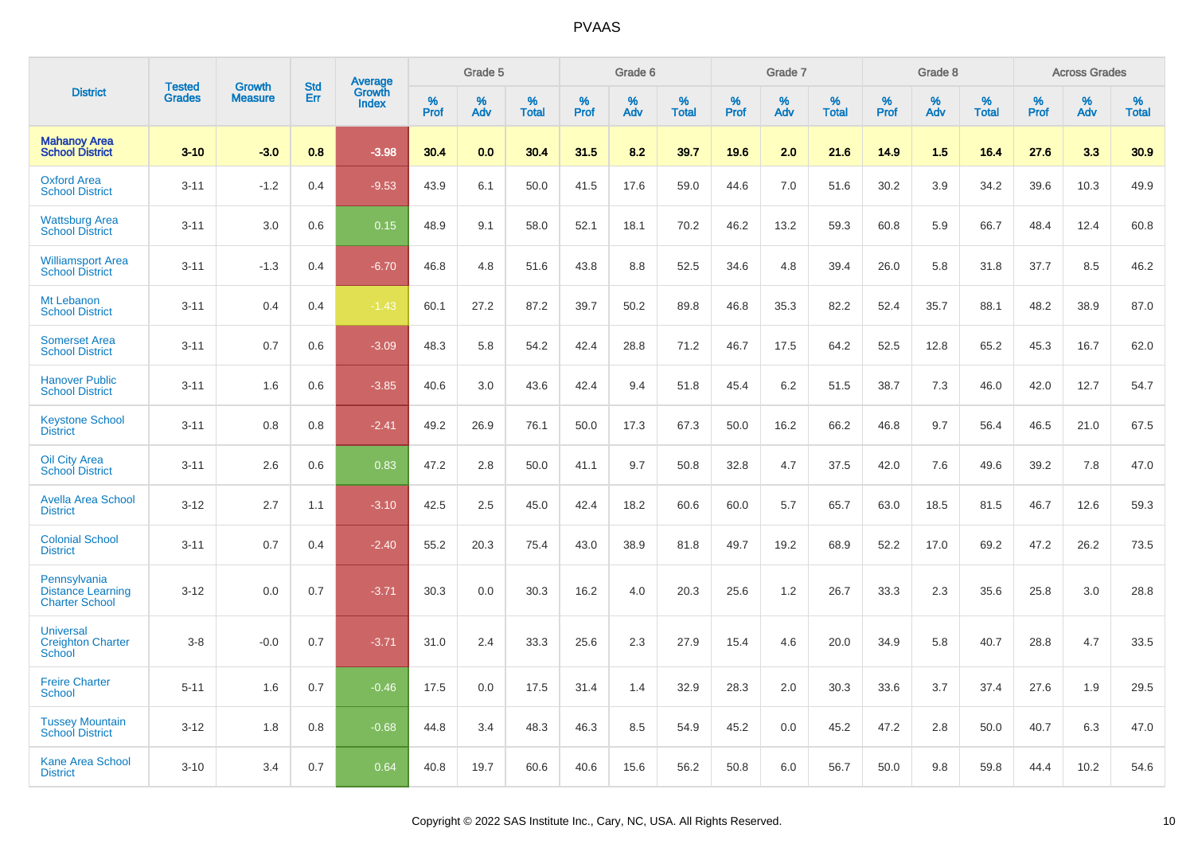# PVAAS

| District | Tested Grades | Growth Measure | Std Err | Average Growth Index | Grade 5 | | | Grade 6 | | | Grade 7 | | | Grade 8 | | | Across Grades | | |
|---|---|---|---|---|---|---|---|---|---|---|---|---|---|---|---|---|---|---|---|
| | | | | | % Prof | % Adv | % Total | % Prof | % Adv | % Total | % Prof | % Adv | % Total | % Prof | % Adv | % Total | % Prof | % Adv | % Total |
| **Mahanoy Area School District** | **3-10** | **-3.0** | **0.8** | **-3.98** | **30.4** | **0.0** | **30.4** | **31.5** | **8.2** | **39.7** | **19.6** | **2.0** | **21.6** | **14.9** | **1.5** | **16.4** | **27.6** | **3.3** | **30.9** |
| Oxford Area School District | 3-11 | -1.2 | 0.4 | -9.53 | 43.9 | 6.1 | 50.0 | 41.5 | 17.6 | 59.0 | 44.6 | 7.0 | 51.6 | 30.2 | 3.9 | 34.2 | 39.6 | 10.3 | 49.9 |
| Wattsburg Area School District | 3-11 | 3.0 | 0.6 | 0.15 | 48.9 | 9.1 | 58.0 | 52.1 | 18.1 | 70.2 | 46.2 | 13.2 | 59.3 | 60.8 | 5.9 | 66.7 | 48.4 | 12.4 | 60.8 |
| Williamsport Area School District | 3-11 | -1.3 | 0.4 | -6.70 | 46.8 | 4.8 | 51.6 | 43.8 | 8.8 | 52.5 | 34.6 | 4.8 | 39.4 | 26.0 | 5.8 | 31.8 | 37.7 | 8.5 | 46.2 |
| Mt Lebanon School District | 3-11 | 0.4 | 0.4 | -1.43 | 60.1 | 27.2 | 87.2 | 39.7 | 50.2 | 89.8 | 46.8 | 35.3 | 82.2 | 52.4 | 35.7 | 88.1 | 48.2 | 38.9 | 87.0 |
| Somerset Area School District | 3-11 | 0.7 | 0.6 | -3.09 | 48.3 | 5.8 | 54.2 | 42.4 | 28.8 | 71.2 | 46.7 | 17.5 | 64.2 | 52.5 | 12.8 | 65.2 | 45.3 | 16.7 | 62.0 |
| Hanover Public School District | 3-11 | 1.6 | 0.6 | -3.85 | 40.6 | 3.0 | 43.6 | 42.4 | 9.4 | 51.8 | 45.4 | 6.2 | 51.5 | 38.7 | 7.3 | 46.0 | 42.0 | 12.7 | 54.7 |
| Keystone School District | 3-11 | 0.8 | 0.8 | -2.41 | 49.2 | 26.9 | 76.1 | 50.0 | 17.3 | 67.3 | 50.0 | 16.2 | 66.2 | 46.8 | 9.7 | 56.4 | 46.5 | 21.0 | 67.5 |
| Oil City Area School District | 3-11 | 2.6 | 0.6 | 0.83 | 47.2 | 2.8 | 50.0 | 41.1 | 9.7 | 50.8 | 32.8 | 4.7 | 37.5 | 42.0 | 7.6 | 49.6 | 39.2 | 7.8 | 47.0 |
| Avella Area School District | 3-12 | 2.7 | 1.1 | -3.10 | 42.5 | 2.5 | 45.0 | 42.4 | 18.2 | 60.6 | 60.0 | 5.7 | 65.7 | 63.0 | 18.5 | 81.5 | 46.7 | 12.6 | 59.3 |
| Colonial School District | 3-11 | 0.7 | 0.4 | -2.40 | 55.2 | 20.3 | 75.4 | 43.0 | 38.9 | 81.8 | 49.7 | 19.2 | 68.9 | 52.2 | 17.0 | 69.2 | 47.2 | 26.2 | 73.5 |
| Pennsylvania Distance Learning Charter School | 3-12 | 0.0 | 0.7 | -3.71 | 30.3 | 0.0 | 30.3 | 16.2 | 4.0 | 20.3 | 25.6 | 1.2 | 26.7 | 33.3 | 2.3 | 35.6 | 25.8 | 3.0 | 28.8 |
| Universal Creighton Charter School | 3-8 | -0.0 | 0.7 | -3.71 | 31.0 | 2.4 | 33.3 | 25.6 | 2.3 | 27.9 | 15.4 | 4.6 | 20.0 | 34.9 | 5.8 | 40.7 | 28.8 | 4.7 | 33.5 |
| Freire Charter School | 5-11 | 1.6 | 0.7 | -0.46 | 17.5 | 0.0 | 17.5 | 31.4 | 1.4 | 32.9 | 28.3 | 2.0 | 30.3 | 33.6 | 3.7 | 37.4 | 27.6 | 1.9 | 29.5 |
| Tussey Mountain School District | 3-12 | 1.8 | 0.8 | -0.68 | 44.8 | 3.4 | 48.3 | 46.3 | 8.5 | 54.9 | 45.2 | 0.0 | 45.2 | 47.2 | 2.8 | 50.0 | 40.7 | 6.3 | 47.0 |
| Kane Area School District | 3-10 | 3.4 | 0.7 | 0.64 | 40.8 | 19.7 | 60.6 | 40.6 | 15.6 | 56.2 | 50.8 | 6.0 | 56.7 | 50.0 | 9.8 | 59.8 | 44.4 | 10.2 | 54.6 |

Copyright © 2022 SAS Institute Inc., Cary, NC, USA. All Rights Reserved.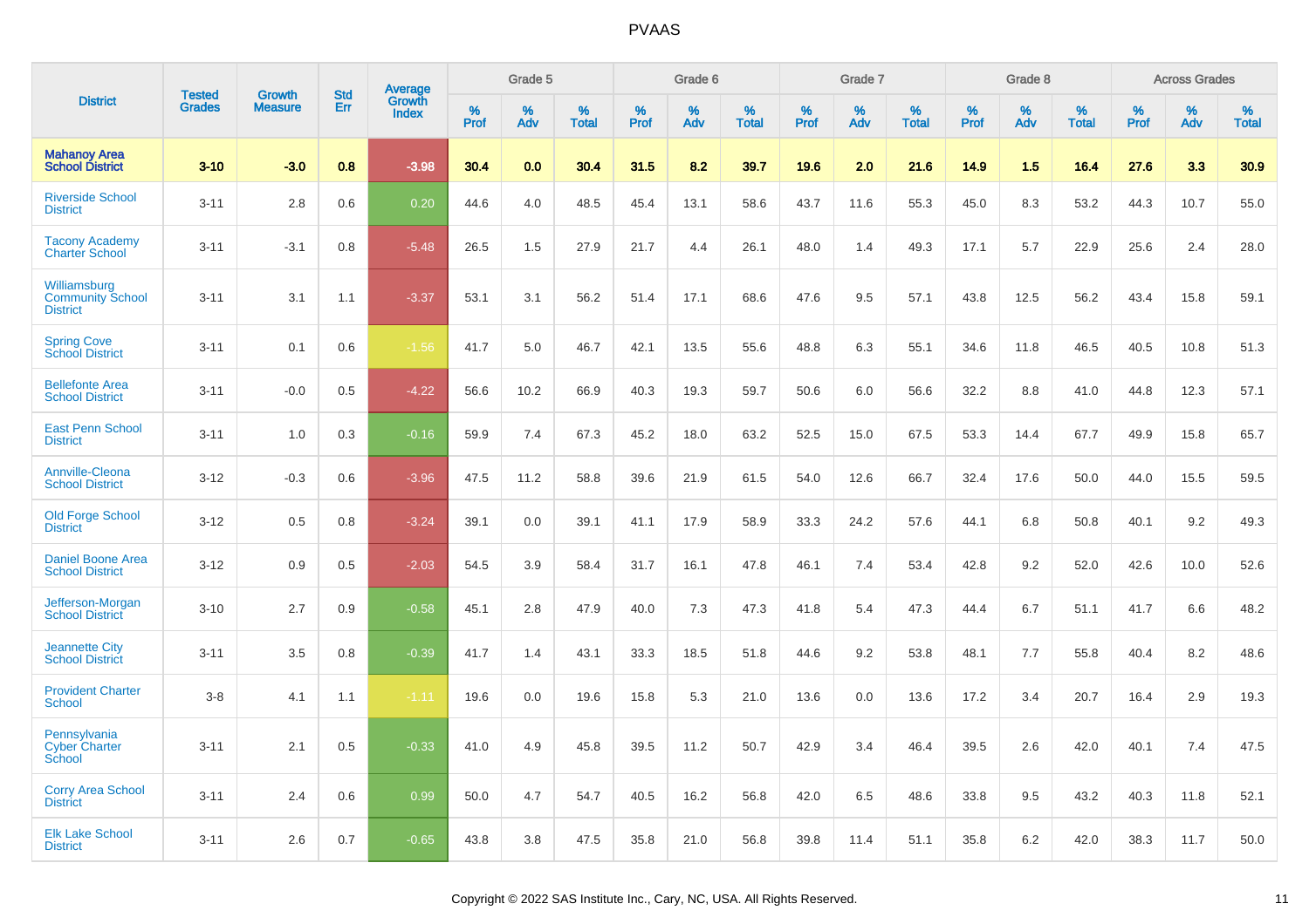# PVAAS

| District | Tested Grades | Growth Measure | Std Err | Average Growth Index | Grade 5 | | | Grade 6 | | | Grade 7 | | | Grade 8 | | | Across Grades | | |
|---|---|---|---|---|---|---|---|---|---|---|---|---|---|---|---|---|---|---|---|
| | | | | | % Prof | % Adv | % Total | % Prof | % Adv | % Total | % Prof | % Adv | % Total | % Prof | % Adv | % Total | % Prof | % Adv | % Total |
| **Mahanoy Area School District** | **3-10** | **-3.0** | **0.8** | **-3.98** | **30.4** | **0.0** | **30.4** | **31.5** | **8.2** | **39.7** | **19.6** | **2.0** | **21.6** | **14.9** | **1.5** | **16.4** | **27.6** | **3.3** | **30.9** |
| Riverside School District | 3-11 | 2.8 | 0.6 | 0.20 | 44.6 | 4.0 | 48.5 | 45.4 | 13.1 | 58.6 | 43.7 | 11.6 | 55.3 | 45.0 | 8.3 | 53.2 | 44.3 | 10.7 | 55.0 |
| Tacony Academy Charter School | 3-11 | -3.1 | 0.8 | -5.48 | 26.5 | 1.5 | 27.9 | 21.7 | 4.4 | 26.1 | 48.0 | 1.4 | 49.3 | 17.1 | 5.7 | 22.9 | 25.6 | 2.4 | 28.0 |
| Williamsburg Community School District | 3-11 | 3.1 | 1.1 | -3.37 | 53.1 | 3.1 | 56.2 | 51.4 | 17.1 | 68.6 | 47.6 | 9.5 | 57.1 | 43.8 | 12.5 | 56.2 | 43.4 | 15.8 | 59.1 |
| Spring Cove School District | 3-11 | 0.1 | 0.6 | -1.56 | 41.7 | 5.0 | 46.7 | 42.1 | 13.5 | 55.6 | 48.8 | 6.3 | 55.1 | 34.6 | 11.8 | 46.5 | 40.5 | 10.8 | 51.3 |
| Bellefonte Area School District | 3-11 | -0.0 | 0.5 | -4.22 | 56.6 | 10.2 | 66.9 | 40.3 | 19.3 | 59.7 | 50.6 | 6.0 | 56.6 | 32.2 | 8.8 | 41.0 | 44.8 | 12.3 | 57.1 |
| East Penn School District | 3-11 | 1.0 | 0.3 | -0.16 | 59.9 | 7.4 | 67.3 | 45.2 | 18.0 | 63.2 | 52.5 | 15.0 | 67.5 | 53.3 | 14.4 | 67.7 | 49.9 | 15.8 | 65.7 |
| Annville-Cleona School District | 3-12 | -0.3 | 0.6 | -3.96 | 47.5 | 11.2 | 58.8 | 39.6 | 21.9 | 61.5 | 54.0 | 12.6 | 66.7 | 32.4 | 17.6 | 50.0 | 44.0 | 15.5 | 59.5 |
| Old Forge School District | 3-12 | 0.5 | 0.8 | -3.24 | 39.1 | 0.0 | 39.1 | 41.1 | 17.9 | 58.9 | 33.3 | 24.2 | 57.6 | 44.1 | 6.8 | 50.8 | 40.1 | 9.2 | 49.3 |
| Daniel Boone Area School District | 3-12 | 0.9 | 0.5 | -2.03 | 54.5 | 3.9 | 58.4 | 31.7 | 16.1 | 47.8 | 46.1 | 7.4 | 53.4 | 42.8 | 9.2 | 52.0 | 42.6 | 10.0 | 52.6 |
| Jefferson-Morgan School District | 3-10 | 2.7 | 0.9 | -0.58 | 45.1 | 2.8 | 47.9 | 40.0 | 7.3 | 47.3 | 41.8 | 5.4 | 47.3 | 44.4 | 6.7 | 51.1 | 41.7 | 6.6 | 48.2 |
| Jeannette City School District | 3-11 | 3.5 | 0.8 | -0.39 | 41.7 | 1.4 | 43.1 | 33.3 | 18.5 | 51.8 | 44.6 | 9.2 | 53.8 | 48.1 | 7.7 | 55.8 | 40.4 | 8.2 | 48.6 |
| Provident Charter School | 3-8 | 4.1 | 1.1 | -1.11 | 19.6 | 0.0 | 19.6 | 15.8 | 5.3 | 21.0 | 13.6 | 0.0 | 13.6 | 17.2 | 3.4 | 20.7 | 16.4 | 2.9 | 19.3 |
| Pennsylvania Cyber Charter School | 3-11 | 2.1 | 0.5 | -0.33 | 41.0 | 4.9 | 45.8 | 39.5 | 11.2 | 50.7 | 42.9 | 3.4 | 46.4 | 39.5 | 2.6 | 42.0 | 40.1 | 7.4 | 47.5 |
| Corry Area School District | 3-11 | 2.4 | 0.6 | 0.99 | 50.0 | 4.7 | 54.7 | 40.5 | 16.2 | 56.8 | 42.0 | 6.5 | 48.6 | 33.8 | 9.5 | 43.2 | 40.3 | 11.8 | 52.1 |
| Elk Lake School District | 3-11 | 2.6 | 0.7 | -0.65 | 43.8 | 3.8 | 47.5 | 35.8 | 21.0 | 56.8 | 39.8 | 11.4 | 51.1 | 35.8 | 6.2 | 42.0 | 38.3 | 11.7 | 50.0 |

Copyright © 2022 SAS Institute Inc., Cary, NC, USA. All Rights Reserved.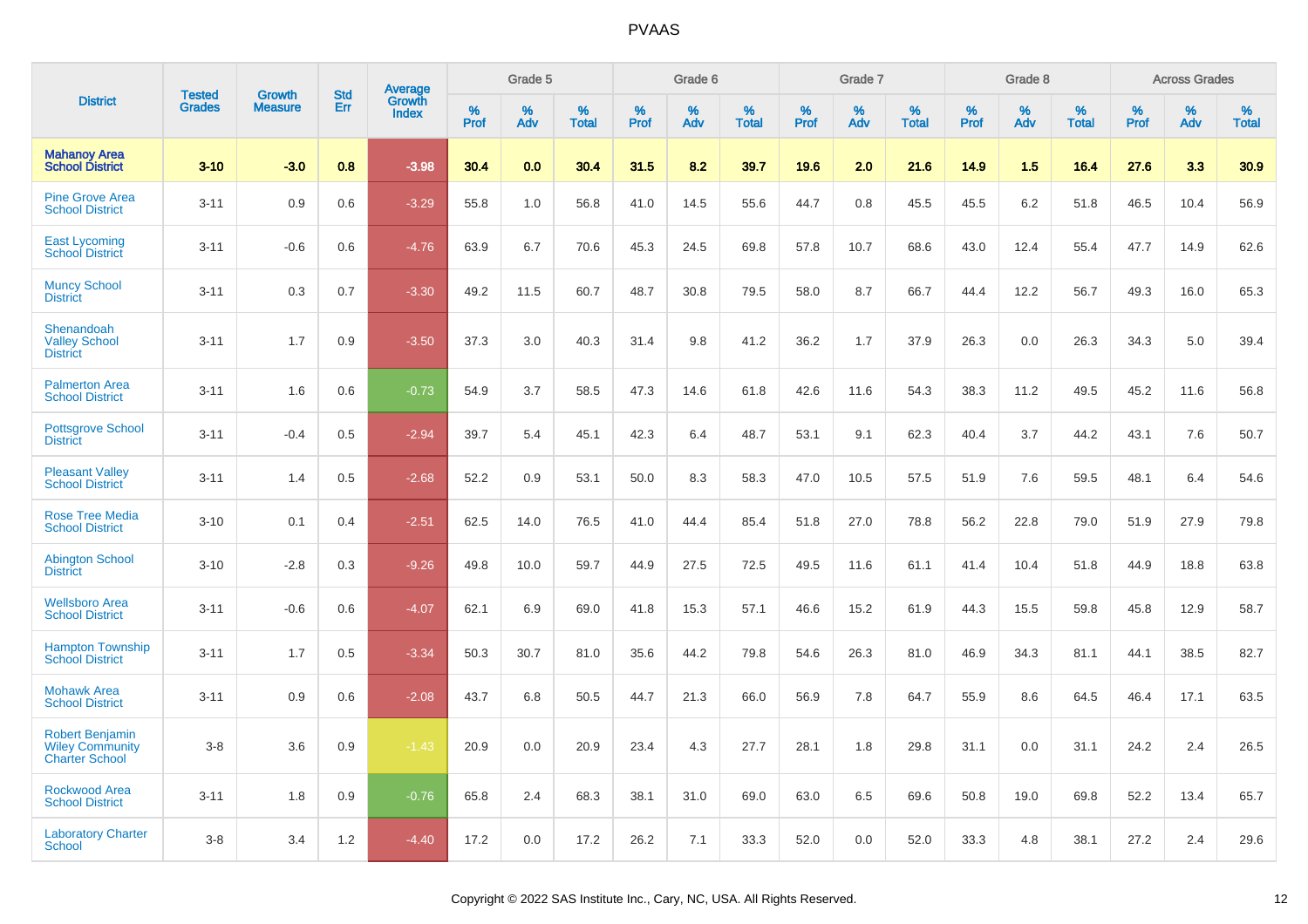# PVAAS

| District | Tested Grades | Growth Measure | Std Err | Average Growth Index | Grade 5 | | | Grade 6 | | | Grade 7 | | | Grade 8 | | | Across Grades | | |
|---|---|---|---|---|---|---|---|---|---|---|---|---|---|---|---|---|---|---|---|
| | | | | | % Prof | % Adv | % Total | % Prof | % Adv | % Total | % Prof | % Adv | % Total | % Prof | % Adv | % Total | % Prof | % Adv | % Total |
| **Mahanoy Area School District** | **3-10** | **-3.0** | **0.8** | **-3.98** | **30.4** | **0.0** | **30.4** | **31.5** | **8.2** | **39.7** | **19.6** | **2.0** | **21.6** | **14.9** | **1.5** | **16.4** | **27.6** | **3.3** | **30.9** |
| Pine Grove Area School District | 3-11 | 0.9 | 0.6 | -3.29 | 55.8 | 1.0 | 56.8 | 41.0 | 14.5 | 55.6 | 44.7 | 0.8 | 45.5 | 45.5 | 6.2 | 51.8 | 46.5 | 10.4 | 56.9 |
| East Lycoming School District | 3-11 | -0.6 | 0.6 | -4.76 | 63.9 | 6.7 | 70.6 | 45.3 | 24.5 | 69.8 | 57.8 | 10.7 | 68.6 | 43.0 | 12.4 | 55.4 | 47.7 | 14.9 | 62.6 |
| Muncy School District | 3-11 | 0.3 | 0.7 | -3.30 | 49.2 | 11.5 | 60.7 | 48.7 | 30.8 | 79.5 | 58.0 | 8.7 | 66.7 | 44.4 | 12.2 | 56.7 | 49.3 | 16.0 | 65.3 |
| Shenandoah Valley School District | 3-11 | 1.7 | 0.9 | -3.50 | 37.3 | 3.0 | 40.3 | 31.4 | 9.8 | 41.2 | 36.2 | 1.7 | 37.9 | 26.3 | 0.0 | 26.3 | 34.3 | 5.0 | 39.4 |
| Palmerton Area School District | 3-11 | 1.6 | 0.6 | -0.73 | 54.9 | 3.7 | 58.5 | 47.3 | 14.6 | 61.8 | 42.6 | 11.6 | 54.3 | 38.3 | 11.2 | 49.5 | 45.2 | 11.6 | 56.8 |
| Pottsgrove School District | 3-11 | -0.4 | 0.5 | -2.94 | 39.7 | 5.4 | 45.1 | 42.3 | 6.4 | 48.7 | 53.1 | 9.1 | 62.3 | 40.4 | 3.7 | 44.2 | 43.1 | 7.6 | 50.7 |
| Pleasant Valley School District | 3-11 | 1.4 | 0.5 | -2.68 | 52.2 | 0.9 | 53.1 | 50.0 | 8.3 | 58.3 | 47.0 | 10.5 | 57.5 | 51.9 | 7.6 | 59.5 | 48.1 | 6.4 | 54.6 |
| Rose Tree Media School District | 3-10 | 0.1 | 0.4 | -2.51 | 62.5 | 14.0 | 76.5 | 41.0 | 44.4 | 85.4 | 51.8 | 27.0 | 78.8 | 56.2 | 22.8 | 79.0 | 51.9 | 27.9 | 79.8 |
| Abington School District | 3-10 | -2.8 | 0.3 | -9.26 | 49.8 | 10.0 | 59.7 | 44.9 | 27.5 | 72.5 | 49.5 | 11.6 | 61.1 | 41.4 | 10.4 | 51.8 | 44.9 | 18.8 | 63.8 |
| Wellsboro Area School District | 3-11 | -0.6 | 0.6 | -4.07 | 62.1 | 6.9 | 69.0 | 41.8 | 15.3 | 57.1 | 46.6 | 15.2 | 61.9 | 44.3 | 15.5 | 59.8 | 45.8 | 12.9 | 58.7 |
| Hampton Township School District | 3-11 | 1.7 | 0.5 | -3.34 | 50.3 | 30.7 | 81.0 | 35.6 | 44.2 | 79.8 | 54.6 | 26.3 | 81.0 | 46.9 | 34.3 | 81.1 | 44.1 | 38.5 | 82.7 |
| Mohawk Area School District | 3-11 | 0.9 | 0.6 | -2.08 | 43.7 | 6.8 | 50.5 | 44.7 | 21.3 | 66.0 | 56.9 | 7.8 | 64.7 | 55.9 | 8.6 | 64.5 | 46.4 | 17.1 | 63.5 |
| Robert Benjamin Wiley Community Charter School | 3-8 | 3.6 | 0.9 | -1.43 | 20.9 | 0.0 | 20.9 | 23.4 | 4.3 | 27.7 | 28.1 | 1.8 | 29.8 | 31.1 | 0.0 | 31.1 | 24.2 | 2.4 | 26.5 |
| Rockwood Area School District | 3-11 | 1.8 | 0.9 | -0.76 | 65.8 | 2.4 | 68.3 | 38.1 | 31.0 | 69.0 | 63.0 | 6.5 | 69.6 | 50.8 | 19.0 | 69.8 | 52.2 | 13.4 | 65.7 |
| Laboratory Charter School | 3-8 | 3.4 | 1.2 | -4.40 | 17.2 | 0.0 | 17.2 | 26.2 | 7.1 | 33.3 | 52.0 | 0.0 | 52.0 | 33.3 | 4.8 | 38.1 | 27.2 | 2.4 | 29.6 |

Copyright © 2022 SAS Institute Inc., Cary, NC, USA. All Rights Reserved.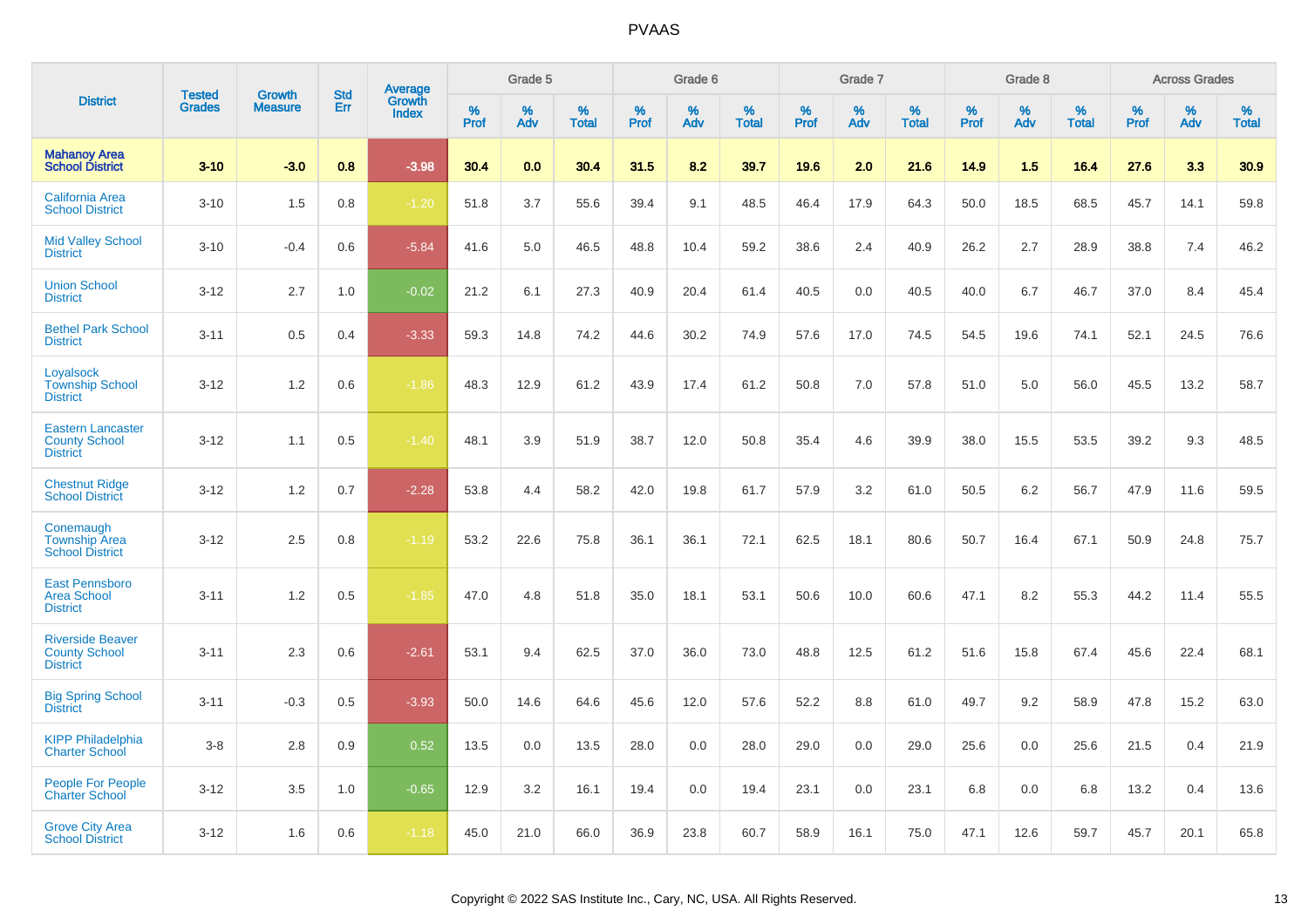# PVAAS

| District | Tested Grades | Growth Measure | Std Err | Average Growth Index | Grade 5 | | | Grade 6 | | | Grade 7 | | | Grade 8 | | | Across Grades | | |
|---|---|---|---|---|---|---|---|---|---|---|---|---|---|---|---|---|---|---|---|
| | | | | | % Prof | % Adv | % Total | % Prof | % Adv | % Total | % Prof | % Adv | % Total | % Prof | % Adv | % Total | % Prof | % Adv | % Total |
| **Mahanoy Area School District** | **3-10** | **-3.0** | **0.8** | **-3.98** | **30.4** | **0.0** | **30.4** | **31.5** | **8.2** | **39.7** | **19.6** | **2.0** | **21.6** | **14.9** | **1.5** | **16.4** | **27.6** | **3.3** | **30.9** |
| California Area School District | 3-10 | 1.5 | 0.8 | -1.20 | 51.8 | 3.7 | 55.6 | 39.4 | 9.1 | 48.5 | 46.4 | 17.9 | 64.3 | 50.0 | 18.5 | 68.5 | 45.7 | 14.1 | 59.8 |
| Mid Valley School District | 3-10 | -0.4 | 0.6 | -5.84 | 41.6 | 5.0 | 46.5 | 48.8 | 10.4 | 59.2 | 38.6 | 2.4 | 40.9 | 26.2 | 2.7 | 28.9 | 38.8 | 7.4 | 46.2 |
| Union School District | 3-12 | 2.7 | 1.0 | -0.02 | 21.2 | 6.1 | 27.3 | 40.9 | 20.4 | 61.4 | 40.5 | 0.0 | 40.5 | 40.0 | 6.7 | 46.7 | 37.0 | 8.4 | 45.4 |
| Bethel Park School District | 3-11 | 0.5 | 0.4 | -3.33 | 59.3 | 14.8 | 74.2 | 44.6 | 30.2 | 74.9 | 57.6 | 17.0 | 74.5 | 54.5 | 19.6 | 74.1 | 52.1 | 24.5 | 76.6 |
| Loyalsock Township School District | 3-12 | 1.2 | 0.6 | -1.86 | 48.3 | 12.9 | 61.2 | 43.9 | 17.4 | 61.2 | 50.8 | 7.0 | 57.8 | 51.0 | 5.0 | 56.0 | 45.5 | 13.2 | 58.7 |
| Eastern Lancaster County School District | 3-12 | 1.1 | 0.5 | -1.40 | 48.1 | 3.9 | 51.9 | 38.7 | 12.0 | 50.8 | 35.4 | 4.6 | 39.9 | 38.0 | 15.5 | 53.5 | 39.2 | 9.3 | 48.5 |
| Chestnut Ridge School District | 3-12 | 1.2 | 0.7 | -2.28 | 53.8 | 4.4 | 58.2 | 42.0 | 19.8 | 61.7 | 57.9 | 3.2 | 61.0 | 50.5 | 6.2 | 56.7 | 47.9 | 11.6 | 59.5 |
| Conemaugh Township Area School District | 3-12 | 2.5 | 0.8 | -1.19 | 53.2 | 22.6 | 75.8 | 36.1 | 36.1 | 72.1 | 62.5 | 18.1 | 80.6 | 50.7 | 16.4 | 67.1 | 50.9 | 24.8 | 75.7 |
| East Pennsboro Area School District | 3-11 | 1.2 | 0.5 | -1.85 | 47.0 | 4.8 | 51.8 | 35.0 | 18.1 | 53.1 | 50.6 | 10.0 | 60.6 | 47.1 | 8.2 | 55.3 | 44.2 | 11.4 | 55.5 |
| Riverside Beaver County School District | 3-11 | 2.3 | 0.6 | -2.61 | 53.1 | 9.4 | 62.5 | 37.0 | 36.0 | 73.0 | 48.8 | 12.5 | 61.2 | 51.6 | 15.8 | 67.4 | 45.6 | 22.4 | 68.1 |
| Big Spring School District | 3-11 | -0.3 | 0.5 | -3.93 | 50.0 | 14.6 | 64.6 | 45.6 | 12.0 | 57.6 | 52.2 | 8.8 | 61.0 | 49.7 | 9.2 | 58.9 | 47.8 | 15.2 | 63.0 |
| KIPP Philadelphia Charter School | 3-8 | 2.8 | 0.9 | 0.52 | 13.5 | 0.0 | 13.5 | 28.0 | 0.0 | 28.0 | 29.0 | 0.0 | 29.0 | 25.6 | 0.0 | 25.6 | 21.5 | 0.4 | 21.9 |
| People For People Charter School | 3-12 | 3.5 | 1.0 | -0.65 | 12.9 | 3.2 | 16.1 | 19.4 | 0.0 | 19.4 | 23.1 | 0.0 | 23.1 | 6.8 | 0.0 | 6.8 | 13.2 | 0.4 | 13.6 |
| Grove City Area School District | 3-12 | 1.6 | 0.6 | -1.18 | 45.0 | 21.0 | 66.0 | 36.9 | 23.8 | 60.7 | 58.9 | 16.1 | 75.0 | 47.1 | 12.6 | 59.7 | 45.7 | 20.1 | 65.8 |

Copyright © 2022 SAS Institute Inc., Cary, NC, USA. All Rights Reserved.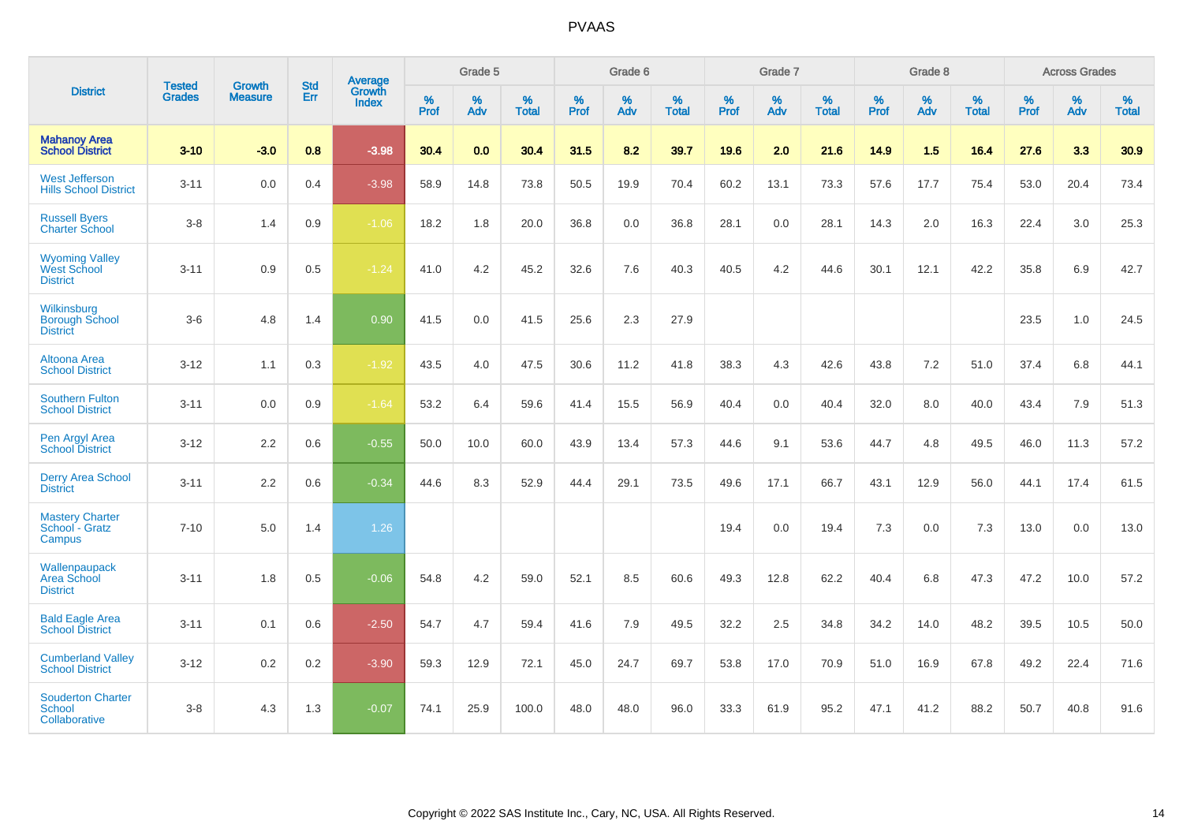# PVAAS

| District | Tested Grades | Growth Measure | Std Err | Average Growth Index | Grade 5 | | | Grade 6 | | | Grade 7 | | | Grade 8 | | | Across Grades | | |
|---|---|---|---|---|---|---|---|---|---|---|---|---|---|---|---|---|---|---|---|
| | | | | | % Prof | % Adv | % Total | % Prof | % Adv | % Total | % Prof | % Adv | % Total | % Prof | % Adv | % Total | % Prof | % Adv | % Total |
| **Mahanoy Area School District** | **3-10** | **-3.0** | **0.8** | **-3.98** | **30.4** | **0.0** | **30.4** | **31.5** | **8.2** | **39.7** | **19.6** | **2.0** | **21.6** | **14.9** | **1.5** | **16.4** | **27.6** | **3.3** | **30.9** |
| West Jefferson Hills School District | 3-11 | 0.0 | 0.4 | -3.98 | 58.9 | 14.8 | 73.8 | 50.5 | 19.9 | 70.4 | 60.2 | 13.1 | 73.3 | 57.6 | 17.7 | 75.4 | 53.0 | 20.4 | 73.4 |
| Russell Byers Charter School | 3-8 | 1.4 | 0.9 | -1.06 | 18.2 | 1.8 | 20.0 | 36.8 | 0.0 | 36.8 | 28.1 | 0.0 | 28.1 | 14.3 | 2.0 | 16.3 | 22.4 | 3.0 | 25.3 |
| Wyoming Valley West School District | 3-11 | 0.9 | 0.5 | -1.24 | 41.0 | 4.2 | 45.2 | 32.6 | 7.6 | 40.3 | 40.5 | 4.2 | 44.6 | 30.1 | 12.1 | 42.2 | 35.8 | 6.9 | 42.7 |
| Wilkinsburg Borough School District | 3-6 | 4.8 | 1.4 | 0.90 | 41.5 | 0.0 | 41.5 | 25.6 | 2.3 | 27.9 | | | | | | | 23.5 | 1.0 | 24.5 |
| Altoona Area School District | 3-12 | 1.1 | 0.3 | -1.92 | 43.5 | 4.0 | 47.5 | 30.6 | 11.2 | 41.8 | 38.3 | 4.3 | 42.6 | 43.8 | 7.2 | 51.0 | 37.4 | 6.8 | 44.1 |
| Southern Fulton School District | 3-11 | 0.0 | 0.9 | -1.64 | 53.2 | 6.4 | 59.6 | 41.4 | 15.5 | 56.9 | 40.4 | 0.0 | 40.4 | 32.0 | 8.0 | 40.0 | 43.4 | 7.9 | 51.3 |
| Pen Argyl Area School District | 3-12 | 2.2 | 0.6 | -0.55 | 50.0 | 10.0 | 60.0 | 43.9 | 13.4 | 57.3 | 44.6 | 9.1 | 53.6 | 44.7 | 4.8 | 49.5 | 46.0 | 11.3 | 57.2 |
| Derry Area School District | 3-11 | 2.2 | 0.6 | -0.34 | 44.6 | 8.3 | 52.9 | 44.4 | 29.1 | 73.5 | 49.6 | 17.1 | 66.7 | 43.1 | 12.9 | 56.0 | 44.1 | 17.4 | 61.5 |
| Mastery Charter School - Gratz Campus | 7-10 | 5.0 | 1.4 | 1.26 | | | | | | | 19.4 | 0.0 | 19.4 | 7.3 | 0.0 | 7.3 | 13.0 | 0.0 | 13.0 |
| Wallenpaupack Area School District | 3-11 | 1.8 | 0.5 | -0.06 | 54.8 | 4.2 | 59.0 | 52.1 | 8.5 | 60.6 | 49.3 | 12.8 | 62.2 | 40.4 | 6.8 | 47.3 | 47.2 | 10.0 | 57.2 |
| Bald Eagle Area School District | 3-11 | 0.1 | 0.6 | -2.50 | 54.7 | 4.7 | 59.4 | 41.6 | 7.9 | 49.5 | 32.2 | 2.5 | 34.8 | 34.2 | 14.0 | 48.2 | 39.5 | 10.5 | 50.0 |
| Cumberland Valley School District | 3-12 | 0.2 | 0.2 | -3.90 | 59.3 | 12.9 | 72.1 | 45.0 | 24.7 | 69.7 | 53.8 | 17.0 | 70.9 | 51.0 | 16.9 | 67.8 | 49.2 | 22.4 | 71.6 |
| Souderton Charter School Collaborative | 3-8 | 4.3 | 1.3 | -0.07 | 74.1 | 25.9 | 100.0 | 48.0 | 48.0 | 96.0 | 33.3 | 61.9 | 95.2 | 47.1 | 41.2 | 88.2 | 50.7 | 40.8 | 91.6 |

Copyright © 2022 SAS Institute Inc., Cary, NC, USA. All Rights Reserved.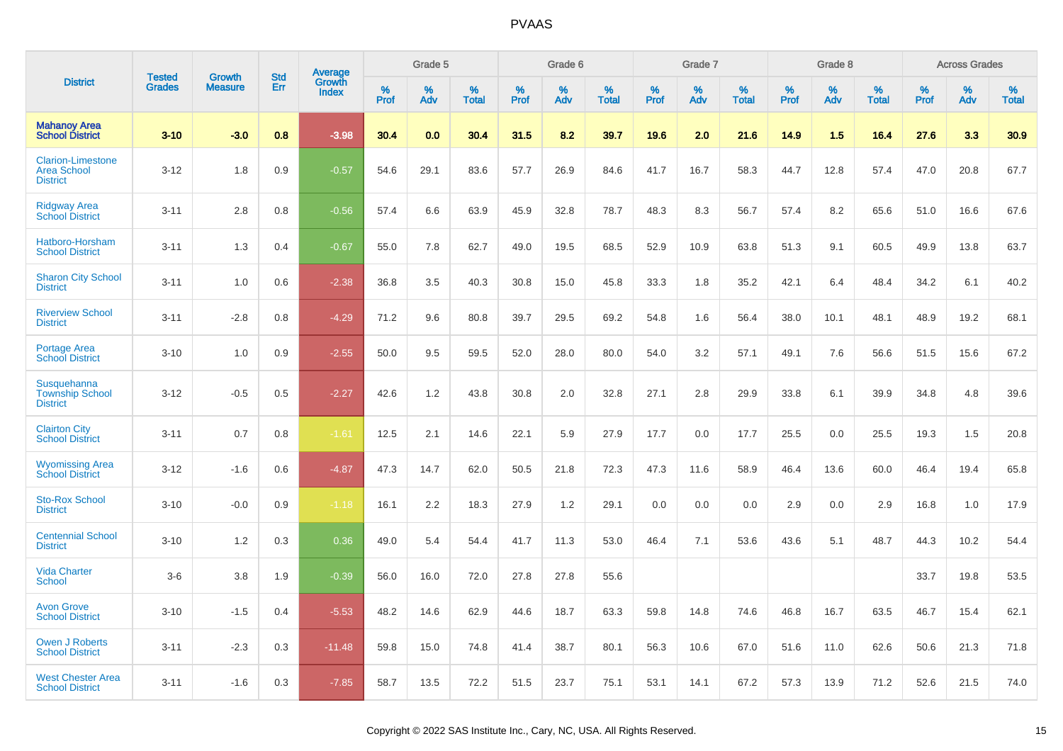# PVAAS

| District | Tested Grades | Growth Measure | Std Err | Average Growth Index | Grade 5 | | | Grade 6 | | | Grade 7 | | | Grade 8 | | | Across Grades | | |
|---|---|---|---|---|---|---|---|---|---|---|---|---|---|---|---|---|---|---|---|
| | | | | | % Prof | % Adv | % Total | % Prof | % Adv | % Total | % Prof | % Adv | % Total | % Prof | % Adv | % Total | % Prof | % Adv | % Total |
| **Mahanoy Area School District** | **3-10** | **-3.0** | **0.8** | **-3.98** | **30.4** | **0.0** | **30.4** | **31.5** | **8.2** | **39.7** | **19.6** | **2.0** | **21.6** | **14.9** | **1.5** | **16.4** | **27.6** | **3.3** | **30.9** |
| Clarion-Limestone Area School District | 3-12 | 1.8 | 0.9 | -0.57 | 54.6 | 29.1 | 83.6 | 57.7 | 26.9 | 84.6 | 41.7 | 16.7 | 58.3 | 44.7 | 12.8 | 57.4 | 47.0 | 20.8 | 67.7 |
| Ridgway Area School District | 3-11 | 2.8 | 0.8 | -0.56 | 57.4 | 6.6 | 63.9 | 45.9 | 32.8 | 78.7 | 48.3 | 8.3 | 56.7 | 57.4 | 8.2 | 65.6 | 51.0 | 16.6 | 67.6 |
| Hatboro-Horsham School District | 3-11 | 1.3 | 0.4 | -0.67 | 55.0 | 7.8 | 62.7 | 49.0 | 19.5 | 68.5 | 52.9 | 10.9 | 63.8 | 51.3 | 9.1 | 60.5 | 49.9 | 13.8 | 63.7 |
| Sharon City School District | 3-11 | 1.0 | 0.6 | -2.38 | 36.8 | 3.5 | 40.3 | 30.8 | 15.0 | 45.8 | 33.3 | 1.8 | 35.2 | 42.1 | 6.4 | 48.4 | 34.2 | 6.1 | 40.2 |
| Riverview School District | 3-11 | -2.8 | 0.8 | -4.29 | 71.2 | 9.6 | 80.8 | 39.7 | 29.5 | 69.2 | 54.8 | 1.6 | 56.4 | 38.0 | 10.1 | 48.1 | 48.9 | 19.2 | 68.1 |
| Portage Area School District | 3-10 | 1.0 | 0.9 | -2.55 | 50.0 | 9.5 | 59.5 | 52.0 | 28.0 | 80.0 | 54.0 | 3.2 | 57.1 | 49.1 | 7.6 | 56.6 | 51.5 | 15.6 | 67.2 |
| Susquehanna Township School District | 3-12 | -0.5 | 0.5 | -2.27 | 42.6 | 1.2 | 43.8 | 30.8 | 2.0 | 32.8 | 27.1 | 2.8 | 29.9 | 33.8 | 6.1 | 39.9 | 34.8 | 4.8 | 39.6 |
| Clairton City School District | 3-11 | 0.7 | 0.8 | -1.61 | 12.5 | 2.1 | 14.6 | 22.1 | 5.9 | 27.9 | 17.7 | 0.0 | 17.7 | 25.5 | 0.0 | 25.5 | 19.3 | 1.5 | 20.8 |
| Wyomissing Area School District | 3-12 | -1.6 | 0.6 | -4.87 | 47.3 | 14.7 | 62.0 | 50.5 | 21.8 | 72.3 | 47.3 | 11.6 | 58.9 | 46.4 | 13.6 | 60.0 | 46.4 | 19.4 | 65.8 |
| Sto-Rox School District | 3-10 | -0.0 | 0.9 | -1.18 | 16.1 | 2.2 | 18.3 | 27.9 | 1.2 | 29.1 | 0.0 | 0.0 | 0.0 | 2.9 | 0.0 | 2.9 | 16.8 | 1.0 | 17.9 |
| Centennial School District | 3-10 | 1.2 | 0.3 | 0.36 | 49.0 | 5.4 | 54.4 | 41.7 | 11.3 | 53.0 | 46.4 | 7.1 | 53.6 | 43.6 | 5.1 | 48.7 | 44.3 | 10.2 | 54.4 |
| Vida Charter School | 3-6 | 3.8 | 1.9 | -0.39 | 56.0 | 16.0 | 72.0 | 27.8 | 27.8 | 55.6 | | | | | | | 33.7 | 19.8 | 53.5 |
| Avon Grove School District | 3-10 | -1.5 | 0.4 | -5.53 | 48.2 | 14.6 | 62.9 | 44.6 | 18.7 | 63.3 | 59.8 | 14.8 | 74.6 | 46.8 | 16.7 | 63.5 | 46.7 | 15.4 | 62.1 |
| Owen J Roberts School District | 3-11 | -2.3 | 0.3 | -11.48 | 59.8 | 15.0 | 74.8 | 41.4 | 38.7 | 80.1 | 56.3 | 10.6 | 67.0 | 51.6 | 11.0 | 62.6 | 50.6 | 21.3 | 71.8 |
| West Chester Area School District | 3-11 | -1.6 | 0.3 | -7.85 | 58.7 | 13.5 | 72.2 | 51.5 | 23.7 | 75.1 | 53.1 | 14.1 | 67.2 | 57.3 | 13.9 | 71.2 | 52.6 | 21.5 | 74.0 |

Copyright © 2022 SAS Institute Inc., Cary, NC, USA. All Rights Reserved.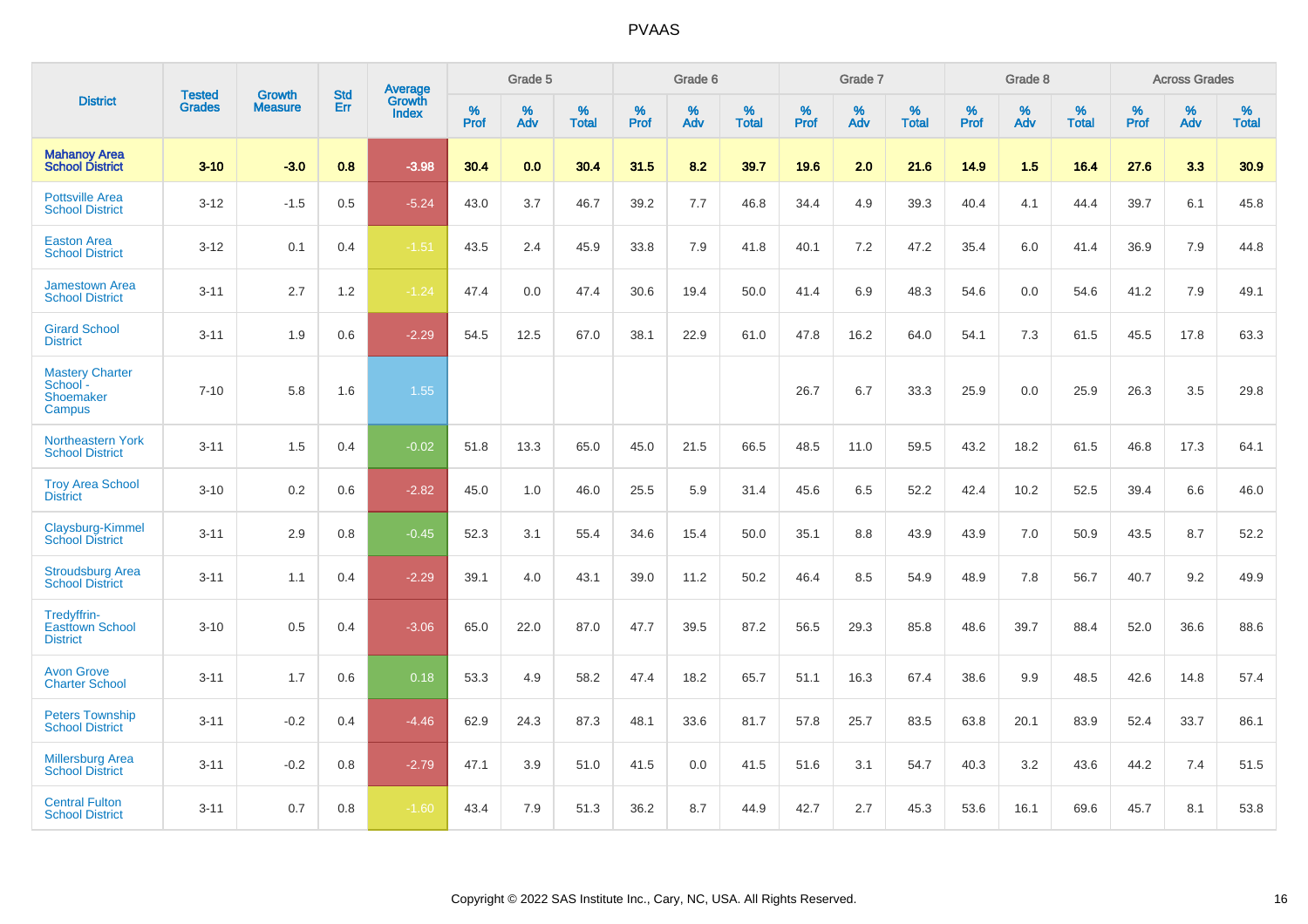# PVAAS

| District | Tested Grades | Growth Measure | Std Err | Average Growth Index | Grade 5 | | | Grade 6 | | | Grade 7 | | | Grade 8 | | | Across Grades | | |
|---|---|---|---|---|---|---|---|---|---|---|---|---|---|---|---|---|---|---|---|
| | | | | | % Prof | % Adv | % Total | % Prof | % Adv | % Total | % Prof | % Adv | % Total | % Prof | % Adv | % Total | % Prof | % Adv | % Total |
| **Mahanoy Area School District** | **3-10** | **-3.0** | **0.8** | **-3.98** | **30.4** | **0.0** | **30.4** | **31.5** | **8.2** | **39.7** | **19.6** | **2.0** | **21.6** | **14.9** | **1.5** | **16.4** | **27.6** | **3.3** | **30.9** |
| Pottsville Area School District | 3-12 | -1.5 | 0.5 | -5.24 | 43.0 | 3.7 | 46.7 | 39.2 | 7.7 | 46.8 | 34.4 | 4.9 | 39.3 | 40.4 | 4.1 | 44.4 | 39.7 | 6.1 | 45.8 |
| Easton Area School District | 3-12 | 0.1 | 0.4 | -1.51 | 43.5 | 2.4 | 45.9 | 33.8 | 7.9 | 41.8 | 40.1 | 7.2 | 47.2 | 35.4 | 6.0 | 41.4 | 36.9 | 7.9 | 44.8 |
| Jamestown Area School District | 3-11 | 2.7 | 1.2 | -1.24 | 47.4 | 0.0 | 47.4 | 30.6 | 19.4 | 50.0 | 41.4 | 6.9 | 48.3 | 54.6 | 0.0 | 54.6 | 41.2 | 7.9 | 49.1 |
| Girard School District | 3-11 | 1.9 | 0.6 | -2.29 | 54.5 | 12.5 | 67.0 | 38.1 | 22.9 | 61.0 | 47.8 | 16.2 | 64.0 | 54.1 | 7.3 | 61.5 | 45.5 | 17.8 | 63.3 |
| Mastery Charter School - Shoemaker Campus | 7-10 | 5.8 | 1.6 | 1.55 | | | | | | | 26.7 | 6.7 | 33.3 | 25.9 | 0.0 | 25.9 | 26.3 | 3.5 | 29.8 |
| Northeastern York School District | 3-11 | 1.5 | 0.4 | -0.02 | 51.8 | 13.3 | 65.0 | 45.0 | 21.5 | 66.5 | 48.5 | 11.0 | 59.5 | 43.2 | 18.2 | 61.5 | 46.8 | 17.3 | 64.1 |
| Troy Area School District | 3-10 | 0.2 | 0.6 | -2.82 | 45.0 | 1.0 | 46.0 | 25.5 | 5.9 | 31.4 | 45.6 | 6.5 | 52.2 | 42.4 | 10.2 | 52.5 | 39.4 | 6.6 | 46.0 |
| Claysburg-Kimmel School District | 3-11 | 2.9 | 0.8 | -0.45 | 52.3 | 3.1 | 55.4 | 34.6 | 15.4 | 50.0 | 35.1 | 8.8 | 43.9 | 43.9 | 7.0 | 50.9 | 43.5 | 8.7 | 52.2 |
| Stroudsburg Area School District | 3-11 | 1.1 | 0.4 | -2.29 | 39.1 | 4.0 | 43.1 | 39.0 | 11.2 | 50.2 | 46.4 | 8.5 | 54.9 | 48.9 | 7.8 | 56.7 | 40.7 | 9.2 | 49.9 |
| Tredyffrin-Easttown School District | 3-10 | 0.5 | 0.4 | -3.06 | 65.0 | 22.0 | 87.0 | 47.7 | 39.5 | 87.2 | 56.5 | 29.3 | 85.8 | 48.6 | 39.7 | 88.4 | 52.0 | 36.6 | 88.6 |
| Avon Grove Charter School | 3-11 | 1.7 | 0.6 | 0.18 | 53.3 | 4.9 | 58.2 | 47.4 | 18.2 | 65.7 | 51.1 | 16.3 | 67.4 | 38.6 | 9.9 | 48.5 | 42.6 | 14.8 | 57.4 |
| Peters Township School District | 3-11 | -0.2 | 0.4 | -4.46 | 62.9 | 24.3 | 87.3 | 48.1 | 33.6 | 81.7 | 57.8 | 25.7 | 83.5 | 63.8 | 20.1 | 83.9 | 52.4 | 33.7 | 86.1 |
| Millersburg Area School District | 3-11 | -0.2 | 0.8 | -2.79 | 47.1 | 3.9 | 51.0 | 41.5 | 0.0 | 41.5 | 51.6 | 3.1 | 54.7 | 40.3 | 3.2 | 43.6 | 44.2 | 7.4 | 51.5 |
| Central Fulton School District | 3-11 | 0.7 | 0.8 | -1.60 | 43.4 | 7.9 | 51.3 | 36.2 | 8.7 | 44.9 | 42.7 | 2.7 | 45.3 | 53.6 | 16.1 | 69.6 | 45.7 | 8.1 | 53.8 |

Copyright © 2022 SAS Institute Inc., Cary, NC, USA. All Rights Reserved.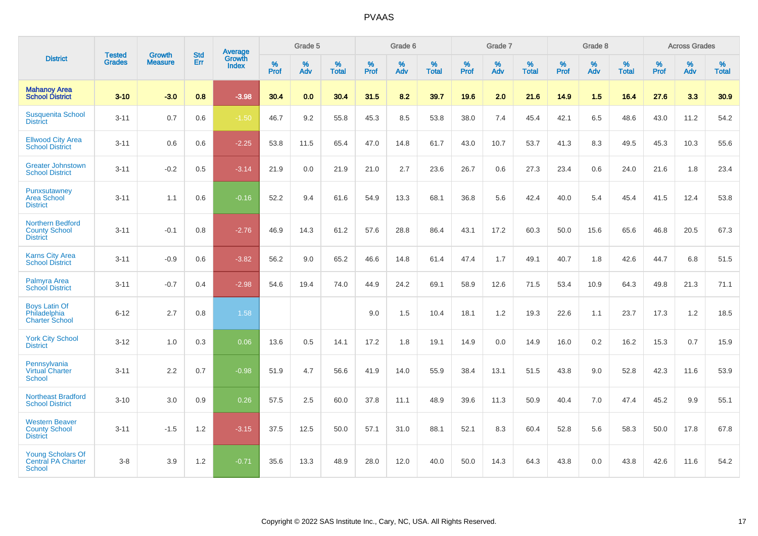| District | Tested Grades | Growth Measure | Std Err | Average Growth Index | Grade 5 | | | Grade 6 | | | Grade 7 | | | Grade 8 | | | Across Grades | | |
|---|---|---|---|---|---|---|---|---|---|---|---|---|---|---|---|---|---|---|---|
| | | | | | % Prof | % Adv | % Total | % Prof | % Adv | % Total | % Prof | % Adv | % Total | % Prof | % Adv | % Total | % Prof | % Adv | % Total |
| **Mahanoy Area School District** | **3-10** | **-3.0** | **0.8** | **-3.98** | **30.4** | **0.0** | **30.4** | **31.5** | **8.2** | **39.7** | **19.6** | **2.0** | **21.6** | **14.9** | **1.5** | **16.4** | **27.6** | **3.3** | **30.9** |
| Susquenita School District | 3-11 | 0.7 | 0.6 | -1.50 | 46.7 | 9.2 | 55.8 | 45.3 | 8.5 | 53.8 | 38.0 | 7.4 | 45.4 | 42.1 | 6.5 | 48.6 | 43.0 | 11.2 | 54.2 |
| Ellwood City Area School District | 3-11 | 0.6 | 0.6 | -2.25 | 53.8 | 11.5 | 65.4 | 47.0 | 14.8 | 61.7 | 43.0 | 10.7 | 53.7 | 41.3 | 8.3 | 49.5 | 45.3 | 10.3 | 55.6 |
| Greater Johnstown School District | 3-11 | -0.2 | 0.5 | -3.14 | 21.9 | 0.0 | 21.9 | 21.0 | 2.7 | 23.6 | 26.7 | 0.6 | 27.3 | 23.4 | 0.6 | 24.0 | 21.6 | 1.8 | 23.4 |
| Punxsutawney Area School District | 3-11 | 1.1 | 0.6 | -0.16 | 52.2 | 9.4 | 61.6 | 54.9 | 13.3 | 68.1 | 36.8 | 5.6 | 42.4 | 40.0 | 5.4 | 45.4 | 41.5 | 12.4 | 53.8 |
| Northern Bedford County School District | 3-11 | -0.1 | 0.8 | -2.76 | 46.9 | 14.3 | 61.2 | 57.6 | 28.8 | 86.4 | 43.1 | 17.2 | 60.3 | 50.0 | 15.6 | 65.6 | 46.8 | 20.5 | 67.3 |
| Karns City Area School District | 3-11 | -0.9 | 0.6 | -3.82 | 56.2 | 9.0 | 65.2 | 46.6 | 14.8 | 61.4 | 47.4 | 1.7 | 49.1 | 40.7 | 1.8 | 42.6 | 44.7 | 6.8 | 51.5 |
| Palmyra Area School District | 3-11 | -0.7 | 0.4 | -2.98 | 54.6 | 19.4 | 74.0 | 44.9 | 24.2 | 69.1 | 58.9 | 12.6 | 71.5 | 53.4 | 10.9 | 64.3 | 49.8 | 21.3 | 71.1 |
| Boys Latin Of Philadelphia Charter School | 6-12 | 2.7 | 0.8 | 1.58 | | | | 9.0 | 1.5 | 10.4 | 18.1 | 1.2 | 19.3 | 22.6 | 1.1 | 23.7 | 17.3 | 1.2 | 18.5 |
| York City School District | 3-12 | 1.0 | 0.3 | 0.06 | 13.6 | 0.5 | 14.1 | 17.2 | 1.8 | 19.1 | 14.9 | 0.0 | 14.9 | 16.0 | 0.2 | 16.2 | 15.3 | 0.7 | 15.9 |
| Pennsylvania Virtual Charter School | 3-11 | 2.2 | 0.7 | -0.98 | 51.9 | 4.7 | 56.6 | 41.9 | 14.0 | 55.9 | 38.4 | 13.1 | 51.5 | 43.8 | 9.0 | 52.8 | 42.3 | 11.6 | 53.9 |
| Northeast Bradford School District | 3-10 | 3.0 | 0.9 | 0.26 | 57.5 | 2.5 | 60.0 | 37.8 | 11.1 | 48.9 | 39.6 | 11.3 | 50.9 | 40.4 | 7.0 | 47.4 | 45.2 | 9.9 | 55.1 |
| Western Beaver County School District | 3-11 | -1.5 | 1.2 | -3.15 | 37.5 | 12.5 | 50.0 | 57.1 | 31.0 | 88.1 | 52.1 | 8.3 | 60.4 | 52.8 | 5.6 | 58.3 | 50.0 | 17.8 | 67.8 |
| Young Scholars Of Central PA Charter School | 3-8 | 3.9 | 1.2 | -0.71 | 35.6 | 13.3 | 48.9 | 28.0 | 12.0 | 40.0 | 50.0 | 14.3 | 64.3 | 43.8 | 0.0 | 43.8 | 42.6 | 11.6 | 54.2 |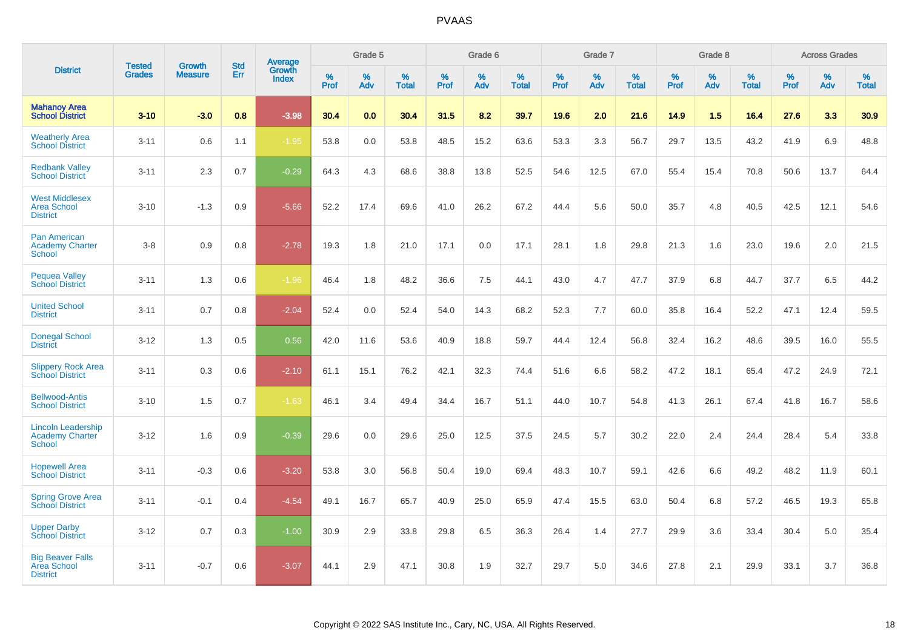# PVAAS

| District | Tested Grades | Growth Measure | Std Err | Average Growth Index | Grade 5 | | | Grade 6 | | | Grade 7 | | | Grade 8 | | | Across Grades | | |
|---|---|---|---|---|---|---|---|---|---|---|---|---|---|---|---|---|---|---|---|
| | | | | | % Prof | % Adv | % Total | % Prof | % Adv | % Total | % Prof | % Adv | % Total | % Prof | % Adv | % Total | % Prof | % Adv | % Total |
| **Mahanoy Area School District** | **3-10** | **-3.0** | **0.8** | **-3.98** | **30.4** | **0.0** | **30.4** | **31.5** | **8.2** | **39.7** | **19.6** | **2.0** | **21.6** | **14.9** | **1.5** | **16.4** | **27.6** | **3.3** | **30.9** |
| Weatherly Area School District | 3-11 | 0.6 | 1.1 | -1.95 | 53.8 | 0.0 | 53.8 | 48.5 | 15.2 | 63.6 | 53.3 | 3.3 | 56.7 | 29.7 | 13.5 | 43.2 | 41.9 | 6.9 | 48.8 |
| Redbank Valley School District | 3-11 | 2.3 | 0.7 | -0.29 | 64.3 | 4.3 | 68.6 | 38.8 | 13.8 | 52.5 | 54.6 | 12.5 | 67.0 | 55.4 | 15.4 | 70.8 | 50.6 | 13.7 | 64.4 |
| West Middlesex Area School District | 3-10 | -1.3 | 0.9 | -5.66 | 52.2 | 17.4 | 69.6 | 41.0 | 26.2 | 67.2 | 44.4 | 5.6 | 50.0 | 35.7 | 4.8 | 40.5 | 42.5 | 12.1 | 54.6 |
| Pan American Academy Charter School | 3-8 | 0.9 | 0.8 | -2.78 | 19.3 | 1.8 | 21.0 | 17.1 | 0.0 | 17.1 | 28.1 | 1.8 | 29.8 | 21.3 | 1.6 | 23.0 | 19.6 | 2.0 | 21.5 |
| Pequea Valley School District | 3-11 | 1.3 | 0.6 | -1.96 | 46.4 | 1.8 | 48.2 | 36.6 | 7.5 | 44.1 | 43.0 | 4.7 | 47.7 | 37.9 | 6.8 | 44.7 | 37.7 | 6.5 | 44.2 |
| United School District | 3-11 | 0.7 | 0.8 | -2.04 | 52.4 | 0.0 | 52.4 | 54.0 | 14.3 | 68.2 | 52.3 | 7.7 | 60.0 | 35.8 | 16.4 | 52.2 | 47.1 | 12.4 | 59.5 |
| Donegal School District | 3-12 | 1.3 | 0.5 | 0.56 | 42.0 | 11.6 | 53.6 | 40.9 | 18.8 | 59.7 | 44.4 | 12.4 | 56.8 | 32.4 | 16.2 | 48.6 | 39.5 | 16.0 | 55.5 |
| Slippery Rock Area School District | 3-11 | 0.3 | 0.6 | -2.10 | 61.1 | 15.1 | 76.2 | 42.1 | 32.3 | 74.4 | 51.6 | 6.6 | 58.2 | 47.2 | 18.1 | 65.4 | 47.2 | 24.9 | 72.1 |
| Bellwood-Antis School District | 3-10 | 1.5 | 0.7 | -1.63 | 46.1 | 3.4 | 49.4 | 34.4 | 16.7 | 51.1 | 44.0 | 10.7 | 54.8 | 41.3 | 26.1 | 67.4 | 41.8 | 16.7 | 58.6 |
| Lincoln Leadership Academy Charter School | 3-12 | 1.6 | 0.9 | -0.39 | 29.6 | 0.0 | 29.6 | 25.0 | 12.5 | 37.5 | 24.5 | 5.7 | 30.2 | 22.0 | 2.4 | 24.4 | 28.4 | 5.4 | 33.8 |
| Hopewell Area School District | 3-11 | -0.3 | 0.6 | -3.20 | 53.8 | 3.0 | 56.8 | 50.4 | 19.0 | 69.4 | 48.3 | 10.7 | 59.1 | 42.6 | 6.6 | 49.2 | 48.2 | 11.9 | 60.1 |
| Spring Grove Area School District | 3-11 | -0.1 | 0.4 | -4.54 | 49.1 | 16.7 | 65.7 | 40.9 | 25.0 | 65.9 | 47.4 | 15.5 | 63.0 | 50.4 | 6.8 | 57.2 | 46.5 | 19.3 | 65.8 |
| Upper Darby School District | 3-12 | 0.7 | 0.3 | -1.00 | 30.9 | 2.9 | 33.8 | 29.8 | 6.5 | 36.3 | 26.4 | 1.4 | 27.7 | 29.9 | 3.6 | 33.4 | 30.4 | 5.0 | 35.4 |
| Big Beaver Falls Area School District | 3-11 | -0.7 | 0.6 | -3.07 | 44.1 | 2.9 | 47.1 | 30.8 | 1.9 | 32.7 | 29.7 | 5.0 | 34.6 | 27.8 | 2.1 | 29.9 | 33.1 | 3.7 | 36.8 |

Copyright © 2022 SAS Institute Inc., Cary, NC, USA. All Rights Reserved.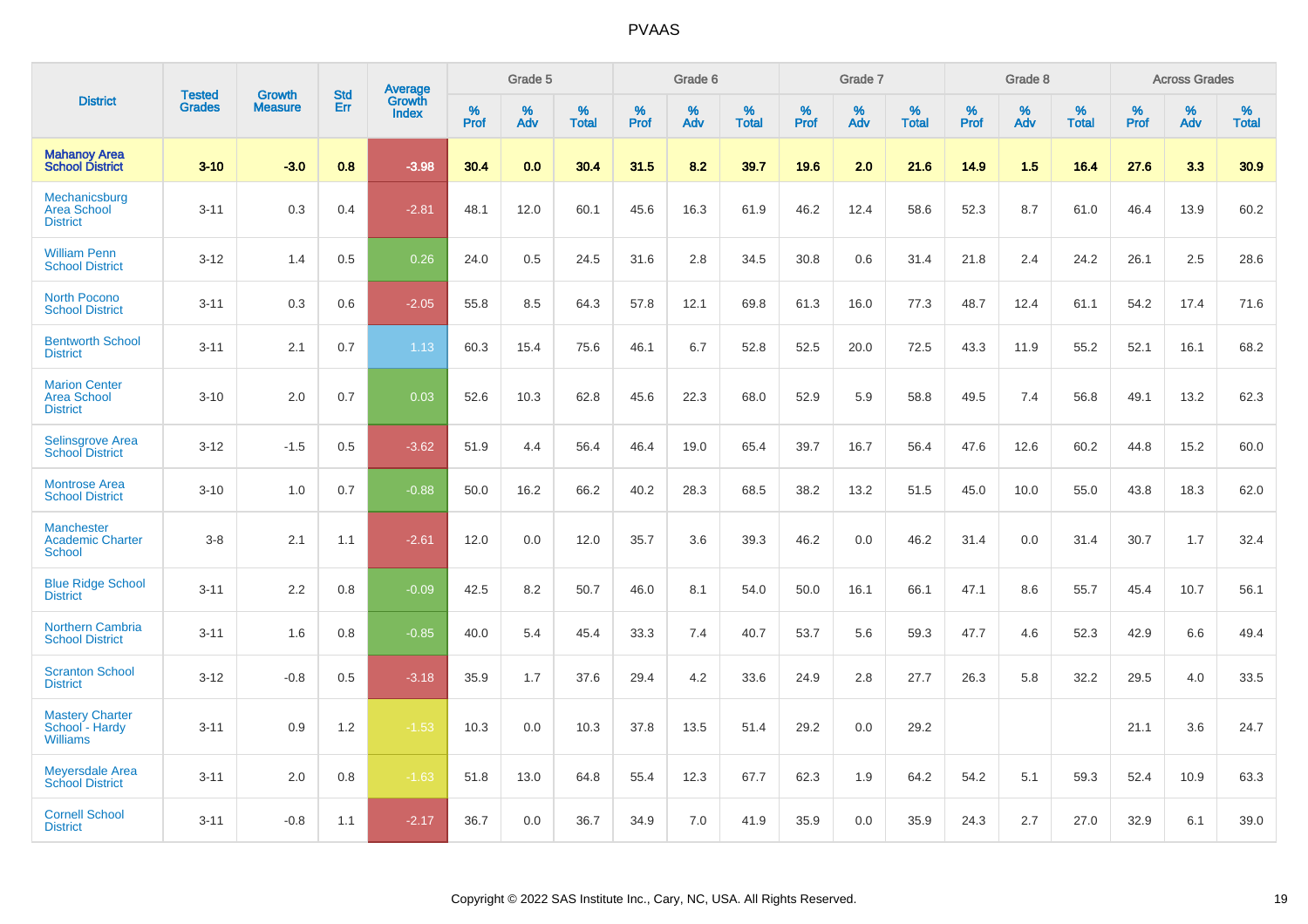# PVAAS

| District | Tested Grades | Growth Measure | Std Err | Average Growth Index | Grade 5 | | | Grade 6 | | | Grade 7 | | | Grade 8 | | | Across Grades | | |
|---|---|---|---|---|---|---|---|---|---|---|---|---|---|---|---|---|---|---|---|
| | | | | | % Prof | % Adv | % Total | % Prof | % Adv | % Total | % Prof | % Adv | % Total | % Prof | % Adv | % Total | % Prof | % Adv | % Total |
| **Mahanoy Area School District** | **3-10** | **-3.0** | **0.8** | **-3.98** | **30.4** | **0.0** | **30.4** | **31.5** | **8.2** | **39.7** | **19.6** | **2.0** | **21.6** | **14.9** | **1.5** | **16.4** | **27.6** | **3.3** | **30.9** |
| Mechanicsburg Area School District | 3-11 | 0.3 | 0.4 | -2.81 | 48.1 | 12.0 | 60.1 | 45.6 | 16.3 | 61.9 | 46.2 | 12.4 | 58.6 | 52.3 | 8.7 | 61.0 | 46.4 | 13.9 | 60.2 |
| William Penn School District | 3-12 | 1.4 | 0.5 | 0.26 | 24.0 | 0.5 | 24.5 | 31.6 | 2.8 | 34.5 | 30.8 | 0.6 | 31.4 | 21.8 | 2.4 | 24.2 | 26.1 | 2.5 | 28.6 |
| North Pocono School District | 3-11 | 0.3 | 0.6 | -2.05 | 55.8 | 8.5 | 64.3 | 57.8 | 12.1 | 69.8 | 61.3 | 16.0 | 77.3 | 48.7 | 12.4 | 61.1 | 54.2 | 17.4 | 71.6 |
| Bentworth School District | 3-11 | 2.1 | 0.7 | 1.13 | 60.3 | 15.4 | 75.6 | 46.1 | 6.7 | 52.8 | 52.5 | 20.0 | 72.5 | 43.3 | 11.9 | 55.2 | 52.1 | 16.1 | 68.2 |
| Marion Center Area School District | 3-10 | 2.0 | 0.7 | 0.03 | 52.6 | 10.3 | 62.8 | 45.6 | 22.3 | 68.0 | 52.9 | 5.9 | 58.8 | 49.5 | 7.4 | 56.8 | 49.1 | 13.2 | 62.3 |
| Selinsgrove Area School District | 3-12 | -1.5 | 0.5 | -3.62 | 51.9 | 4.4 | 56.4 | 46.4 | 19.0 | 65.4 | 39.7 | 16.7 | 56.4 | 47.6 | 12.6 | 60.2 | 44.8 | 15.2 | 60.0 |
| Montrose Area School District | 3-10 | 1.0 | 0.7 | -0.88 | 50.0 | 16.2 | 66.2 | 40.2 | 28.3 | 68.5 | 38.2 | 13.2 | 51.5 | 45.0 | 10.0 | 55.0 | 43.8 | 18.3 | 62.0 |
| Manchester Academic Charter School | 3-8 | 2.1 | 1.1 | -2.61 | 12.0 | 0.0 | 12.0 | 35.7 | 3.6 | 39.3 | 46.2 | 0.0 | 46.2 | 31.4 | 0.0 | 31.4 | 30.7 | 1.7 | 32.4 |
| Blue Ridge School District | 3-11 | 2.2 | 0.8 | -0.09 | 42.5 | 8.2 | 50.7 | 46.0 | 8.1 | 54.0 | 50.0 | 16.1 | 66.1 | 47.1 | 8.6 | 55.7 | 45.4 | 10.7 | 56.1 |
| Northern Cambria School District | 3-11 | 1.6 | 0.8 | -0.85 | 40.0 | 5.4 | 45.4 | 33.3 | 7.4 | 40.7 | 53.7 | 5.6 | 59.3 | 47.7 | 4.6 | 52.3 | 42.9 | 6.6 | 49.4 |
| Scranton School District | 3-12 | -0.8 | 0.5 | -3.18 | 35.9 | 1.7 | 37.6 | 29.4 | 4.2 | 33.6 | 24.9 | 2.8 | 27.7 | 26.3 | 5.8 | 32.2 | 29.5 | 4.0 | 33.5 |
| Mastery Charter School - Hardy Williams | 3-11 | 0.9 | 1.2 | -1.53 | 10.3 | 0.0 | 10.3 | 37.8 | 13.5 | 51.4 | 29.2 | 0.0 | 29.2 | | | | 21.1 | 3.6 | 24.7 |
| Meyersdale Area School District | 3-11 | 2.0 | 0.8 | -1.63 | 51.8 | 13.0 | 64.8 | 55.4 | 12.3 | 67.7 | 62.3 | 1.9 | 64.2 | 54.2 | 5.1 | 59.3 | 52.4 | 10.9 | 63.3 |
| Cornell School District | 3-11 | -0.8 | 1.1 | -2.17 | 36.7 | 0.0 | 36.7 | 34.9 | 7.0 | 41.9 | 35.9 | 0.0 | 35.9 | 24.3 | 2.7 | 27.0 | 32.9 | 6.1 | 39.0 |

Copyright © 2022 SAS Institute Inc., Cary, NC, USA. All Rights Reserved.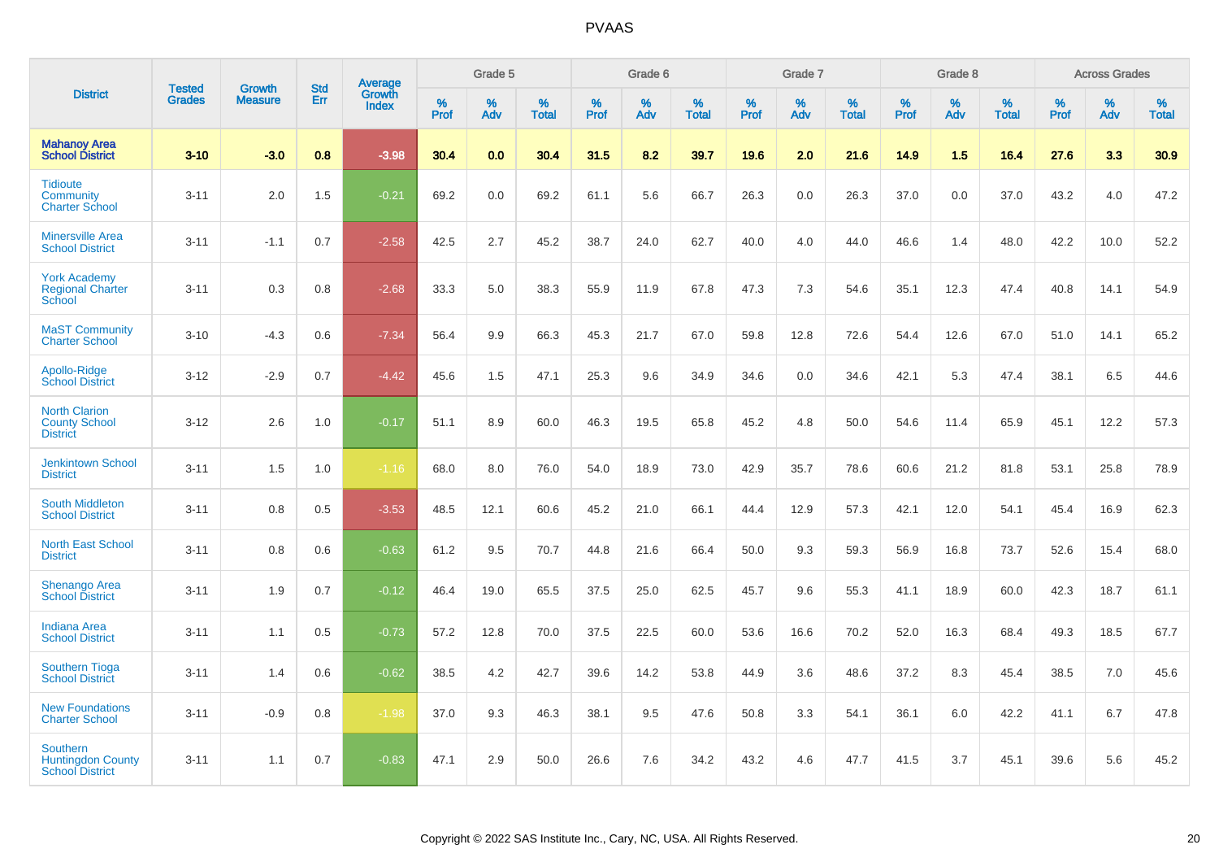| District | Tested Grades | Growth Measure | Std Err | Average Growth Index | Grade 5 | | | Grade 6 | | | Grade 7 | | | Grade 8 | | | Across Grades | | |
|---|---|---|---|---|---|---|---|---|---|---|---|---|---|---|---|---|---|---|---|
| | | | | | % Prof | % Adv | % Total | % Prof | % Adv | % Total | % Prof | % Adv | % Total | % Prof | % Adv | % Total | % Prof | % Adv | % Total |
| **Mahanoy Area School District** | **3-10** | **-3.0** | **0.8** | **-3.98** | **30.4** | **0.0** | **30.4** | **31.5** | **8.2** | **39.7** | **19.6** | **2.0** | **21.6** | **14.9** | **1.5** | **16.4** | **27.6** | **3.3** | **30.9** |
| Tidioute Community Charter School | 3-11 | 2.0 | 1.5 | -0.21 | 69.2 | 0.0 | 69.2 | 61.1 | 5.6 | 66.7 | 26.3 | 0.0 | 26.3 | 37.0 | 0.0 | 37.0 | 43.2 | 4.0 | 47.2 |
| Minersville Area School District | 3-11 | -1.1 | 0.7 | -2.58 | 42.5 | 2.7 | 45.2 | 38.7 | 24.0 | 62.7 | 40.0 | 4.0 | 44.0 | 46.6 | 1.4 | 48.0 | 42.2 | 10.0 | 52.2 |
| York Academy Regional Charter School | 3-11 | 0.3 | 0.8 | -2.68 | 33.3 | 5.0 | 38.3 | 55.9 | 11.9 | 67.8 | 47.3 | 7.3 | 54.6 | 35.1 | 12.3 | 47.4 | 40.8 | 14.1 | 54.9 |
| MaST Community Charter School | 3-10 | -4.3 | 0.6 | -7.34 | 56.4 | 9.9 | 66.3 | 45.3 | 21.7 | 67.0 | 59.8 | 12.8 | 72.6 | 54.4 | 12.6 | 67.0 | 51.0 | 14.1 | 65.2 |
| Apollo-Ridge School District | 3-12 | -2.9 | 0.7 | -4.42 | 45.6 | 1.5 | 47.1 | 25.3 | 9.6 | 34.9 | 34.6 | 0.0 | 34.6 | 42.1 | 5.3 | 47.4 | 38.1 | 6.5 | 44.6 |
| North Clarion County School District | 3-12 | 2.6 | 1.0 | -0.17 | 51.1 | 8.9 | 60.0 | 46.3 | 19.5 | 65.8 | 45.2 | 4.8 | 50.0 | 54.6 | 11.4 | 65.9 | 45.1 | 12.2 | 57.3 |
| Jenkintown School District | 3-11 | 1.5 | 1.0 | -1.16 | 68.0 | 8.0 | 76.0 | 54.0 | 18.9 | 73.0 | 42.9 | 35.7 | 78.6 | 60.6 | 21.2 | 81.8 | 53.1 | 25.8 | 78.9 |
| South Middleton School District | 3-11 | 0.8 | 0.5 | -3.53 | 48.5 | 12.1 | 60.6 | 45.2 | 21.0 | 66.1 | 44.4 | 12.9 | 57.3 | 42.1 | 12.0 | 54.1 | 45.4 | 16.9 | 62.3 |
| North East School District | 3-11 | 0.8 | 0.6 | -0.63 | 61.2 | 9.5 | 70.7 | 44.8 | 21.6 | 66.4 | 50.0 | 9.3 | 59.3 | 56.9 | 16.8 | 73.7 | 52.6 | 15.4 | 68.0 |
| Shenango Area School District | 3-11 | 1.9 | 0.7 | -0.12 | 46.4 | 19.0 | 65.5 | 37.5 | 25.0 | 62.5 | 45.7 | 9.6 | 55.3 | 41.1 | 18.9 | 60.0 | 42.3 | 18.7 | 61.1 |
| Indiana Area School District | 3-11 | 1.1 | 0.5 | -0.73 | 57.2 | 12.8 | 70.0 | 37.5 | 22.5 | 60.0 | 53.6 | 16.6 | 70.2 | 52.0 | 16.3 | 68.4 | 49.3 | 18.5 | 67.7 |
| Southern Tioga School District | 3-11 | 1.4 | 0.6 | -0.62 | 38.5 | 4.2 | 42.7 | 39.6 | 14.2 | 53.8 | 44.9 | 3.6 | 48.6 | 37.2 | 8.3 | 45.4 | 38.5 | 7.0 | 45.6 |
| New Foundations Charter School | 3-11 | -0.9 | 0.8 | -1.98 | 37.0 | 9.3 | 46.3 | 38.1 | 9.5 | 47.6 | 50.8 | 3.3 | 54.1 | 36.1 | 6.0 | 42.2 | 41.1 | 6.7 | 47.8 |
| Southern Huntingdon County School District | 3-11 | 1.1 | 0.7 | -0.83 | 47.1 | 2.9 | 50.0 | 26.6 | 7.6 | 34.2 | 43.2 | 4.6 | 47.7 | 41.5 | 3.7 | 45.1 | 39.6 | 5.6 | 45.2 |

Copyright © 2022 SAS Institute Inc., Cary, NC, USA. All Rights Reserved.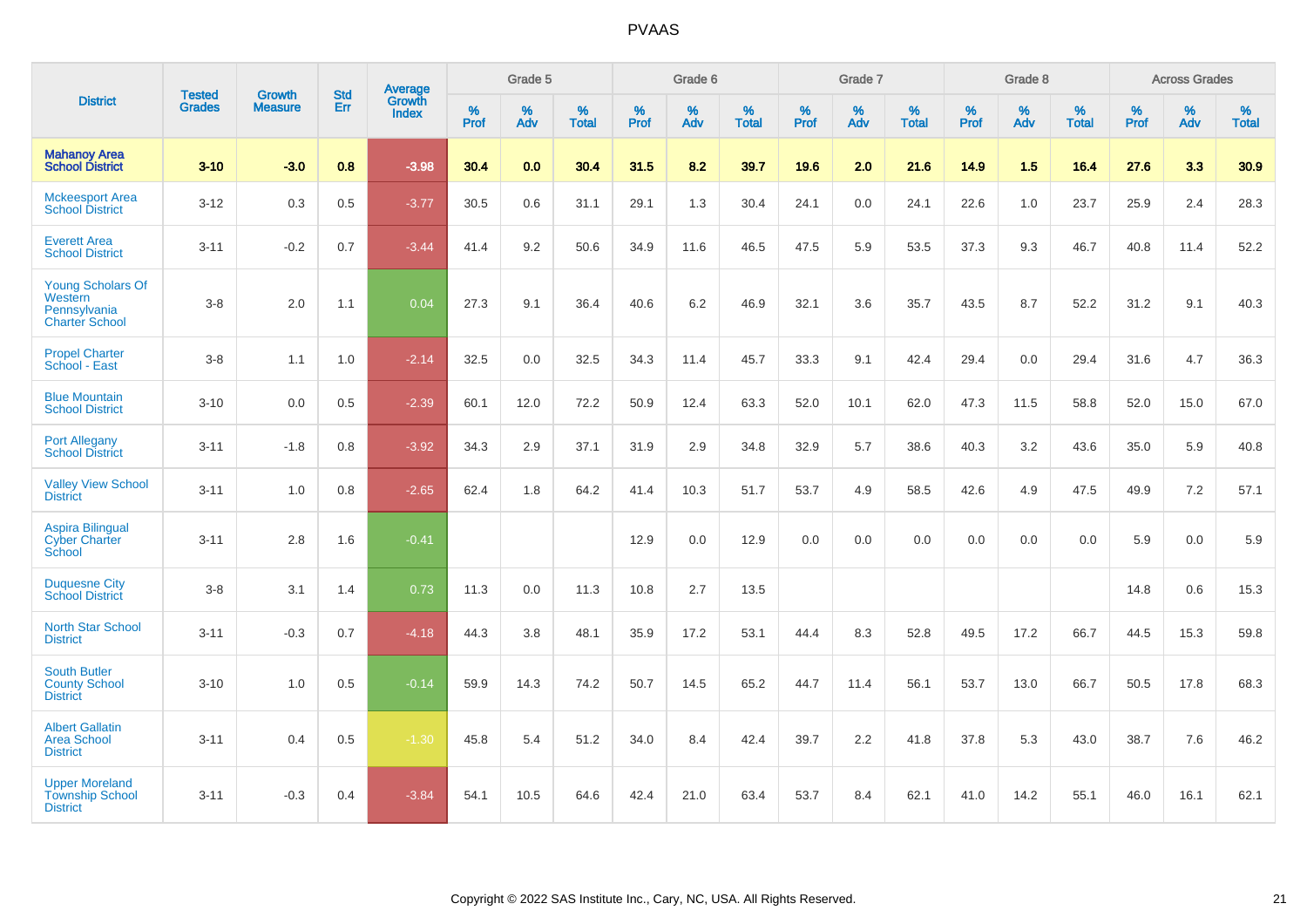| District | Tested Grades | Growth Measure | Std Err | Average Growth Index | Grade 5 | | | Grade 6 | | | Grade 7 | | | Grade 8 | | | Across Grades | | |
|---|---|---|---|---|---|---|---|---|---|---|---|---|---|---|---|---|---|---|---|
| | | | | | % Prof | % Adv | % Total | % Prof | % Adv | % Total | % Prof | % Adv | % Total | % Prof | % Adv | % Total | % Prof | % Adv | % Total |
| **Mahanoy Area School District** | **3-10** | **-3.0** | **0.8** | **-3.98** | **30.4** | **0.0** | **30.4** | **31.5** | **8.2** | **39.7** | **19.6** | **2.0** | **21.6** | **14.9** | **1.5** | **16.4** | **27.6** | **3.3** | **30.9** |
| Mckeesport Area School District | 3-12 | 0.3 | 0.5 | -3.77 | 30.5 | 0.6 | 31.1 | 29.1 | 1.3 | 30.4 | 24.1 | 0.0 | 24.1 | 22.6 | 1.0 | 23.7 | 25.9 | 2.4 | 28.3 |
| Everett Area School District | 3-11 | -0.2 | 0.7 | -3.44 | 41.4 | 9.2 | 50.6 | 34.9 | 11.6 | 46.5 | 47.5 | 5.9 | 53.5 | 37.3 | 9.3 | 46.7 | 40.8 | 11.4 | 52.2 |
| Young Scholars Of Western Pennsylvania Charter School | 3-8 | 2.0 | 1.1 | 0.04 | 27.3 | 9.1 | 36.4 | 40.6 | 6.2 | 46.9 | 32.1 | 3.6 | 35.7 | 43.5 | 8.7 | 52.2 | 31.2 | 9.1 | 40.3 |
| Propel Charter School - East | 3-8 | 1.1 | 1.0 | -2.14 | 32.5 | 0.0 | 32.5 | 34.3 | 11.4 | 45.7 | 33.3 | 9.1 | 42.4 | 29.4 | 0.0 | 29.4 | 31.6 | 4.7 | 36.3 |
| Blue Mountain School District | 3-10 | 0.0 | 0.5 | -2.39 | 60.1 | 12.0 | 72.2 | 50.9 | 12.4 | 63.3 | 52.0 | 10.1 | 62.0 | 47.3 | 11.5 | 58.8 | 52.0 | 15.0 | 67.0 |
| Port Allegany School District | 3-11 | -1.8 | 0.8 | -3.92 | 34.3 | 2.9 | 37.1 | 31.9 | 2.9 | 34.8 | 32.9 | 5.7 | 38.6 | 40.3 | 3.2 | 43.6 | 35.0 | 5.9 | 40.8 |
| Valley View School District | 3-11 | 1.0 | 0.8 | -2.65 | 62.4 | 1.8 | 64.2 | 41.4 | 10.3 | 51.7 | 53.7 | 4.9 | 58.5 | 42.6 | 4.9 | 47.5 | 49.9 | 7.2 | 57.1 |
| Aspira Bilingual Cyber Charter School | 3-11 | 2.8 | 1.6 | -0.41 | | | | 12.9 | 0.0 | 12.9 | 0.0 | 0.0 | 0.0 | 0.0 | 0.0 | 0.0 | 5.9 | 0.0 | 5.9 |
| Duquesne City School District | 3-8 | 3.1 | 1.4 | 0.73 | 11.3 | 0.0 | 11.3 | 10.8 | 2.7 | 13.5 | | | | | | | 14.8 | 0.6 | 15.3 |
| North Star School District | 3-11 | -0.3 | 0.7 | -4.18 | 44.3 | 3.8 | 48.1 | 35.9 | 17.2 | 53.1 | 44.4 | 8.3 | 52.8 | 49.5 | 17.2 | 66.7 | 44.5 | 15.3 | 59.8 |
| South Butler County School District | 3-10 | 1.0 | 0.5 | -0.14 | 59.9 | 14.3 | 74.2 | 50.7 | 14.5 | 65.2 | 44.7 | 11.4 | 56.1 | 53.7 | 13.0 | 66.7 | 50.5 | 17.8 | 68.3 |
| Albert Gallatin Area School District | 3-11 | 0.4 | 0.5 | -1.30 | 45.8 | 5.4 | 51.2 | 34.0 | 8.4 | 42.4 | 39.7 | 2.2 | 41.8 | 37.8 | 5.3 | 43.0 | 38.7 | 7.6 | 46.2 |
| Upper Moreland Township School District | 3-11 | -0.3 | 0.4 | -3.84 | 54.1 | 10.5 | 64.6 | 42.4 | 21.0 | 63.4 | 53.7 | 8.4 | 62.1 | 41.0 | 14.2 | 55.1 | 46.0 | 16.1 | 62.1 |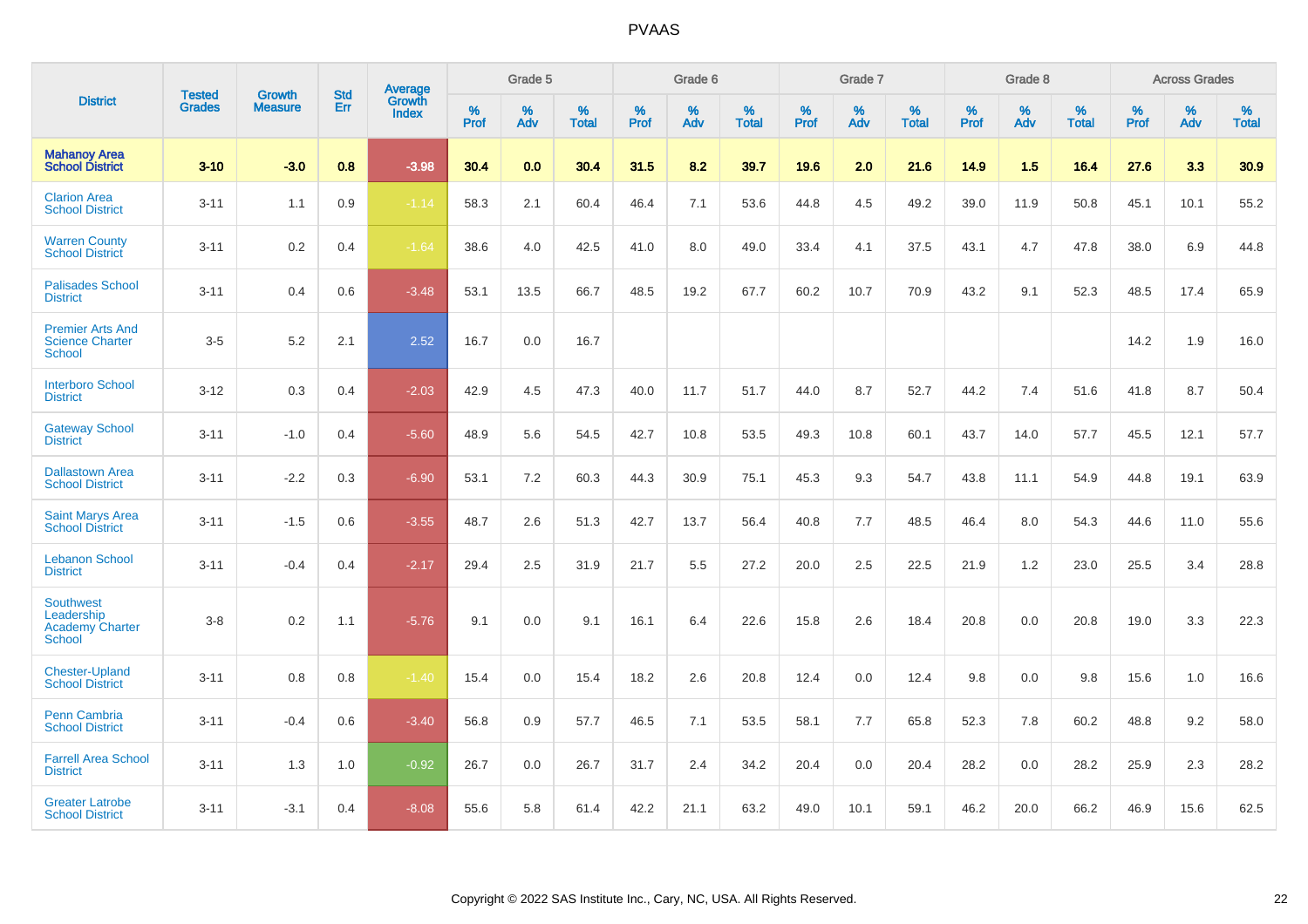# PVAAS

| District | Tested Grades | Growth Measure | Std Err | Average Growth Index | Grade 5 | | | Grade 6 | | | Grade 7 | | | Grade 8 | | | Across Grades | | |
|---|---|---|---|---|---|---|---|---|---|---|---|---|---|---|---|---|---|---|---|
| | | | | | % Prof | % Adv | % Total | % Prof | % Adv | % Total | % Prof | % Adv | % Total | % Prof | % Adv | % Total | % Prof | % Adv | % Total |
| **Mahanoy Area School District** | **3-10** | **-3.0** | **0.8** | **-3.98** | **30.4** | **0.0** | **30.4** | **31.5** | **8.2** | **39.7** | **19.6** | **2.0** | **21.6** | **14.9** | **1.5** | **16.4** | **27.6** | **3.3** | **30.9** |
| Clarion Area School District | 3-11 | 1.1 | 0.9 | -1.14 | 58.3 | 2.1 | 60.4 | 46.4 | 7.1 | 53.6 | 44.8 | 4.5 | 49.2 | 39.0 | 11.9 | 50.8 | 45.1 | 10.1 | 55.2 |
| Warren County School District | 3-11 | 0.2 | 0.4 | -1.64 | 38.6 | 4.0 | 42.5 | 41.0 | 8.0 | 49.0 | 33.4 | 4.1 | 37.5 | 43.1 | 4.7 | 47.8 | 38.0 | 6.9 | 44.8 |
| Palisades School District | 3-11 | 0.4 | 0.6 | -3.48 | 53.1 | 13.5 | 66.7 | 48.5 | 19.2 | 67.7 | 60.2 | 10.7 | 70.9 | 43.2 | 9.1 | 52.3 | 48.5 | 17.4 | 65.9 |
| Premier Arts And Science Charter School | 3-5 | 5.2 | 2.1 | 2.52 | 16.7 | 0.0 | 16.7 | | | | | | | | | | 14.2 | 1.9 | 16.0 |
| Interboro School District | 3-12 | 0.3 | 0.4 | -2.03 | 42.9 | 4.5 | 47.3 | 40.0 | 11.7 | 51.7 | 44.0 | 8.7 | 52.7 | 44.2 | 7.4 | 51.6 | 41.8 | 8.7 | 50.4 |
| Gateway School District | 3-11 | -1.0 | 0.4 | -5.60 | 48.9 | 5.6 | 54.5 | 42.7 | 10.8 | 53.5 | 49.3 | 10.8 | 60.1 | 43.7 | 14.0 | 57.7 | 45.5 | 12.1 | 57.7 |
| Dallastown Area School District | 3-11 | -2.2 | 0.3 | -6.90 | 53.1 | 7.2 | 60.3 | 44.3 | 30.9 | 75.1 | 45.3 | 9.3 | 54.7 | 43.8 | 11.1 | 54.9 | 44.8 | 19.1 | 63.9 |
| Saint Marys Area School District | 3-11 | -1.5 | 0.6 | -3.55 | 48.7 | 2.6 | 51.3 | 42.7 | 13.7 | 56.4 | 40.8 | 7.7 | 48.5 | 46.4 | 8.0 | 54.3 | 44.6 | 11.0 | 55.6 |
| Lebanon School District | 3-11 | -0.4 | 0.4 | -2.17 | 29.4 | 2.5 | 31.9 | 21.7 | 5.5 | 27.2 | 20.0 | 2.5 | 22.5 | 21.9 | 1.2 | 23.0 | 25.5 | 3.4 | 28.8 |
| Southwest Leadership Academy Charter School | 3-8 | 0.2 | 1.1 | -5.76 | 9.1 | 0.0 | 9.1 | 16.1 | 6.4 | 22.6 | 15.8 | 2.6 | 18.4 | 20.8 | 0.0 | 20.8 | 19.0 | 3.3 | 22.3 |
| Chester-Upland School District | 3-11 | 0.8 | 0.8 | -1.40 | 15.4 | 0.0 | 15.4 | 18.2 | 2.6 | 20.8 | 12.4 | 0.0 | 12.4 | 9.8 | 0.0 | 9.8 | 15.6 | 1.0 | 16.6 |
| Penn Cambria School District | 3-11 | -0.4 | 0.6 | -3.40 | 56.8 | 0.9 | 57.7 | 46.5 | 7.1 | 53.5 | 58.1 | 7.7 | 65.8 | 52.3 | 7.8 | 60.2 | 48.8 | 9.2 | 58.0 |
| Farrell Area School District | 3-11 | 1.3 | 1.0 | -0.92 | 26.7 | 0.0 | 26.7 | 31.7 | 2.4 | 34.2 | 20.4 | 0.0 | 20.4 | 28.2 | 0.0 | 28.2 | 25.9 | 2.3 | 28.2 |
| Greater Latrobe School District | 3-11 | -3.1 | 0.4 | -8.08 | 55.6 | 5.8 | 61.4 | 42.2 | 21.1 | 63.2 | 49.0 | 10.1 | 59.1 | 46.2 | 20.0 | 66.2 | 46.9 | 15.6 | 62.5 |

Copyright © 2022 SAS Institute Inc., Cary, NC, USA. All Rights Reserved.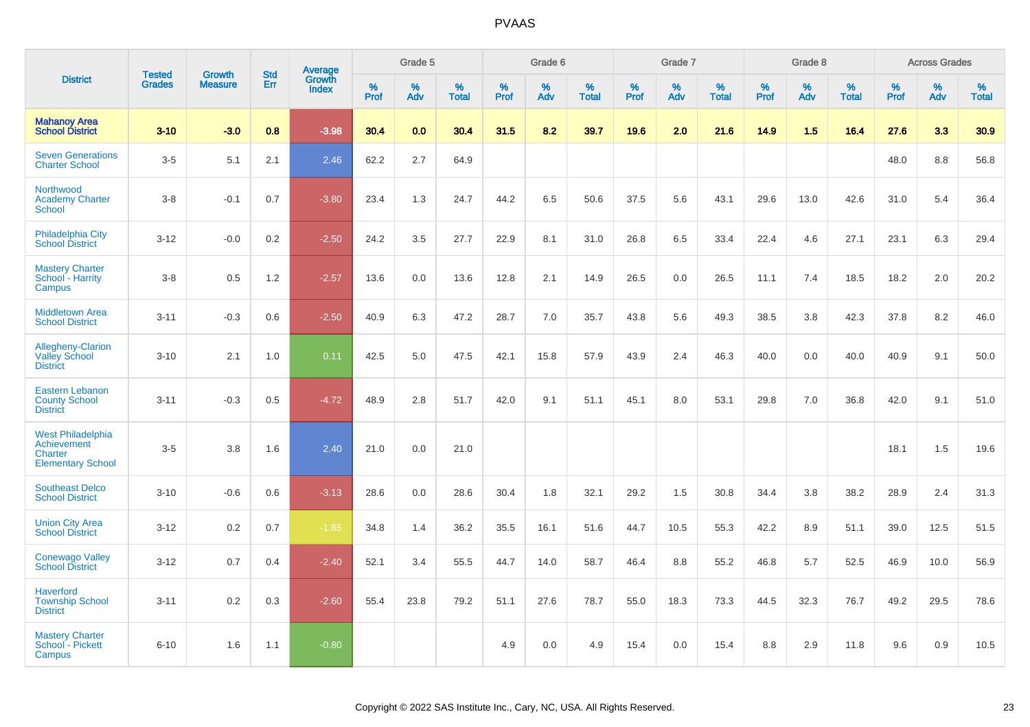# PVAAS

| District | Tested Grades | Growth Measure | Std Err | Average Growth Index | Grade 5 | | | Grade 6 | | | Grade 7 | | | Grade 8 | | | Across Grades | | |
|---|---|---|---|---|---|---|---|---|---|---|---|---|---|---|---|---|---|---|---|
| | | | | | % Prof | % Adv | % Total | % Prof | % Adv | % Total | % Prof | % Adv | % Total | % Prof | % Adv | % Total | % Prof | % Adv | % Total |
| **Mahanoy Area School District** | **3-10** | **-3.0** | **0.8** | **-3.98** | **30.4** | **0.0** | **30.4** | **31.5** | **8.2** | **39.7** | **19.6** | **2.0** | **21.6** | **14.9** | **1.5** | **16.4** | **27.6** | **3.3** | **30.9** |
| Seven Generations Charter School | 3-5 | 5.1 | 2.1 | 2.46 | 62.2 | 2.7 | 64.9 | | | | | | | | | | 48.0 | 8.8 | 56.8 |
| Northwood Academy Charter School | 3-8 | -0.1 | 0.7 | -3.80 | 23.4 | 1.3 | 24.7 | 44.2 | 6.5 | 50.6 | 37.5 | 5.6 | 43.1 | 29.6 | 13.0 | 42.6 | 31.0 | 5.4 | 36.4 |
| Philadelphia City School District | 3-12 | -0.0 | 0.2 | -2.50 | 24.2 | 3.5 | 27.7 | 22.9 | 8.1 | 31.0 | 26.8 | 6.5 | 33.4 | 22.4 | 4.6 | 27.1 | 23.1 | 6.3 | 29.4 |
| Mastery Charter School - Harrity Campus | 3-8 | 0.5 | 1.2 | -2.57 | 13.6 | 0.0 | 13.6 | 12.8 | 2.1 | 14.9 | 26.5 | 0.0 | 26.5 | 11.1 | 7.4 | 18.5 | 18.2 | 2.0 | 20.2 |
| Middletown Area School District | 3-11 | -0.3 | 0.6 | -2.50 | 40.9 | 6.3 | 47.2 | 28.7 | 7.0 | 35.7 | 43.8 | 5.6 | 49.3 | 38.5 | 3.8 | 42.3 | 37.8 | 8.2 | 46.0 |
| Allegheny-Clarion Valley School District | 3-10 | 2.1 | 1.0 | 0.11 | 42.5 | 5.0 | 47.5 | 42.1 | 15.8 | 57.9 | 43.9 | 2.4 | 46.3 | 40.0 | 0.0 | 40.0 | 40.9 | 9.1 | 50.0 |
| Eastern Lebanon County School District | 3-11 | -0.3 | 0.5 | -4.72 | 48.9 | 2.8 | 51.7 | 42.0 | 9.1 | 51.1 | 45.1 | 8.0 | 53.1 | 29.8 | 7.0 | 36.8 | 42.0 | 9.1 | 51.0 |
| West Philadelphia Achievement Charter Elementary School | 3-5 | 3.8 | 1.6 | 2.40 | 21.0 | 0.0 | 21.0 | | | | | | | | | | 18.1 | 1.5 | 19.6 |
| Southeast Delco School District | 3-10 | -0.6 | 0.6 | -3.13 | 28.6 | 0.0 | 28.6 | 30.4 | 1.8 | 32.1 | 29.2 | 1.5 | 30.8 | 34.4 | 3.8 | 38.2 | 28.9 | 2.4 | 31.3 |
| Union City Area School District | 3-12 | 0.2 | 0.7 | -1.85 | 34.8 | 1.4 | 36.2 | 35.5 | 16.1 | 51.6 | 44.7 | 10.5 | 55.3 | 42.2 | 8.9 | 51.1 | 39.0 | 12.5 | 51.5 |
| Conewago Valley School District | 3-12 | 0.7 | 0.4 | -2.40 | 52.1 | 3.4 | 55.5 | 44.7 | 14.0 | 58.7 | 46.4 | 8.8 | 55.2 | 46.8 | 5.7 | 52.5 | 46.9 | 10.0 | 56.9 |
| Haverford Township School District | 3-11 | 0.2 | 0.3 | -2.60 | 55.4 | 23.8 | 79.2 | 51.1 | 27.6 | 78.7 | 55.0 | 18.3 | 73.3 | 44.5 | 32.3 | 76.7 | 49.2 | 29.5 | 78.6 |
| Mastery Charter School - Pickett Campus | 6-10 | 1.6 | 1.1 | -0.80 | | | | 4.9 | 0.0 | 4.9 | 15.4 | 0.0 | 15.4 | 8.8 | 2.9 | 11.8 | 9.6 | 0.9 | 10.5 |

Copyright © 2022 SAS Institute Inc., Cary, NC, USA. All Rights Reserved.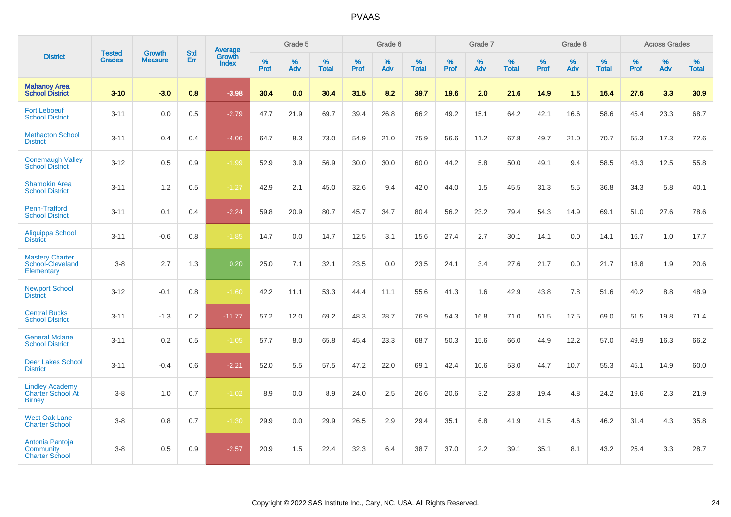# PVAAS

| District | Tested Grades | Growth Measure | Std Err | Average Growth Index | Grade 5 | | | Grade 6 | | | Grade 7 | | | Grade 8 | | | Across Grades | | |
|---|---|---|---|---|---|---|---|---|---|---|---|---|---|---|---|---|---|---|---|
| | | | | | % Prof | % Adv | % Total | % Prof | % Adv | % Total | % Prof | % Adv | % Total | % Prof | % Adv | % Total | % Prof | % Adv | % Total |
| **Mahanoy Area School District** | **3-10** | **-3.0** | **0.8** | **-3.98** | **30.4** | **0.0** | **30.4** | **31.5** | **8.2** | **39.7** | **19.6** | **2.0** | **21.6** | **14.9** | **1.5** | **16.4** | **27.6** | **3.3** | **30.9** |
| Fort Leboeuf School District | 3-11 | 0.0 | 0.5 | -2.79 | 47.7 | 21.9 | 69.7 | 39.4 | 26.8 | 66.2 | 49.2 | 15.1 | 64.2 | 42.1 | 16.6 | 58.6 | 45.4 | 23.3 | 68.7 |
| Methacton School District | 3-11 | 0.4 | 0.4 | -4.06 | 64.7 | 8.3 | 73.0 | 54.9 | 21.0 | 75.9 | 56.6 | 11.2 | 67.8 | 49.7 | 21.0 | 70.7 | 55.3 | 17.3 | 72.6 |
| Conemaugh Valley School District | 3-12 | 0.5 | 0.9 | -1.99 | 52.9 | 3.9 | 56.9 | 30.0 | 30.0 | 60.0 | 44.2 | 5.8 | 50.0 | 49.1 | 9.4 | 58.5 | 43.3 | 12.5 | 55.8 |
| Shamokin Area School District | 3-11 | 1.2 | 0.5 | -1.27 | 42.9 | 2.1 | 45.0 | 32.6 | 9.4 | 42.0 | 44.0 | 1.5 | 45.5 | 31.3 | 5.5 | 36.8 | 34.3 | 5.8 | 40.1 |
| Penn-Trafford School District | 3-11 | 0.1 | 0.4 | -2.24 | 59.8 | 20.9 | 80.7 | 45.7 | 34.7 | 80.4 | 56.2 | 23.2 | 79.4 | 54.3 | 14.9 | 69.1 | 51.0 | 27.6 | 78.6 |
| Aliquippa School District | 3-11 | -0.6 | 0.8 | -1.85 | 14.7 | 0.0 | 14.7 | 12.5 | 3.1 | 15.6 | 27.4 | 2.7 | 30.1 | 14.1 | 0.0 | 14.1 | 16.7 | 1.0 | 17.7 |
| Mastery Charter School-Cleveland Elementary | 3-8 | 2.7 | 1.3 | 0.20 | 25.0 | 7.1 | 32.1 | 23.5 | 0.0 | 23.5 | 24.1 | 3.4 | 27.6 | 21.7 | 0.0 | 21.7 | 18.8 | 1.9 | 20.6 |
| Newport School District | 3-12 | -0.1 | 0.8 | -1.60 | 42.2 | 11.1 | 53.3 | 44.4 | 11.1 | 55.6 | 41.3 | 1.6 | 42.9 | 43.8 | 7.8 | 51.6 | 40.2 | 8.8 | 48.9 |
| Central Bucks School District | 3-11 | -1.3 | 0.2 | -11.77 | 57.2 | 12.0 | 69.2 | 48.3 | 28.7 | 76.9 | 54.3 | 16.8 | 71.0 | 51.5 | 17.5 | 69.0 | 51.5 | 19.8 | 71.4 |
| General Mclane School District | 3-11 | 0.2 | 0.5 | -1.05 | 57.7 | 8.0 | 65.8 | 45.4 | 23.3 | 68.7 | 50.3 | 15.6 | 66.0 | 44.9 | 12.2 | 57.0 | 49.9 | 16.3 | 66.2 |
| Deer Lakes School District | 3-11 | -0.4 | 0.6 | -2.21 | 52.0 | 5.5 | 57.5 | 47.2 | 22.0 | 69.1 | 42.4 | 10.6 | 53.0 | 44.7 | 10.7 | 55.3 | 45.1 | 14.9 | 60.0 |
| Lindley Academy Charter School At Birney | 3-8 | 1.0 | 0.7 | -1.02 | 8.9 | 0.0 | 8.9 | 24.0 | 2.5 | 26.6 | 20.6 | 3.2 | 23.8 | 19.4 | 4.8 | 24.2 | 19.6 | 2.3 | 21.9 |
| West Oak Lane Charter School | 3-8 | 0.8 | 0.7 | -1.30 | 29.9 | 0.0 | 29.9 | 26.5 | 2.9 | 29.4 | 35.1 | 6.8 | 41.9 | 41.5 | 4.6 | 46.2 | 31.4 | 4.3 | 35.8 |
| Antonia Pantoja Community Charter School | 3-8 | 0.5 | 0.9 | -2.57 | 20.9 | 1.5 | 22.4 | 32.3 | 6.4 | 38.7 | 37.0 | 2.2 | 39.1 | 35.1 | 8.1 | 43.2 | 25.4 | 3.3 | 28.7 |

Copyright © 2022 SAS Institute Inc., Cary, NC, USA. All Rights Reserved.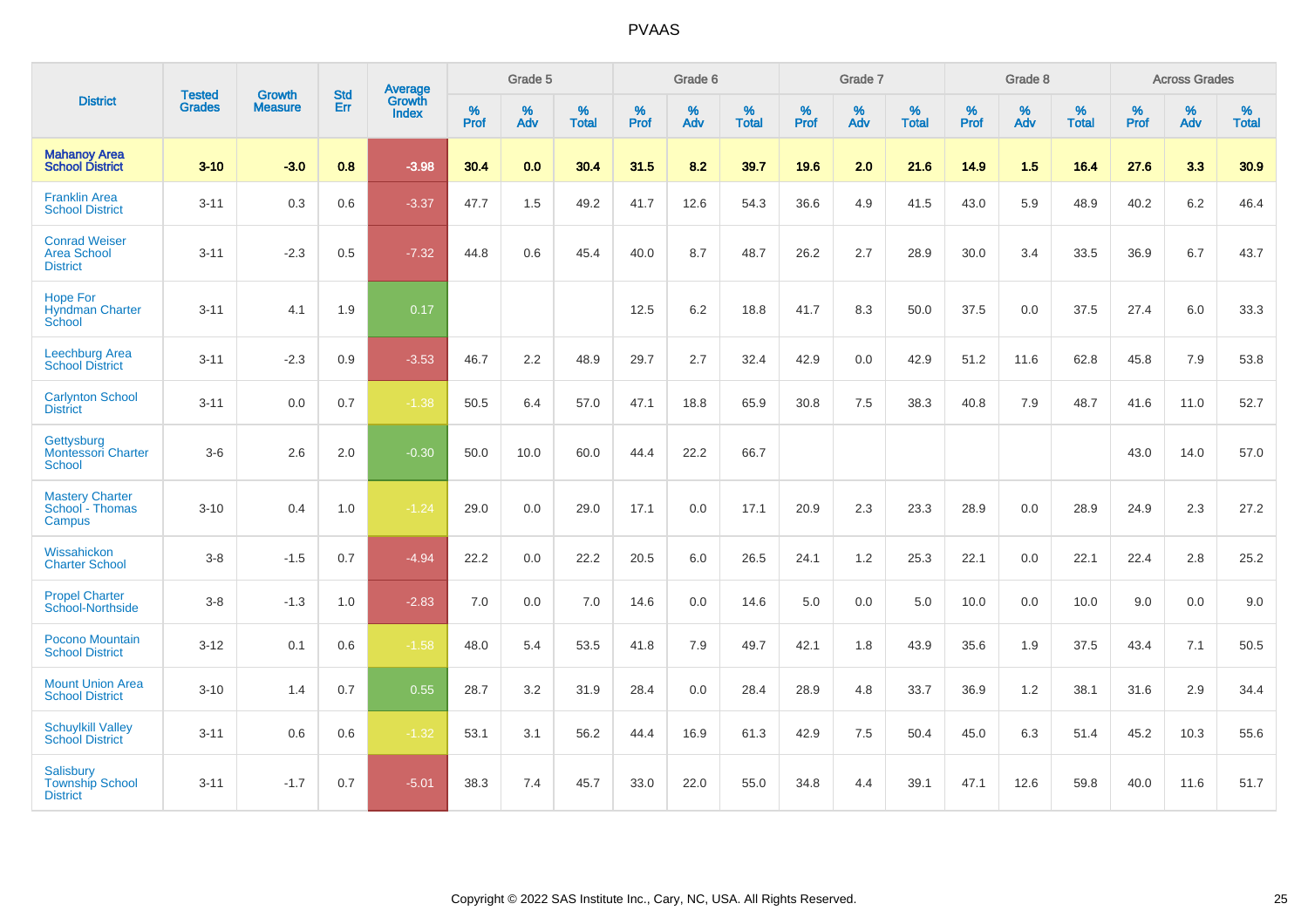# PVAAS

| District | Tested Grades | Growth Measure | Std Err | Average Growth Index | Grade 5 | | | Grade 6 | | | Grade 7 | | | Grade 8 | | | Across Grades | | |
|---|---|---|---|---|---|---|---|---|---|---|---|---|---|---|---|---|---|---|---|
| | | | | | % Prof | % Adv | % Total | % Prof | % Adv | % Total | % Prof | % Adv | % Total | % Prof | % Adv | % Total | % Prof | % Adv | % Total |
| **Mahanoy Area School District** | **3-10** | **-3.0** | **0.8** | **-3.98** | **30.4** | **0.0** | **30.4** | **31.5** | **8.2** | **39.7** | **19.6** | **2.0** | **21.6** | **14.9** | **1.5** | **16.4** | **27.6** | **3.3** | **30.9** |
| Franklin Area School District | 3-11 | 0.3 | 0.6 | -3.37 | 47.7 | 1.5 | 49.2 | 41.7 | 12.6 | 54.3 | 36.6 | 4.9 | 41.5 | 43.0 | 5.9 | 48.9 | 40.2 | 6.2 | 46.4 |
| Conrad Weiser Area School District | 3-11 | -2.3 | 0.5 | -7.32 | 44.8 | 0.6 | 45.4 | 40.0 | 8.7 | 48.7 | 26.2 | 2.7 | 28.9 | 30.0 | 3.4 | 33.5 | 36.9 | 6.7 | 43.7 |
| Hope For Hyndman Charter School | 3-11 | 4.1 | 1.9 | 0.17 | | | | 12.5 | 6.2 | 18.8 | 41.7 | 8.3 | 50.0 | 37.5 | 0.0 | 37.5 | 27.4 | 6.0 | 33.3 |
| Leechburg Area School District | 3-11 | -2.3 | 0.9 | -3.53 | 46.7 | 2.2 | 48.9 | 29.7 | 2.7 | 32.4 | 42.9 | 0.0 | 42.9 | 51.2 | 11.6 | 62.8 | 45.8 | 7.9 | 53.8 |
| Carlynton School District | 3-11 | 0.0 | 0.7 | -1.38 | 50.5 | 6.4 | 57.0 | 47.1 | 18.8 | 65.9 | 30.8 | 7.5 | 38.3 | 40.8 | 7.9 | 48.7 | 41.6 | 11.0 | 52.7 |
| Gettysburg Montessori Charter School | 3-6 | 2.6 | 2.0 | -0.30 | 50.0 | 10.0 | 60.0 | 44.4 | 22.2 | 66.7 | | | | | | | 43.0 | 14.0 | 57.0 |
| Mastery Charter School - Thomas Campus | 3-10 | 0.4 | 1.0 | -1.24 | 29.0 | 0.0 | 29.0 | 17.1 | 0.0 | 17.1 | 20.9 | 2.3 | 23.3 | 28.9 | 0.0 | 28.9 | 24.9 | 2.3 | 27.2 |
| Wissahickon Charter School | 3-8 | -1.5 | 0.7 | -4.94 | 22.2 | 0.0 | 22.2 | 20.5 | 6.0 | 26.5 | 24.1 | 1.2 | 25.3 | 22.1 | 0.0 | 22.1 | 22.4 | 2.8 | 25.2 |
| Propel Charter School-Northside | 3-8 | -1.3 | 1.0 | -2.83 | 7.0 | 0.0 | 7.0 | 14.6 | 0.0 | 14.6 | 5.0 | 0.0 | 5.0 | 10.0 | 0.0 | 10.0 | 9.0 | 0.0 | 9.0 |
| Pocono Mountain School District | 3-12 | 0.1 | 0.6 | -1.58 | 48.0 | 5.4 | 53.5 | 41.8 | 7.9 | 49.7 | 42.1 | 1.8 | 43.9 | 35.6 | 1.9 | 37.5 | 43.4 | 7.1 | 50.5 |
| Mount Union Area School District | 3-10 | 1.4 | 0.7 | 0.55 | 28.7 | 3.2 | 31.9 | 28.4 | 0.0 | 28.4 | 28.9 | 4.8 | 33.7 | 36.9 | 1.2 | 38.1 | 31.6 | 2.9 | 34.4 |
| Schuylkill Valley School District | 3-11 | 0.6 | 0.6 | -1.32 | 53.1 | 3.1 | 56.2 | 44.4 | 16.9 | 61.3 | 42.9 | 7.5 | 50.4 | 45.0 | 6.3 | 51.4 | 45.2 | 10.3 | 55.6 |
| Salisbury Township School District | 3-11 | -1.7 | 0.7 | -5.01 | 38.3 | 7.4 | 45.7 | 33.0 | 22.0 | 55.0 | 34.8 | 4.4 | 39.1 | 47.1 | 12.6 | 59.8 | 40.0 | 11.6 | 51.7 |

Copyright © 2022 SAS Institute Inc., Cary, NC, USA. All Rights Reserved.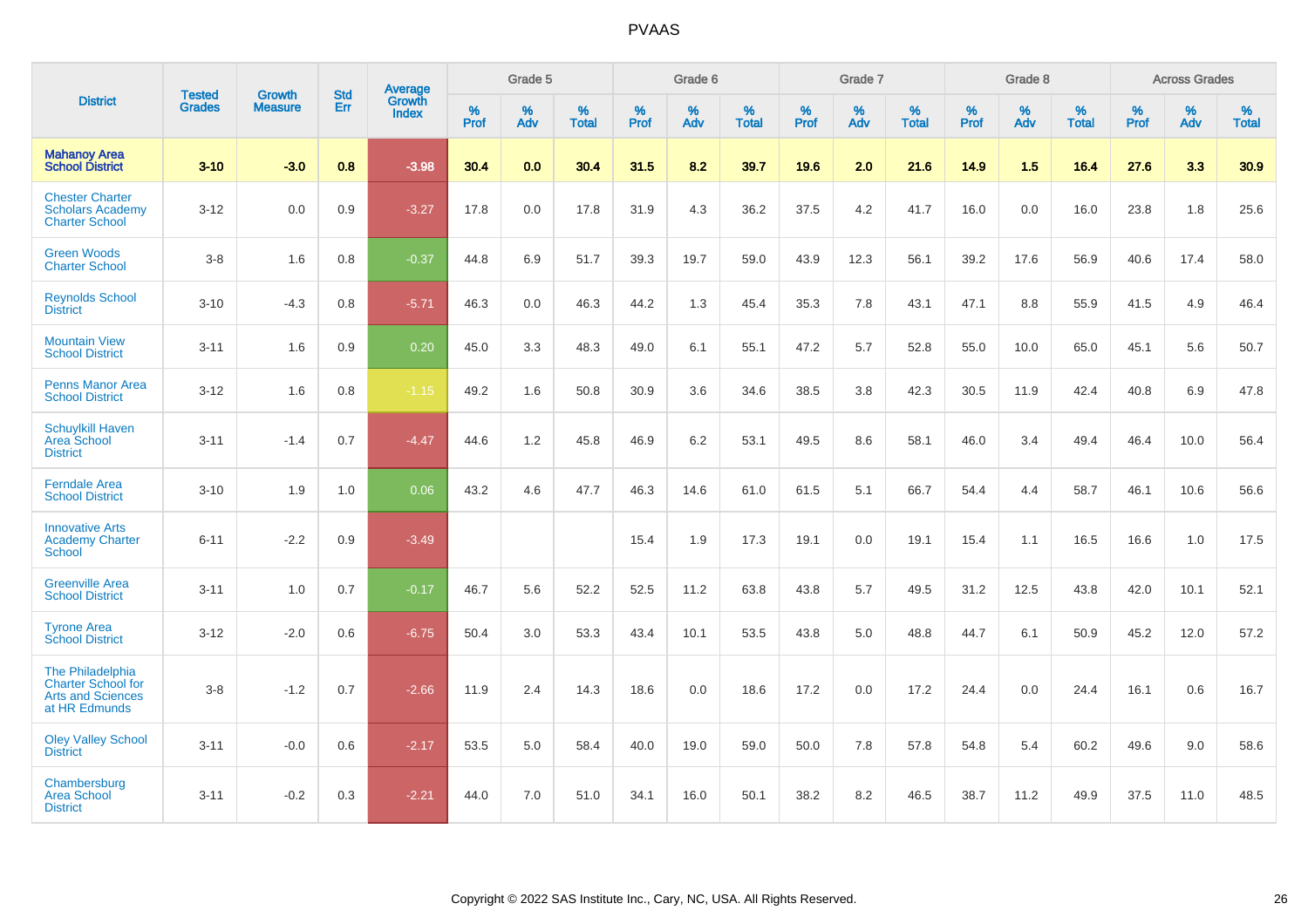| District | Tested Grades | Growth Measure | Std Err | Average Growth Index | Grade 5 | | | Grade 6 | | | Grade 7 | | | Grade 8 | | | Across Grades | | |
|---|---|---|---|---|---|---|---|---|---|---|---|---|---|---|---|---|---|---|---|
| | | | | | % Prof | % Adv | % Total | % Prof | % Adv | % Total | % Prof | % Adv | % Total | % Prof | % Adv | % Total | % Prof | % Adv | % Total |
| **Mahanoy Area School District** | **3-10** | **-3.0** | **0.8** | **-3.98** | **30.4** | **0.0** | **30.4** | **31.5** | **8.2** | **39.7** | **19.6** | **2.0** | **21.6** | **14.9** | **1.5** | **16.4** | **27.6** | **3.3** | **30.9** |
| Chester Charter Scholars Academy Charter School | 3-12 | 0.0 | 0.9 | -3.27 | 17.8 | 0.0 | 17.8 | 31.9 | 4.3 | 36.2 | 37.5 | 4.2 | 41.7 | 16.0 | 0.0 | 16.0 | 23.8 | 1.8 | 25.6 |
| Green Woods Charter School | 3-8 | 1.6 | 0.8 | -0.37 | 44.8 | 6.9 | 51.7 | 39.3 | 19.7 | 59.0 | 43.9 | 12.3 | 56.1 | 39.2 | 17.6 | 56.9 | 40.6 | 17.4 | 58.0 |
| Reynolds School District | 3-10 | -4.3 | 0.8 | -5.71 | 46.3 | 0.0 | 46.3 | 44.2 | 1.3 | 45.4 | 35.3 | 7.8 | 43.1 | 47.1 | 8.8 | 55.9 | 41.5 | 4.9 | 46.4 |
| Mountain View School District | 3-11 | 1.6 | 0.9 | 0.20 | 45.0 | 3.3 | 48.3 | 49.0 | 6.1 | 55.1 | 47.2 | 5.7 | 52.8 | 55.0 | 10.0 | 65.0 | 45.1 | 5.6 | 50.7 |
| Penns Manor Area School District | 3-12 | 1.6 | 0.8 | -1.15 | 49.2 | 1.6 | 50.8 | 30.9 | 3.6 | 34.6 | 38.5 | 3.8 | 42.3 | 30.5 | 11.9 | 42.4 | 40.8 | 6.9 | 47.8 |
| Schuylkill Haven Area School District | 3-11 | -1.4 | 0.7 | -4.47 | 44.6 | 1.2 | 45.8 | 46.9 | 6.2 | 53.1 | 49.5 | 8.6 | 58.1 | 46.0 | 3.4 | 49.4 | 46.4 | 10.0 | 56.4 |
| Ferndale Area School District | 3-10 | 1.9 | 1.0 | 0.06 | 43.2 | 4.6 | 47.7 | 46.3 | 14.6 | 61.0 | 61.5 | 5.1 | 66.7 | 54.4 | 4.4 | 58.7 | 46.1 | 10.6 | 56.6 |
| Innovative Arts Academy Charter School | 6-11 | -2.2 | 0.9 | -3.49 | | | | 15.4 | 1.9 | 17.3 | 19.1 | 0.0 | 19.1 | 15.4 | 1.1 | 16.5 | 16.6 | 1.0 | 17.5 |
| Greenville Area School District | 3-11 | 1.0 | 0.7 | -0.17 | 46.7 | 5.6 | 52.2 | 52.5 | 11.2 | 63.8 | 43.8 | 5.7 | 49.5 | 31.2 | 12.5 | 43.8 | 42.0 | 10.1 | 52.1 |
| Tyrone Area School District | 3-12 | -2.0 | 0.6 | -6.75 | 50.4 | 3.0 | 53.3 | 43.4 | 10.1 | 53.5 | 43.8 | 5.0 | 48.8 | 44.7 | 6.1 | 50.9 | 45.2 | 12.0 | 57.2 |
| The Philadelphia Charter School for Arts and Sciences at HR Edmunds | 3-8 | -1.2 | 0.7 | -2.66 | 11.9 | 2.4 | 14.3 | 18.6 | 0.0 | 18.6 | 17.2 | 0.0 | 17.2 | 24.4 | 0.0 | 24.4 | 16.1 | 0.6 | 16.7 |
| Oley Valley School District | 3-11 | -0.0 | 0.6 | -2.17 | 53.5 | 5.0 | 58.4 | 40.0 | 19.0 | 59.0 | 50.0 | 7.8 | 57.8 | 54.8 | 5.4 | 60.2 | 49.6 | 9.0 | 58.6 |
| Chambersburg Area School District | 3-11 | -0.2 | 0.3 | -2.21 | 44.0 | 7.0 | 51.0 | 34.1 | 16.0 | 50.1 | 38.2 | 8.2 | 46.5 | 38.7 | 11.2 | 49.9 | 37.5 | 11.0 | 48.5 |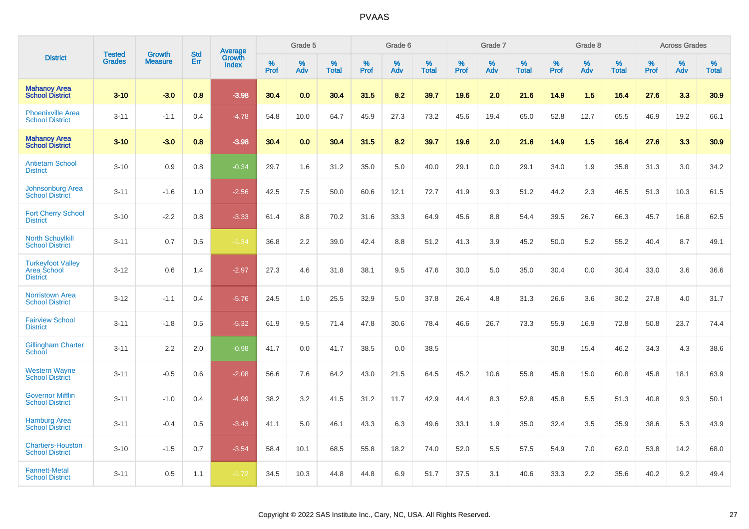| District | Tested Grades | Growth Measure | Std Err | Average Growth Index | Grade 5 | | | Grade 6 | | | Grade 7 | | | Grade 8 | | | Across Grades | | |
|---|---|---|---|---|---|---|---|---|---|---|---|---|---|---|---|---|---|---|---|
| | | | | | % Prof | % Adv | % Total | % Prof | % Adv | % Total | % Prof | % Adv | % Total | % Prof | % Adv | % Total | % Prof | % Adv | % Total |
| **Mahanoy Area School District** | **3-10** | **-3.0** | **0.8** | **-3.98** | **30.4** | **0.0** | **30.4** | **31.5** | **8.2** | **39.7** | **19.6** | **2.0** | **21.6** | **14.9** | **1.5** | **16.4** | **27.6** | **3.3** | **30.9** |
| Phoenixville Area School District | 3-11 | -1.1 | 0.4 | -4.78 | 54.8 | 10.0 | 64.7 | 45.9 | 27.3 | 73.2 | 45.6 | 19.4 | 65.0 | 52.8 | 12.7 | 65.5 | 46.9 | 19.2 | 66.1 |
| **Mahanoy Area School District** | **3-10** | **-3.0** | **0.8** | **-3.98** | **30.4** | **0.0** | **30.4** | **31.5** | **8.2** | **39.7** | **19.6** | **2.0** | **21.6** | **14.9** | **1.5** | **16.4** | **27.6** | **3.3** | **30.9** |
| Antietam School District | 3-10 | 0.9 | 0.8 | -0.34 | 29.7 | 1.6 | 31.2 | 35.0 | 5.0 | 40.0 | 29.1 | 0.0 | 29.1 | 34.0 | 1.9 | 35.8 | 31.3 | 3.0 | 34.2 |
| Johnsonburg Area School District | 3-11 | -1.6 | 1.0 | -2.56 | 42.5 | 7.5 | 50.0 | 60.6 | 12.1 | 72.7 | 41.9 | 9.3 | 51.2 | 44.2 | 2.3 | 46.5 | 51.3 | 10.3 | 61.5 |
| Fort Cherry School District | 3-10 | -2.2 | 0.8 | -3.33 | 61.4 | 8.8 | 70.2 | 31.6 | 33.3 | 64.9 | 45.6 | 8.8 | 54.4 | 39.5 | 26.7 | 66.3 | 45.7 | 16.8 | 62.5 |
| North Schuylkill School District | 3-11 | 0.7 | 0.5 | -1.34 | 36.8 | 2.2 | 39.0 | 42.4 | 8.8 | 51.2 | 41.3 | 3.9 | 45.2 | 50.0 | 5.2 | 55.2 | 40.4 | 8.7 | 49.1 |
| Turkeyfoot Valley Area School District | 3-12 | 0.6 | 1.4 | -2.97 | 27.3 | 4.6 | 31.8 | 38.1 | 9.5 | 47.6 | 30.0 | 5.0 | 35.0 | 30.4 | 0.0 | 30.4 | 33.0 | 3.6 | 36.6 |
| Norristown Area School District | 3-12 | -1.1 | 0.4 | -5.76 | 24.5 | 1.0 | 25.5 | 32.9 | 5.0 | 37.8 | 26.4 | 4.8 | 31.3 | 26.6 | 3.6 | 30.2 | 27.8 | 4.0 | 31.7 |
| Fairview School District | 3-11 | -1.8 | 0.5 | -5.32 | 61.9 | 9.5 | 71.4 | 47.8 | 30.6 | 78.4 | 46.6 | 26.7 | 73.3 | 55.9 | 16.9 | 72.8 | 50.8 | 23.7 | 74.4 |
| Gillingham Charter School | 3-11 | 2.2 | 2.0 | -0.98 | 41.7 | 0.0 | 41.7 | 38.5 | 0.0 | 38.5 | | | | 30.8 | 15.4 | 46.2 | 34.3 | 4.3 | 38.6 |
| Western Wayne School District | 3-11 | -0.5 | 0.6 | -2.08 | 56.6 | 7.6 | 64.2 | 43.0 | 21.5 | 64.5 | 45.2 | 10.6 | 55.8 | 45.8 | 15.0 | 60.8 | 45.8 | 18.1 | 63.9 |
| Governor Mifflin School District | 3-11 | -1.0 | 0.4 | -4.99 | 38.2 | 3.2 | 41.5 | 31.2 | 11.7 | 42.9 | 44.4 | 8.3 | 52.8 | 45.8 | 5.5 | 51.3 | 40.8 | 9.3 | 50.1 |
| Hamburg Area School District | 3-11 | -0.4 | 0.5 | -3.43 | 41.1 | 5.0 | 46.1 | 43.3 | 6.3 | 49.6 | 33.1 | 1.9 | 35.0 | 32.4 | 3.5 | 35.9 | 38.6 | 5.3 | 43.9 |
| Chartiers-Houston School District | 3-10 | -1.5 | 0.7 | -3.54 | 58.4 | 10.1 | 68.5 | 55.8 | 18.2 | 74.0 | 52.0 | 5.5 | 57.5 | 54.9 | 7.0 | 62.0 | 53.8 | 14.2 | 68.0 |
| Fannett-Metal School District | 3-11 | 0.5 | 1.1 | -1.72 | 34.5 | 10.3 | 44.8 | 44.8 | 6.9 | 51.7 | 37.5 | 3.1 | 40.6 | 33.3 | 2.2 | 35.6 | 40.2 | 9.2 | 49.4 |

Copyright © 2022 SAS Institute Inc., Cary, NC, USA. All Rights Reserved.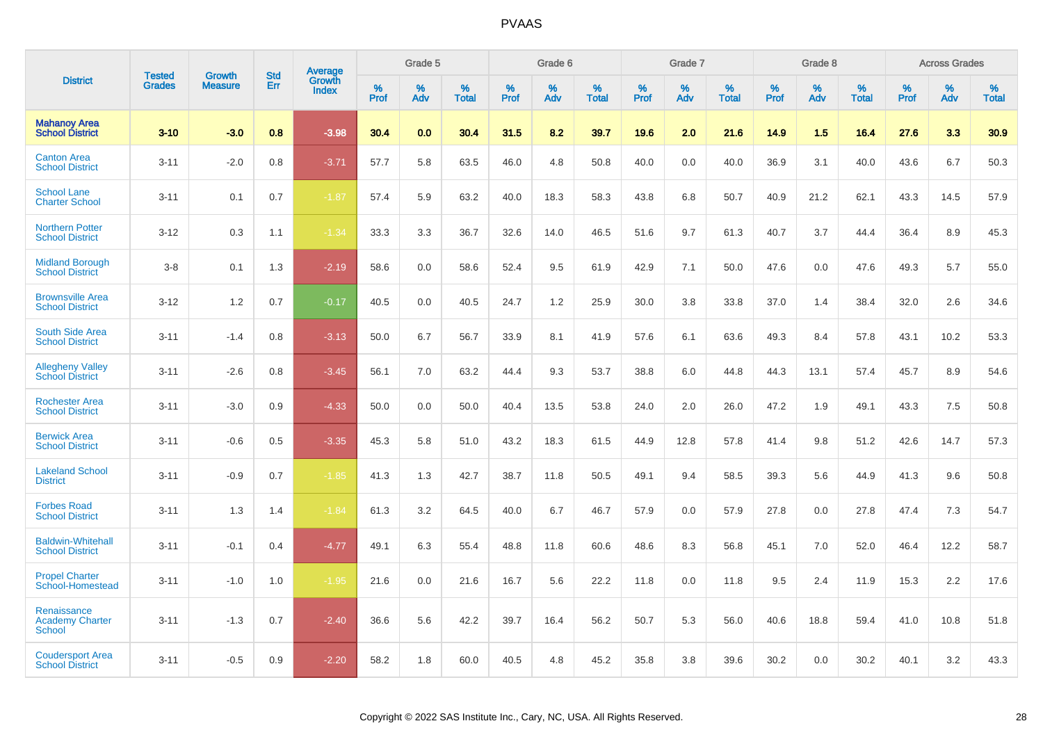# PVAAS

| District | Tested Grades | Growth Measure | Std Err | Average Growth Index | Grade 5 | | | Grade 6 | | | Grade 7 | | | Grade 8 | | | Across Grades | | |
|---|---|---|---|---|---|---|---|---|---|---|---|---|---|---|---|---|---|---|---|
| | | | | | % Prof | % Adv | % Total | % Prof | % Adv | % Total | % Prof | % Adv | % Total | % Prof | % Adv | % Total | % Prof | % Adv | % Total |
| **Mahanoy Area School District** | **3-10** | **-3.0** | **0.8** | **-3.98** | **30.4** | **0.0** | **30.4** | **31.5** | **8.2** | **39.7** | **19.6** | **2.0** | **21.6** | **14.9** | **1.5** | **16.4** | **27.6** | **3.3** | **30.9** |
| Canton Area School District | 3-11 | -2.0 | 0.8 | -3.71 | 57.7 | 5.8 | 63.5 | 46.0 | 4.8 | 50.8 | 40.0 | 0.0 | 40.0 | 36.9 | 3.1 | 40.0 | 43.6 | 6.7 | 50.3 |
| School Lane Charter School | 3-11 | 0.1 | 0.7 | -1.87 | 57.4 | 5.9 | 63.2 | 40.0 | 18.3 | 58.3 | 43.8 | 6.8 | 50.7 | 40.9 | 21.2 | 62.1 | 43.3 | 14.5 | 57.9 |
| Northern Potter School District | 3-12 | 0.3 | 1.1 | -1.34 | 33.3 | 3.3 | 36.7 | 32.6 | 14.0 | 46.5 | 51.6 | 9.7 | 61.3 | 40.7 | 3.7 | 44.4 | 36.4 | 8.9 | 45.3 |
| Midland Borough School District | 3-8 | 0.1 | 1.3 | -2.19 | 58.6 | 0.0 | 58.6 | 52.4 | 9.5 | 61.9 | 42.9 | 7.1 | 50.0 | 47.6 | 0.0 | 47.6 | 49.3 | 5.7 | 55.0 |
| Brownsville Area School District | 3-12 | 1.2 | 0.7 | -0.17 | 40.5 | 0.0 | 40.5 | 24.7 | 1.2 | 25.9 | 30.0 | 3.8 | 33.8 | 37.0 | 1.4 | 38.4 | 32.0 | 2.6 | 34.6 |
| South Side Area School District | 3-11 | -1.4 | 0.8 | -3.13 | 50.0 | 6.7 | 56.7 | 33.9 | 8.1 | 41.9 | 57.6 | 6.1 | 63.6 | 49.3 | 8.4 | 57.8 | 43.1 | 10.2 | 53.3 |
| Allegheny Valley School District | 3-11 | -2.6 | 0.8 | -3.45 | 56.1 | 7.0 | 63.2 | 44.4 | 9.3 | 53.7 | 38.8 | 6.0 | 44.8 | 44.3 | 13.1 | 57.4 | 45.7 | 8.9 | 54.6 |
| Rochester Area School District | 3-11 | -3.0 | 0.9 | -4.33 | 50.0 | 0.0 | 50.0 | 40.4 | 13.5 | 53.8 | 24.0 | 2.0 | 26.0 | 47.2 | 1.9 | 49.1 | 43.3 | 7.5 | 50.8 |
| Berwick Area School District | 3-11 | -0.6 | 0.5 | -3.35 | 45.3 | 5.8 | 51.0 | 43.2 | 18.3 | 61.5 | 44.9 | 12.8 | 57.8 | 41.4 | 9.8 | 51.2 | 42.6 | 14.7 | 57.3 |
| Lakeland School District | 3-11 | -0.9 | 0.7 | -1.85 | 41.3 | 1.3 | 42.7 | 38.7 | 11.8 | 50.5 | 49.1 | 9.4 | 58.5 | 39.3 | 5.6 | 44.9 | 41.3 | 9.6 | 50.8 |
| Forbes Road School District | 3-11 | 1.3 | 1.4 | -1.84 | 61.3 | 3.2 | 64.5 | 40.0 | 6.7 | 46.7 | 57.9 | 0.0 | 57.9 | 27.8 | 0.0 | 27.8 | 47.4 | 7.3 | 54.7 |
| Baldwin-Whitehall School District | 3-11 | -0.1 | 0.4 | -4.77 | 49.1 | 6.3 | 55.4 | 48.8 | 11.8 | 60.6 | 48.6 | 8.3 | 56.8 | 45.1 | 7.0 | 52.0 | 46.4 | 12.2 | 58.7 |
| Propel Charter School-Homestead | 3-11 | -1.0 | 1.0 | -1.95 | 21.6 | 0.0 | 21.6 | 16.7 | 5.6 | 22.2 | 11.8 | 0.0 | 11.8 | 9.5 | 2.4 | 11.9 | 15.3 | 2.2 | 17.6 |
| Renaissance Academy Charter School | 3-11 | -1.3 | 0.7 | -2.40 | 36.6 | 5.6 | 42.2 | 39.7 | 16.4 | 56.2 | 50.7 | 5.3 | 56.0 | 40.6 | 18.8 | 59.4 | 41.0 | 10.8 | 51.8 |
| Coudersport Area School District | 3-11 | -0.5 | 0.9 | -2.20 | 58.2 | 1.8 | 60.0 | 40.5 | 4.8 | 45.2 | 35.8 | 3.8 | 39.6 | 30.2 | 0.0 | 30.2 | 40.1 | 3.2 | 43.3 |

Copyright © 2022 SAS Institute Inc., Cary, NC, USA. All Rights Reserved.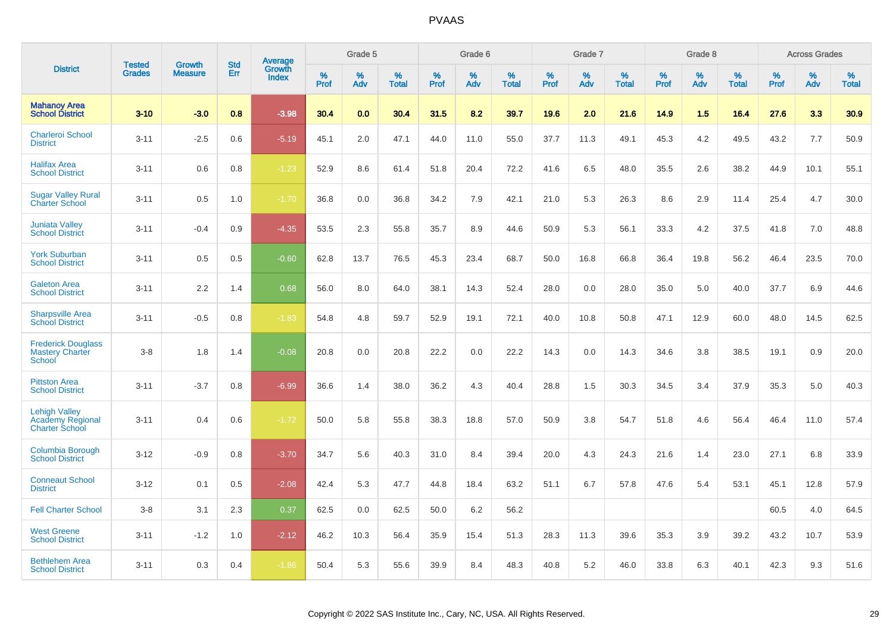# PVAAS

| District | Tested Grades | Growth Measure | Std Err | Average Growth Index | Grade 5 | | | Grade 6 | | | Grade 7 | | | Grade 8 | | | Across Grades | | |
|---|---|---|---|---|---|---|---|---|---|---|---|---|---|---|---|---|---|---|---|
| | | | | | % Prof | % Adv | % Total | % Prof | % Adv | % Total | % Prof | % Adv | % Total | % Prof | % Adv | % Total | % Prof | % Adv | % Total |
| **Mahanoy Area School District** | **3-10** | **-3.0** | **0.8** | **-3.98** | **30.4** | **0.0** | **30.4** | **31.5** | **8.2** | **39.7** | **19.6** | **2.0** | **21.6** | **14.9** | **1.5** | **16.4** | **27.6** | **3.3** | **30.9** |
| Charleroi School District | 3-11 | -2.5 | 0.6 | -5.19 | 45.1 | 2.0 | 47.1 | 44.0 | 11.0 | 55.0 | 37.7 | 11.3 | 49.1 | 45.3 | 4.2 | 49.5 | 43.2 | 7.7 | 50.9 |
| Halifax Area School District | 3-11 | 0.6 | 0.8 | -1.23 | 52.9 | 8.6 | 61.4 | 51.8 | 20.4 | 72.2 | 41.6 | 6.5 | 48.0 | 35.5 | 2.6 | 38.2 | 44.9 | 10.1 | 55.1 |
| Sugar Valley Rural Charter School | 3-11 | 0.5 | 1.0 | -1.70 | 36.8 | 0.0 | 36.8 | 34.2 | 7.9 | 42.1 | 21.0 | 5.3 | 26.3 | 8.6 | 2.9 | 11.4 | 25.4 | 4.7 | 30.0 |
| Juniata Valley School District | 3-11 | -0.4 | 0.9 | -4.35 | 53.5 | 2.3 | 55.8 | 35.7 | 8.9 | 44.6 | 50.9 | 5.3 | 56.1 | 33.3 | 4.2 | 37.5 | 41.8 | 7.0 | 48.8 |
| York Suburban School District | 3-11 | 0.5 | 0.5 | -0.60 | 62.8 | 13.7 | 76.5 | 45.3 | 23.4 | 68.7 | 50.0 | 16.8 | 66.8 | 36.4 | 19.8 | 56.2 | 46.4 | 23.5 | 70.0 |
| Galeton Area School District | 3-11 | 2.2 | 1.4 | 0.68 | 56.0 | 8.0 | 64.0 | 38.1 | 14.3 | 52.4 | 28.0 | 0.0 | 28.0 | 35.0 | 5.0 | 40.0 | 37.7 | 6.9 | 44.6 |
| Sharpsville Area School District | 3-11 | -0.5 | 0.8 | -1.83 | 54.8 | 4.8 | 59.7 | 52.9 | 19.1 | 72.1 | 40.0 | 10.8 | 50.8 | 47.1 | 12.9 | 60.0 | 48.0 | 14.5 | 62.5 |
| Frederick Douglass Mastery Charter School | 3-8 | 1.8 | 1.4 | -0.08 | 20.8 | 0.0 | 20.8 | 22.2 | 0.0 | 22.2 | 14.3 | 0.0 | 14.3 | 34.6 | 3.8 | 38.5 | 19.1 | 0.9 | 20.0 |
| Pittston Area School District | 3-11 | -3.7 | 0.8 | -6.99 | 36.6 | 1.4 | 38.0 | 36.2 | 4.3 | 40.4 | 28.8 | 1.5 | 30.3 | 34.5 | 3.4 | 37.9 | 35.3 | 5.0 | 40.3 |
| Lehigh Valley Academy Regional Charter School | 3-11 | 0.4 | 0.6 | -1.72 | 50.0 | 5.8 | 55.8 | 38.3 | 18.8 | 57.0 | 50.9 | 3.8 | 54.7 | 51.8 | 4.6 | 56.4 | 46.4 | 11.0 | 57.4 |
| Columbia Borough School District | 3-12 | -0.9 | 0.8 | -3.70 | 34.7 | 5.6 | 40.3 | 31.0 | 8.4 | 39.4 | 20.0 | 4.3 | 24.3 | 21.6 | 1.4 | 23.0 | 27.1 | 6.8 | 33.9 |
| Conneaut School District | 3-12 | 0.1 | 0.5 | -2.08 | 42.4 | 5.3 | 47.7 | 44.8 | 18.4 | 63.2 | 51.1 | 6.7 | 57.8 | 47.6 | 5.4 | 53.1 | 45.1 | 12.8 | 57.9 |
| Fell Charter School | 3-8 | 3.1 | 2.3 | 0.37 | 62.5 | 0.0 | 62.5 | 50.0 | 6.2 | 56.2 | | | | | | | 60.5 | 4.0 | 64.5 |
| West Greene School District | 3-11 | -1.2 | 1.0 | -2.12 | 46.2 | 10.3 | 56.4 | 35.9 | 15.4 | 51.3 | 28.3 | 11.3 | 39.6 | 35.3 | 3.9 | 39.2 | 43.2 | 10.7 | 53.9 |
| Bethlehem Area School District | 3-11 | 0.3 | 0.4 | -1.86 | 50.4 | 5.3 | 55.6 | 39.9 | 8.4 | 48.3 | 40.8 | 5.2 | 46.0 | 33.8 | 6.3 | 40.1 | 42.3 | 9.3 | 51.6 |

Copyright © 2022 SAS Institute Inc., Cary, NC, USA. All Rights Reserved.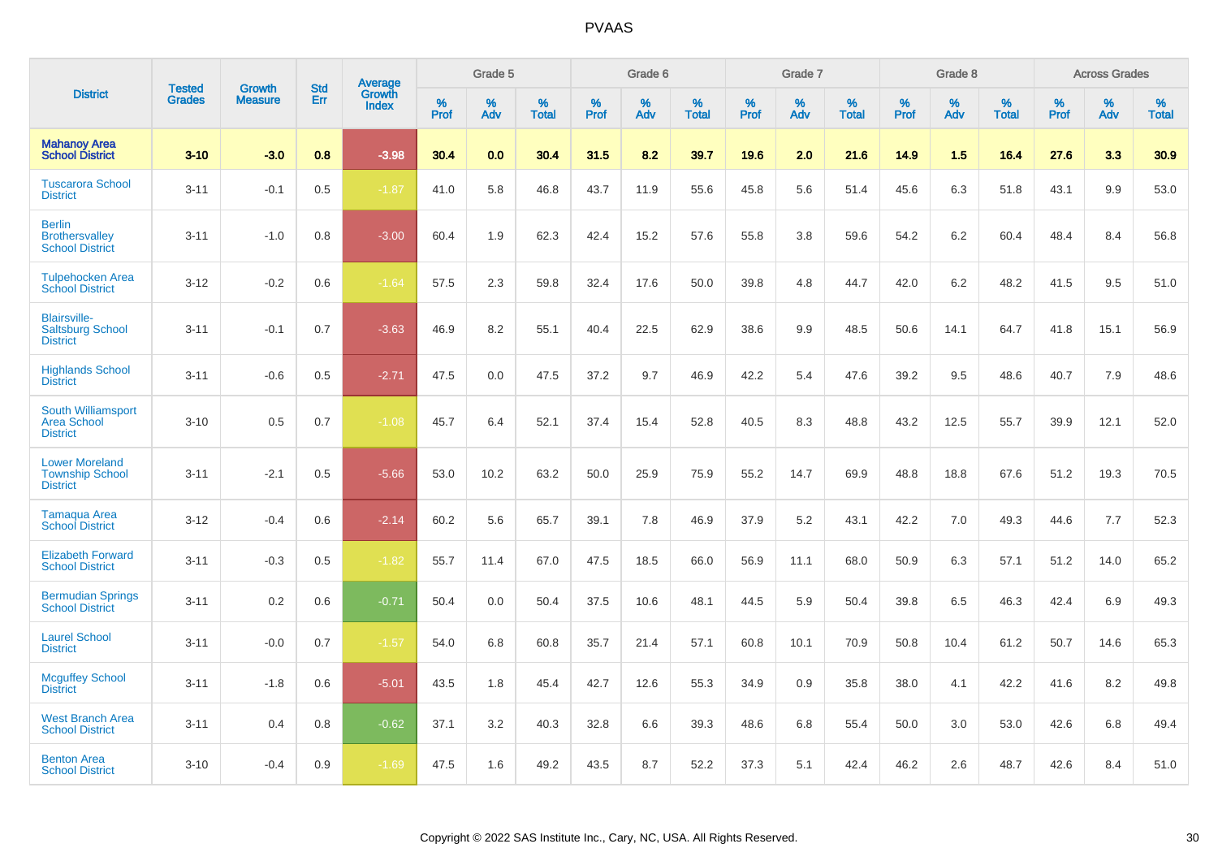# PVAAS

| District | Tested Grades | Growth Measure | Std Err | Average Growth Index | Grade 5 | | | Grade 6 | | | Grade 7 | | | Grade 8 | | | Across Grades | | |
|---|---|---|---|---|---|---|---|---|---|---|---|---|---|---|---|---|---|---|---|
| | | | | | % Prof | % Adv | % Total | % Prof | % Adv | % Total | % Prof | % Adv | % Total | % Prof | % Adv | % Total | % Prof | % Adv | % Total |
| **Mahanoy Area School District** | **3-10** | **-3.0** | **0.8** | **-3.98** | **30.4** | **0.0** | **30.4** | **31.5** | **8.2** | **39.7** | **19.6** | **2.0** | **21.6** | **14.9** | **1.5** | **16.4** | **27.6** | **3.3** | **30.9** |
| Tuscarora School District | 3-11 | -0.1 | 0.5 | -1.87 | 41.0 | 5.8 | 46.8 | 43.7 | 11.9 | 55.6 | 45.8 | 5.6 | 51.4 | 45.6 | 6.3 | 51.8 | 43.1 | 9.9 | 53.0 |
| Berlin Brothersvalley School District | 3-11 | -1.0 | 0.8 | -3.00 | 60.4 | 1.9 | 62.3 | 42.4 | 15.2 | 57.6 | 55.8 | 3.8 | 59.6 | 54.2 | 6.2 | 60.4 | 48.4 | 8.4 | 56.8 |
| Tulpehocken Area School District | 3-12 | -0.2 | 0.6 | -1.64 | 57.5 | 2.3 | 59.8 | 32.4 | 17.6 | 50.0 | 39.8 | 4.8 | 44.7 | 42.0 | 6.2 | 48.2 | 41.5 | 9.5 | 51.0 |
| Blairsville-Saltsburg School District | 3-11 | -0.1 | 0.7 | -3.63 | 46.9 | 8.2 | 55.1 | 40.4 | 22.5 | 62.9 | 38.6 | 9.9 | 48.5 | 50.6 | 14.1 | 64.7 | 41.8 | 15.1 | 56.9 |
| Highlands School District | 3-11 | -0.6 | 0.5 | -2.71 | 47.5 | 0.0 | 47.5 | 37.2 | 9.7 | 46.9 | 42.2 | 5.4 | 47.6 | 39.2 | 9.5 | 48.6 | 40.7 | 7.9 | 48.6 |
| South Williamsport Area School District | 3-10 | 0.5 | 0.7 | -1.08 | 45.7 | 6.4 | 52.1 | 37.4 | 15.4 | 52.8 | 40.5 | 8.3 | 48.8 | 43.2 | 12.5 | 55.7 | 39.9 | 12.1 | 52.0 |
| Lower Moreland Township School District | 3-11 | -2.1 | 0.5 | -5.66 | 53.0 | 10.2 | 63.2 | 50.0 | 25.9 | 75.9 | 55.2 | 14.7 | 69.9 | 48.8 | 18.8 | 67.6 | 51.2 | 19.3 | 70.5 |
| Tamaqua Area School District | 3-12 | -0.4 | 0.6 | -2.14 | 60.2 | 5.6 | 65.7 | 39.1 | 7.8 | 46.9 | 37.9 | 5.2 | 43.1 | 42.2 | 7.0 | 49.3 | 44.6 | 7.7 | 52.3 |
| Elizabeth Forward School District | 3-11 | -0.3 | 0.5 | -1.82 | 55.7 | 11.4 | 67.0 | 47.5 | 18.5 | 66.0 | 56.9 | 11.1 | 68.0 | 50.9 | 6.3 | 57.1 | 51.2 | 14.0 | 65.2 |
| Bermudian Springs School District | 3-11 | 0.2 | 0.6 | -0.71 | 50.4 | 0.0 | 50.4 | 37.5 | 10.6 | 48.1 | 44.5 | 5.9 | 50.4 | 39.8 | 6.5 | 46.3 | 42.4 | 6.9 | 49.3 |
| Laurel School District | 3-11 | -0.0 | 0.7 | -1.57 | 54.0 | 6.8 | 60.8 | 35.7 | 21.4 | 57.1 | 60.8 | 10.1 | 70.9 | 50.8 | 10.4 | 61.2 | 50.7 | 14.6 | 65.3 |
| Mcguffey School District | 3-11 | -1.8 | 0.6 | -5.01 | 43.5 | 1.8 | 45.4 | 42.7 | 12.6 | 55.3 | 34.9 | 0.9 | 35.8 | 38.0 | 4.1 | 42.2 | 41.6 | 8.2 | 49.8 |
| West Branch Area School District | 3-11 | 0.4 | 0.8 | -0.62 | 37.1 | 3.2 | 40.3 | 32.8 | 6.6 | 39.3 | 48.6 | 6.8 | 55.4 | 50.0 | 3.0 | 53.0 | 42.6 | 6.8 | 49.4 |
| Benton Area School District | 3-10 | -0.4 | 0.9 | -1.69 | 47.5 | 1.6 | 49.2 | 43.5 | 8.7 | 52.2 | 37.3 | 5.1 | 42.4 | 46.2 | 2.6 | 48.7 | 42.6 | 8.4 | 51.0 |

Copyright © 2022 SAS Institute Inc., Cary, NC, USA. All Rights Reserved.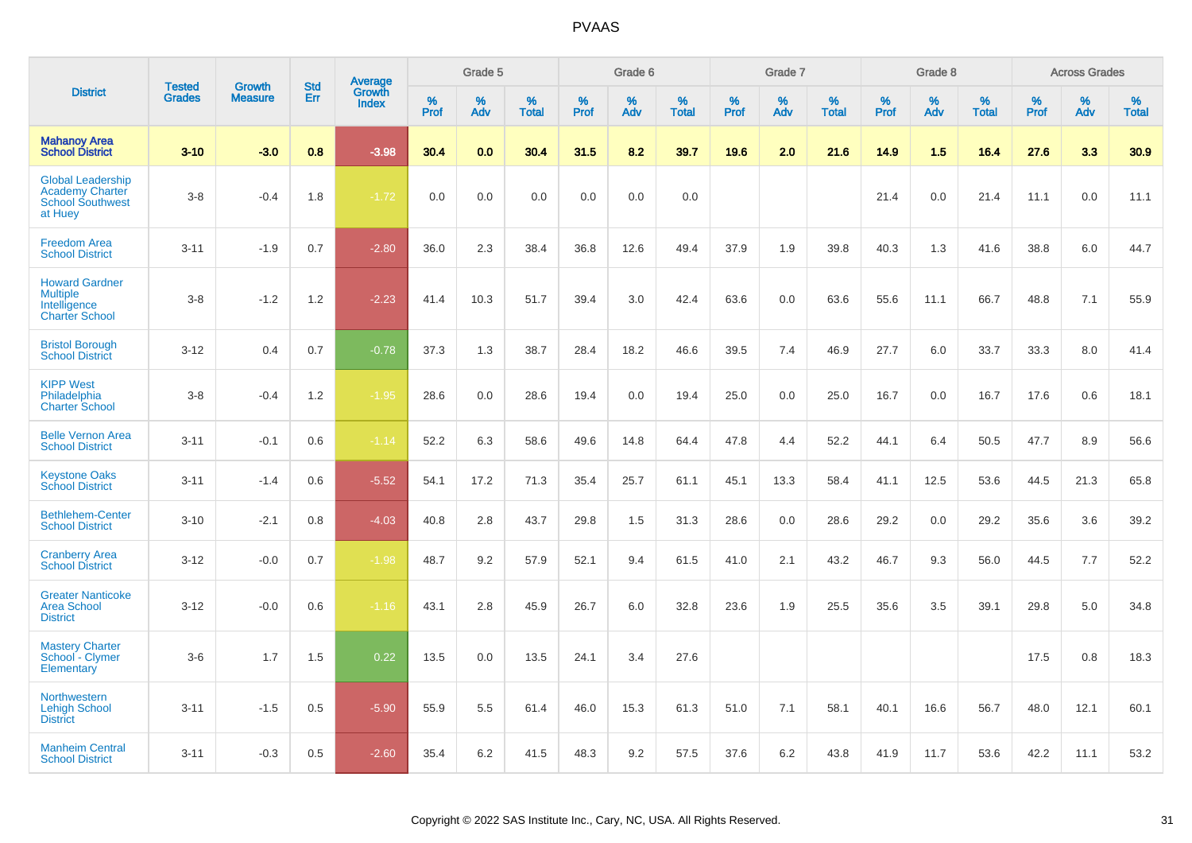# PVAAS

| District | Tested Grades | Growth Measure | Std Err | Average Growth Index | Grade 5 | | | Grade 6 | | | Grade 7 | | | Grade 8 | | | Across Grades | | |
|---|---|---|---|---|---|---|---|---|---|---|---|---|---|---|---|---|---|---|---|
| | | | | | % Prof | % Adv | % Total | % Prof | % Adv | % Total | % Prof | % Adv | % Total | % Prof | % Adv | % Total | % Prof | % Adv | % Total |
| **Mahanoy Area School District** | **3-10** | **-3.0** | **0.8** | **-3.98** | **30.4** | **0.0** | **30.4** | **31.5** | **8.2** | **39.7** | **19.6** | **2.0** | **21.6** | **14.9** | **1.5** | **16.4** | **27.6** | **3.3** | **30.9** |
| Global Leadership Academy Charter School Southwest at Huey | 3-8 | -0.4 | 1.8 | -1.72 | 0.0 | 0.0 | 0.0 | 0.0 | 0.0 | 0.0 | | | | 21.4 | 0.0 | 21.4 | 11.1 | 0.0 | 11.1 |
| Freedom Area School District | 3-11 | -1.9 | 0.7 | -2.80 | 36.0 | 2.3 | 38.4 | 36.8 | 12.6 | 49.4 | 37.9 | 1.9 | 39.8 | 40.3 | 1.3 | 41.6 | 38.8 | 6.0 | 44.7 |
| Howard Gardner Multiple Intelligence Charter School | 3-8 | -1.2 | 1.2 | -2.23 | 41.4 | 10.3 | 51.7 | 39.4 | 3.0 | 42.4 | 63.6 | 0.0 | 63.6 | 55.6 | 11.1 | 66.7 | 48.8 | 7.1 | 55.9 |
| Bristol Borough School District | 3-12 | 0.4 | 0.7 | -0.78 | 37.3 | 1.3 | 38.7 | 28.4 | 18.2 | 46.6 | 39.5 | 7.4 | 46.9 | 27.7 | 6.0 | 33.7 | 33.3 | 8.0 | 41.4 |
| KIPP West Philadelphia Charter School | 3-8 | -0.4 | 1.2 | -1.95 | 28.6 | 0.0 | 28.6 | 19.4 | 0.0 | 19.4 | 25.0 | 0.0 | 25.0 | 16.7 | 0.0 | 16.7 | 17.6 | 0.6 | 18.1 |
| Belle Vernon Area School District | 3-11 | -0.1 | 0.6 | -1.14 | 52.2 | 6.3 | 58.6 | 49.6 | 14.8 | 64.4 | 47.8 | 4.4 | 52.2 | 44.1 | 6.4 | 50.5 | 47.7 | 8.9 | 56.6 |
| Keystone Oaks School District | 3-11 | -1.4 | 0.6 | -5.52 | 54.1 | 17.2 | 71.3 | 35.4 | 25.7 | 61.1 | 45.1 | 13.3 | 58.4 | 41.1 | 12.5 | 53.6 | 44.5 | 21.3 | 65.8 |
| Bethlehem-Center School District | 3-10 | -2.1 | 0.8 | -4.03 | 40.8 | 2.8 | 43.7 | 29.8 | 1.5 | 31.3 | 28.6 | 0.0 | 28.6 | 29.2 | 0.0 | 29.2 | 35.6 | 3.6 | 39.2 |
| Cranberry Area School District | 3-12 | -0.0 | 0.7 | -1.98 | 48.7 | 9.2 | 57.9 | 52.1 | 9.4 | 61.5 | 41.0 | 2.1 | 43.2 | 46.7 | 9.3 | 56.0 | 44.5 | 7.7 | 52.2 |
| Greater Nanticoke Area School District | 3-12 | -0.0 | 0.6 | -1.16 | 43.1 | 2.8 | 45.9 | 26.7 | 6.0 | 32.8 | 23.6 | 1.9 | 25.5 | 35.6 | 3.5 | 39.1 | 29.8 | 5.0 | 34.8 |
| Mastery Charter School - Clymer Elementary | 3-6 | 1.7 | 1.5 | 0.22 | 13.5 | 0.0 | 13.5 | 24.1 | 3.4 | 27.6 | | | | | | | 17.5 | 0.8 | 18.3 |
| Northwestern Lehigh School District | 3-11 | -1.5 | 0.5 | -5.90 | 55.9 | 5.5 | 61.4 | 46.0 | 15.3 | 61.3 | 51.0 | 7.1 | 58.1 | 40.1 | 16.6 | 56.7 | 48.0 | 12.1 | 60.1 |
| Manheim Central School District | 3-11 | -0.3 | 0.5 | -2.60 | 35.4 | 6.2 | 41.5 | 48.3 | 9.2 | 57.5 | 37.6 | 6.2 | 43.8 | 41.9 | 11.7 | 53.6 | 42.2 | 11.1 | 53.2 |

Copyright © 2022 SAS Institute Inc., Cary, NC, USA. All Rights Reserved.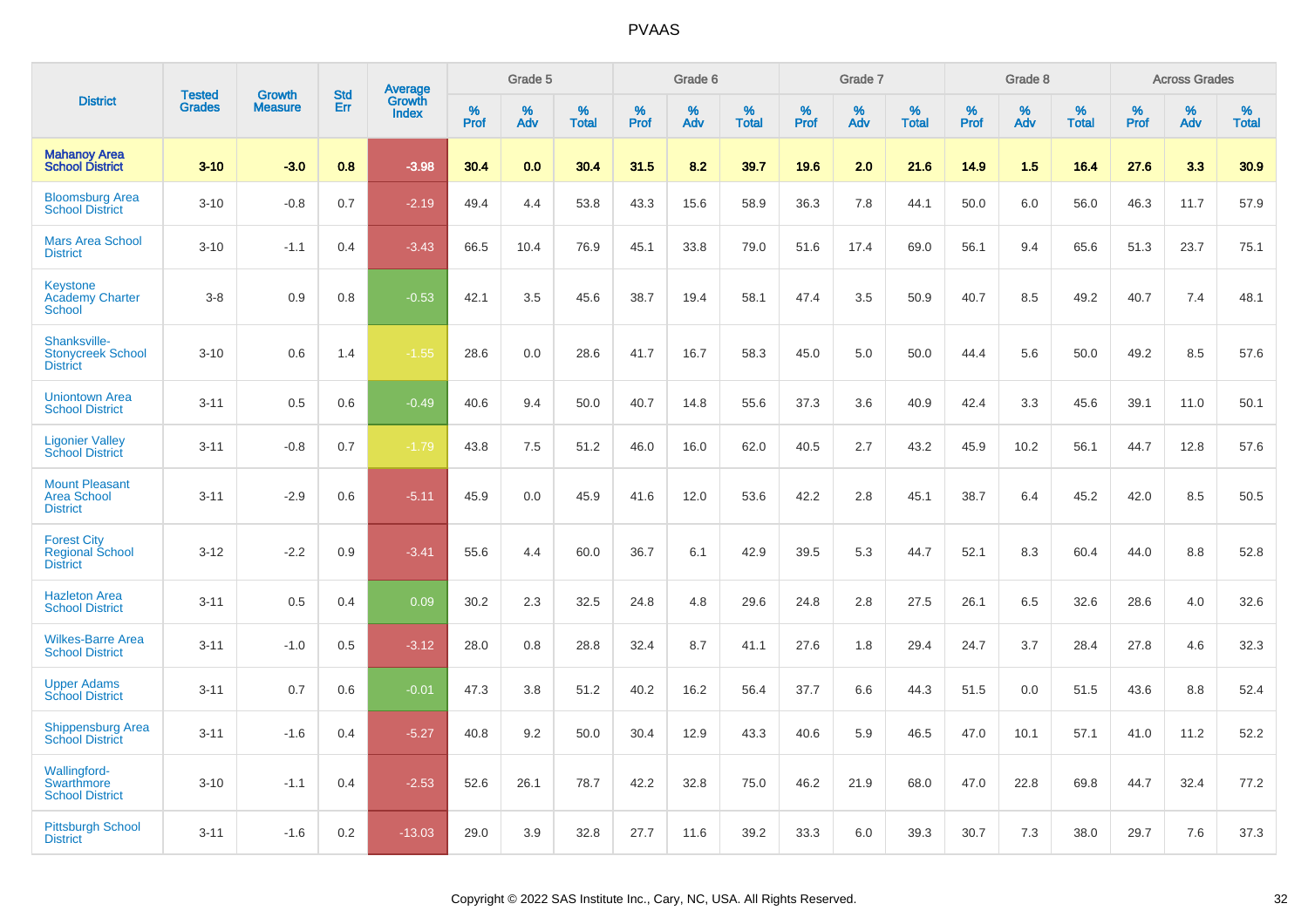| District | Tested Grades | Growth Measure | Std Err | Average Growth Index | Grade 5 | | | Grade 6 | | | Grade 7 | | | Grade 8 | | | Across Grades | | |
|---|---|---|---|---|---|---|---|---|---|---|---|---|---|---|---|---|---|---|---|
| | | | | | % Prof | % Adv | % Total | % Prof | % Adv | % Total | % Prof | % Adv | % Total | % Prof | % Adv | % Total | % Prof | % Adv | % Total |
| **Mahanoy Area School District** | **3-10** | **-3.0** | **0.8** | **-3.98** | **30.4** | **0.0** | **30.4** | **31.5** | **8.2** | **39.7** | **19.6** | **2.0** | **21.6** | **14.9** | **1.5** | **16.4** | **27.6** | **3.3** | **30.9** |
| Bloomsburg Area School District | 3-10 | -0.8 | 0.7 | -2.19 | 49.4 | 4.4 | 53.8 | 43.3 | 15.6 | 58.9 | 36.3 | 7.8 | 44.1 | 50.0 | 6.0 | 56.0 | 46.3 | 11.7 | 57.9 |
| Mars Area School District | 3-10 | -1.1 | 0.4 | -3.43 | 66.5 | 10.4 | 76.9 | 45.1 | 33.8 | 79.0 | 51.6 | 17.4 | 69.0 | 56.1 | 9.4 | 65.6 | 51.3 | 23.7 | 75.1 |
| Keystone Academy Charter School | 3-8 | 0.9 | 0.8 | -0.53 | 42.1 | 3.5 | 45.6 | 38.7 | 19.4 | 58.1 | 47.4 | 3.5 | 50.9 | 40.7 | 8.5 | 49.2 | 40.7 | 7.4 | 48.1 |
| Shanksville-Stonycreek School District | 3-10 | 0.6 | 1.4 | -1.55 | 28.6 | 0.0 | 28.6 | 41.7 | 16.7 | 58.3 | 45.0 | 5.0 | 50.0 | 44.4 | 5.6 | 50.0 | 49.2 | 8.5 | 57.6 |
| Uniontown Area School District | 3-11 | 0.5 | 0.6 | -0.49 | 40.6 | 9.4 | 50.0 | 40.7 | 14.8 | 55.6 | 37.3 | 3.6 | 40.9 | 42.4 | 3.3 | 45.6 | 39.1 | 11.0 | 50.1 |
| Ligonier Valley School District | 3-11 | -0.8 | 0.7 | -1.79 | 43.8 | 7.5 | 51.2 | 46.0 | 16.0 | 62.0 | 40.5 | 2.7 | 43.2 | 45.9 | 10.2 | 56.1 | 44.7 | 12.8 | 57.6 |
| Mount Pleasant Area School District | 3-11 | -2.9 | 0.6 | -5.11 | 45.9 | 0.0 | 45.9 | 41.6 | 12.0 | 53.6 | 42.2 | 2.8 | 45.1 | 38.7 | 6.4 | 45.2 | 42.0 | 8.5 | 50.5 |
| Forest City Regional School District | 3-12 | -2.2 | 0.9 | -3.41 | 55.6 | 4.4 | 60.0 | 36.7 | 6.1 | 42.9 | 39.5 | 5.3 | 44.7 | 52.1 | 8.3 | 60.4 | 44.0 | 8.8 | 52.8 |
| Hazleton Area School District | 3-11 | 0.5 | 0.4 | 0.09 | 30.2 | 2.3 | 32.5 | 24.8 | 4.8 | 29.6 | 24.8 | 2.8 | 27.5 | 26.1 | 6.5 | 32.6 | 28.6 | 4.0 | 32.6 |
| Wilkes-Barre Area School District | 3-11 | -1.0 | 0.5 | -3.12 | 28.0 | 0.8 | 28.8 | 32.4 | 8.7 | 41.1 | 27.6 | 1.8 | 29.4 | 24.7 | 3.7 | 28.4 | 27.8 | 4.6 | 32.3 |
| Upper Adams School District | 3-11 | 0.7 | 0.6 | -0.01 | 47.3 | 3.8 | 51.2 | 40.2 | 16.2 | 56.4 | 37.7 | 6.6 | 44.3 | 51.5 | 0.0 | 51.5 | 43.6 | 8.8 | 52.4 |
| Shippensburg Area School District | 3-11 | -1.6 | 0.4 | -5.27 | 40.8 | 9.2 | 50.0 | 30.4 | 12.9 | 43.3 | 40.6 | 5.9 | 46.5 | 47.0 | 10.1 | 57.1 | 41.0 | 11.2 | 52.2 |
| Wallingford-Swarthmore School District | 3-10 | -1.1 | 0.4 | -2.53 | 52.6 | 26.1 | 78.7 | 42.2 | 32.8 | 75.0 | 46.2 | 21.9 | 68.0 | 47.0 | 22.8 | 69.8 | 44.7 | 32.4 | 77.2 |
| Pittsburgh School District | 3-11 | -1.6 | 0.2 | -13.03 | 29.0 | 3.9 | 32.8 | 27.7 | 11.6 | 39.2 | 33.3 | 6.0 | 39.3 | 30.7 | 7.3 | 38.0 | 29.7 | 7.6 | 37.3 |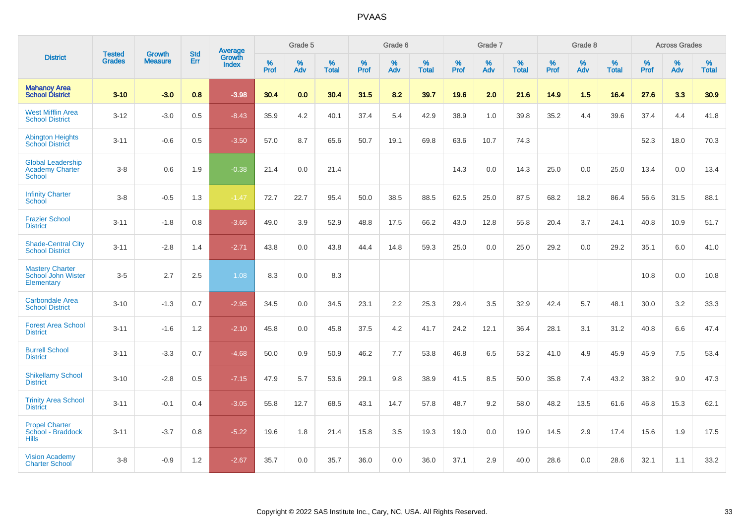# PVAAS

| District | Tested Grades | Growth Measure | Std Err | Average Growth Index | Grade 5 | | | Grade 6 | | | Grade 7 | | | Grade 8 | | | Across Grades | | |
|---|---|---|---|---|---|---|---|---|---|---|---|---|---|---|---|---|---|---|---|
| | | | | | % Prof | % Adv | % Total | % Prof | % Adv | % Total | % Prof | % Adv | % Total | % Prof | % Adv | % Total | % Prof | % Adv | % Total |
| **Mahanoy Area School District** | **3-10** | **-3.0** | **0.8** | **-3.98** | **30.4** | **0.0** | **30.4** | **31.5** | **8.2** | **39.7** | **19.6** | **2.0** | **21.6** | **14.9** | **1.5** | **16.4** | **27.6** | **3.3** | **30.9** |
| West Mifflin Area School District | 3-12 | -3.0 | 0.5 | -8.43 | 35.9 | 4.2 | 40.1 | 37.4 | 5.4 | 42.9 | 38.9 | 1.0 | 39.8 | 35.2 | 4.4 | 39.6 | 37.4 | 4.4 | 41.8 |
| Abington Heights School District | 3-11 | -0.6 | 0.5 | -3.50 | 57.0 | 8.7 | 65.6 | 50.7 | 19.1 | 69.8 | 63.6 | 10.7 | 74.3 | | | | 52.3 | 18.0 | 70.3 |
| Global Leadership Academy Charter School | 3-8 | 0.6 | 1.9 | -0.38 | 21.4 | 0.0 | 21.4 | | | | 14.3 | 0.0 | 14.3 | 25.0 | 0.0 | 25.0 | 13.4 | 0.0 | 13.4 |
| Infinity Charter School | 3-8 | -0.5 | 1.3 | -1.47 | 72.7 | 22.7 | 95.4 | 50.0 | 38.5 | 88.5 | 62.5 | 25.0 | 87.5 | 68.2 | 18.2 | 86.4 | 56.6 | 31.5 | 88.1 |
| Frazier School District | 3-11 | -1.8 | 0.8 | -3.66 | 49.0 | 3.9 | 52.9 | 48.8 | 17.5 | 66.2 | 43.0 | 12.8 | 55.8 | 20.4 | 3.7 | 24.1 | 40.8 | 10.9 | 51.7 |
| Shade-Central City School District | 3-11 | -2.8 | 1.4 | -2.71 | 43.8 | 0.0 | 43.8 | 44.4 | 14.8 | 59.3 | 25.0 | 0.0 | 25.0 | 29.2 | 0.0 | 29.2 | 35.1 | 6.0 | 41.0 |
| Mastery Charter School John Wister Elementary | 3-5 | 2.7 | 2.5 | 1.08 | 8.3 | 0.0 | 8.3 | | | | | | | | | | 10.8 | 0.0 | 10.8 |
| Carbondale Area School District | 3-10 | -1.3 | 0.7 | -2.95 | 34.5 | 0.0 | 34.5 | 23.1 | 2.2 | 25.3 | 29.4 | 3.5 | 32.9 | 42.4 | 5.7 | 48.1 | 30.0 | 3.2 | 33.3 |
| Forest Area School District | 3-11 | -1.6 | 1.2 | -2.10 | 45.8 | 0.0 | 45.8 | 37.5 | 4.2 | 41.7 | 24.2 | 12.1 | 36.4 | 28.1 | 3.1 | 31.2 | 40.8 | 6.6 | 47.4 |
| Burrell School District | 3-11 | -3.3 | 0.7 | -4.68 | 50.0 | 0.9 | 50.9 | 46.2 | 7.7 | 53.8 | 46.8 | 6.5 | 53.2 | 41.0 | 4.9 | 45.9 | 45.9 | 7.5 | 53.4 |
| Shikellamy School District | 3-10 | -2.8 | 0.5 | -7.15 | 47.9 | 5.7 | 53.6 | 29.1 | 9.8 | 38.9 | 41.5 | 8.5 | 50.0 | 35.8 | 7.4 | 43.2 | 38.2 | 9.0 | 47.3 |
| Trinity Area School District | 3-11 | -0.1 | 0.4 | -3.05 | 55.8 | 12.7 | 68.5 | 43.1 | 14.7 | 57.8 | 48.7 | 9.2 | 58.0 | 48.2 | 13.5 | 61.6 | 46.8 | 15.3 | 62.1 |
| Propel Charter School - Braddock Hills | 3-11 | -3.7 | 0.8 | -5.22 | 19.6 | 1.8 | 21.4 | 15.8 | 3.5 | 19.3 | 19.0 | 0.0 | 19.0 | 14.5 | 2.9 | 17.4 | 15.6 | 1.9 | 17.5 |
| Vision Academy Charter School | 3-8 | -0.9 | 1.2 | -2.67 | 35.7 | 0.0 | 35.7 | 36.0 | 0.0 | 36.0 | 37.1 | 2.9 | 40.0 | 28.6 | 0.0 | 28.6 | 32.1 | 1.1 | 33.2 |

Copyright © 2022 SAS Institute Inc., Cary, NC, USA. All Rights Reserved.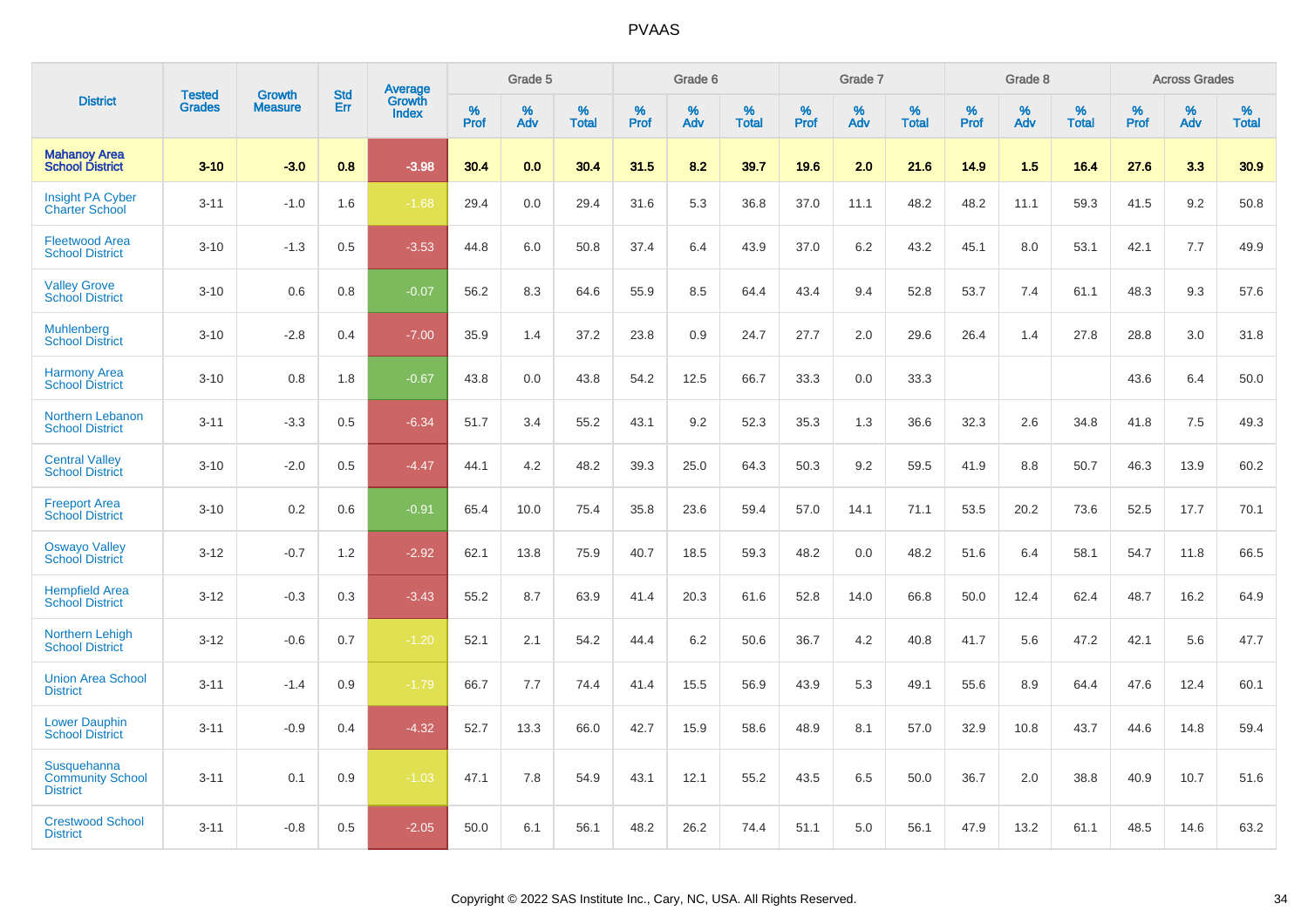| District | Tested Grades | Growth Measure | Std Err | Average Growth Index | Grade 5 | | | Grade 6 | | | Grade 7 | | | Grade 8 | | | Across Grades | | |
|---|---|---|---|---|---|---|---|---|---|---|---|---|---|---|---|---|---|---|---|
| | | | | | % Prof | % Adv | % Total | % Prof | % Adv | % Total | % Prof | % Adv | % Total | % Prof | % Adv | % Total | % Prof | % Adv | % Total |
| **Mahanoy Area School District** | **3-10** | **-3.0** | **0.8** | **-3.98** | **30.4** | **0.0** | **30.4** | **31.5** | **8.2** | **39.7** | **19.6** | **2.0** | **21.6** | **14.9** | **1.5** | **16.4** | **27.6** | **3.3** | **30.9** |
| Insight PA Cyber Charter School | 3-11 | -1.0 | 1.6 | -1.68 | 29.4 | 0.0 | 29.4 | 31.6 | 5.3 | 36.8 | 37.0 | 11.1 | 48.2 | 48.2 | 11.1 | 59.3 | 41.5 | 9.2 | 50.8 |
| Fleetwood Area School District | 3-10 | -1.3 | 0.5 | -3.53 | 44.8 | 6.0 | 50.8 | 37.4 | 6.4 | 43.9 | 37.0 | 6.2 | 43.2 | 45.1 | 8.0 | 53.1 | 42.1 | 7.7 | 49.9 |
| Valley Grove School District | 3-10 | 0.6 | 0.8 | -0.07 | 56.2 | 8.3 | 64.6 | 55.9 | 8.5 | 64.4 | 43.4 | 9.4 | 52.8 | 53.7 | 7.4 | 61.1 | 48.3 | 9.3 | 57.6 |
| Muhlenberg School District | 3-10 | -2.8 | 0.4 | -7.00 | 35.9 | 1.4 | 37.2 | 23.8 | 0.9 | 24.7 | 27.7 | 2.0 | 29.6 | 26.4 | 1.4 | 27.8 | 28.8 | 3.0 | 31.8 |
| Harmony Area School District | 3-10 | 0.8 | 1.8 | -0.67 | 43.8 | 0.0 | 43.8 | 54.2 | 12.5 | 66.7 | 33.3 | 0.0 | 33.3 | | | | 43.6 | 6.4 | 50.0 |
| Northern Lebanon School District | 3-11 | -3.3 | 0.5 | -6.34 | 51.7 | 3.4 | 55.2 | 43.1 | 9.2 | 52.3 | 35.3 | 1.3 | 36.6 | 32.3 | 2.6 | 34.8 | 41.8 | 7.5 | 49.3 |
| Central Valley School District | 3-10 | -2.0 | 0.5 | -4.47 | 44.1 | 4.2 | 48.2 | 39.3 | 25.0 | 64.3 | 50.3 | 9.2 | 59.5 | 41.9 | 8.8 | 50.7 | 46.3 | 13.9 | 60.2 |
| Freeport Area School District | 3-10 | 0.2 | 0.6 | -0.91 | 65.4 | 10.0 | 75.4 | 35.8 | 23.6 | 59.4 | 57.0 | 14.1 | 71.1 | 53.5 | 20.2 | 73.6 | 52.5 | 17.7 | 70.1 |
| Oswayo Valley School District | 3-12 | -0.7 | 1.2 | -2.92 | 62.1 | 13.8 | 75.9 | 40.7 | 18.5 | 59.3 | 48.2 | 0.0 | 48.2 | 51.6 | 6.4 | 58.1 | 54.7 | 11.8 | 66.5 |
| Hempfield Area School District | 3-12 | -0.3 | 0.3 | -3.43 | 55.2 | 8.7 | 63.9 | 41.4 | 20.3 | 61.6 | 52.8 | 14.0 | 66.8 | 50.0 | 12.4 | 62.4 | 48.7 | 16.2 | 64.9 |
| Northern Lehigh School District | 3-12 | -0.6 | 0.7 | -1.20 | 52.1 | 2.1 | 54.2 | 44.4 | 6.2 | 50.6 | 36.7 | 4.2 | 40.8 | 41.7 | 5.6 | 47.2 | 42.1 | 5.6 | 47.7 |
| Union Area School District | 3-11 | -1.4 | 0.9 | -1.79 | 66.7 | 7.7 | 74.4 | 41.4 | 15.5 | 56.9 | 43.9 | 5.3 | 49.1 | 55.6 | 8.9 | 64.4 | 47.6 | 12.4 | 60.1 |
| Lower Dauphin School District | 3-11 | -0.9 | 0.4 | -4.32 | 52.7 | 13.3 | 66.0 | 42.7 | 15.9 | 58.6 | 48.9 | 8.1 | 57.0 | 32.9 | 10.8 | 43.7 | 44.6 | 14.8 | 59.4 |
| Susquehanna Community School District | 3-11 | 0.1 | 0.9 | -1.03 | 47.1 | 7.8 | 54.9 | 43.1 | 12.1 | 55.2 | 43.5 | 6.5 | 50.0 | 36.7 | 2.0 | 38.8 | 40.9 | 10.7 | 51.6 |
| Crestwood School District | 3-11 | -0.8 | 0.5 | -2.05 | 50.0 | 6.1 | 56.1 | 48.2 | 26.2 | 74.4 | 51.1 | 5.0 | 56.1 | 47.9 | 13.2 | 61.1 | 48.5 | 14.6 | 63.2 |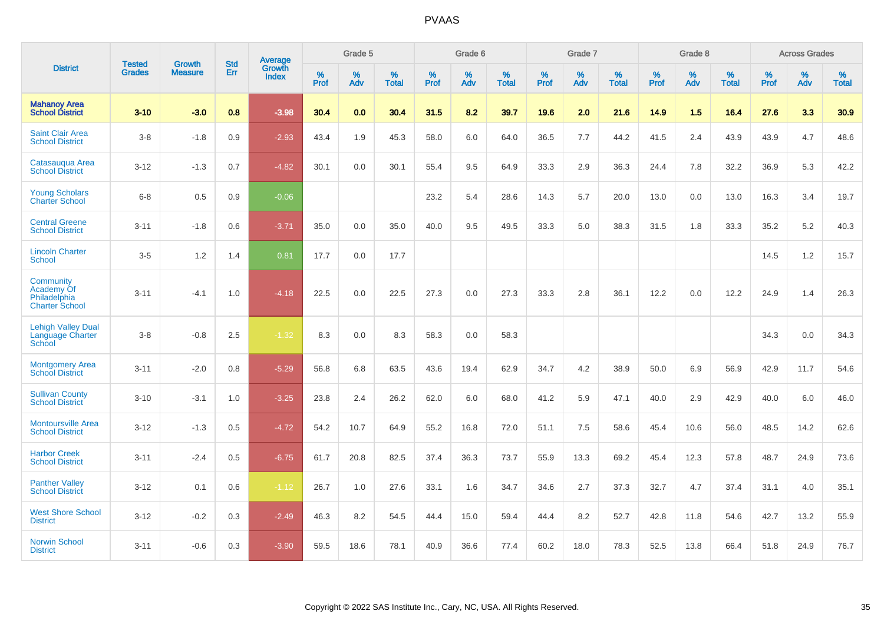# PVAAS

| District | Tested Grades | Growth Measure | Std Err | Average Growth Index | Grade 5 | | | Grade 6 | | | Grade 7 | | | Grade 8 | | | Across Grades | | |
|---|---|---|---|---|---|---|---|---|---|---|---|---|---|---|---|---|---|---|---|
| | | | | | % Prof | % Adv | % Total | % Prof | % Adv | % Total | % Prof | % Adv | % Total | % Prof | % Adv | % Total | % Prof | % Adv | % Total |
| **Mahanoy Area School District** | **3-10** | **-3.0** | **0.8** | **-3.98** | **30.4** | **0.0** | **30.4** | **31.5** | **8.2** | **39.7** | **19.6** | **2.0** | **21.6** | **14.9** | **1.5** | **16.4** | **27.6** | **3.3** | **30.9** |
| Saint Clair Area School District | 3-8 | -1.8 | 0.9 | -2.93 | 43.4 | 1.9 | 45.3 | 58.0 | 6.0 | 64.0 | 36.5 | 7.7 | 44.2 | 41.5 | 2.4 | 43.9 | 43.9 | 4.7 | 48.6 |
| Catasauqua Area School District | 3-12 | -1.3 | 0.7 | -4.82 | 30.1 | 0.0 | 30.1 | 55.4 | 9.5 | 64.9 | 33.3 | 2.9 | 36.3 | 24.4 | 7.8 | 32.2 | 36.9 | 5.3 | 42.2 |
| Young Scholars Charter School | 6-8 | 0.5 | 0.9 | -0.06 | | | | 23.2 | 5.4 | 28.6 | 14.3 | 5.7 | 20.0 | 13.0 | 0.0 | 13.0 | 16.3 | 3.4 | 19.7 |
| Central Greene School District | 3-11 | -1.8 | 0.6 | -3.71 | 35.0 | 0.0 | 35.0 | 40.0 | 9.5 | 49.5 | 33.3 | 5.0 | 38.3 | 31.5 | 1.8 | 33.3 | 35.2 | 5.2 | 40.3 |
| Lincoln Charter School | 3-5 | 1.2 | 1.4 | 0.81 | 17.7 | 0.0 | 17.7 | | | | | | | | | | 14.5 | 1.2 | 15.7 |
| Community Academy Of Philadelphia Charter School | 3-11 | -4.1 | 1.0 | -4.18 | 22.5 | 0.0 | 22.5 | 27.3 | 0.0 | 27.3 | 33.3 | 2.8 | 36.1 | 12.2 | 0.0 | 12.2 | 24.9 | 1.4 | 26.3 |
| Lehigh Valley Dual Language Charter School | 3-8 | -0.8 | 2.5 | -1.32 | 8.3 | 0.0 | 8.3 | 58.3 | 0.0 | 58.3 | | | | | | | 34.3 | 0.0 | 34.3 |
| Montgomery Area School District | 3-11 | -2.0 | 0.8 | -5.29 | 56.8 | 6.8 | 63.5 | 43.6 | 19.4 | 62.9 | 34.7 | 4.2 | 38.9 | 50.0 | 6.9 | 56.9 | 42.9 | 11.7 | 54.6 |
| Sullivan County School District | 3-10 | -3.1 | 1.0 | -3.25 | 23.8 | 2.4 | 26.2 | 62.0 | 6.0 | 68.0 | 41.2 | 5.9 | 47.1 | 40.0 | 2.9 | 42.9 | 40.0 | 6.0 | 46.0 |
| Montoursville Area School District | 3-12 | -1.3 | 0.5 | -4.72 | 54.2 | 10.7 | 64.9 | 55.2 | 16.8 | 72.0 | 51.1 | 7.5 | 58.6 | 45.4 | 10.6 | 56.0 | 48.5 | 14.2 | 62.6 |
| Harbor Creek School District | 3-11 | -2.4 | 0.5 | -6.75 | 61.7 | 20.8 | 82.5 | 37.4 | 36.3 | 73.7 | 55.9 | 13.3 | 69.2 | 45.4 | 12.3 | 57.8 | 48.7 | 24.9 | 73.6 |
| Panther Valley School District | 3-12 | 0.1 | 0.6 | -1.12 | 26.7 | 1.0 | 27.6 | 33.1 | 1.6 | 34.7 | 34.6 | 2.7 | 37.3 | 32.7 | 4.7 | 37.4 | 31.1 | 4.0 | 35.1 |
| West Shore School District | 3-12 | -0.2 | 0.3 | -2.49 | 46.3 | 8.2 | 54.5 | 44.4 | 15.0 | 59.4 | 44.4 | 8.2 | 52.7 | 42.8 | 11.8 | 54.6 | 42.7 | 13.2 | 55.9 |
| Norwin School District | 3-11 | -0.6 | 0.3 | -3.90 | 59.5 | 18.6 | 78.1 | 40.9 | 36.6 | 77.4 | 60.2 | 18.0 | 78.3 | 52.5 | 13.8 | 66.4 | 51.8 | 24.9 | 76.7 |

Copyright © 2022 SAS Institute Inc., Cary, NC, USA. All Rights Reserved.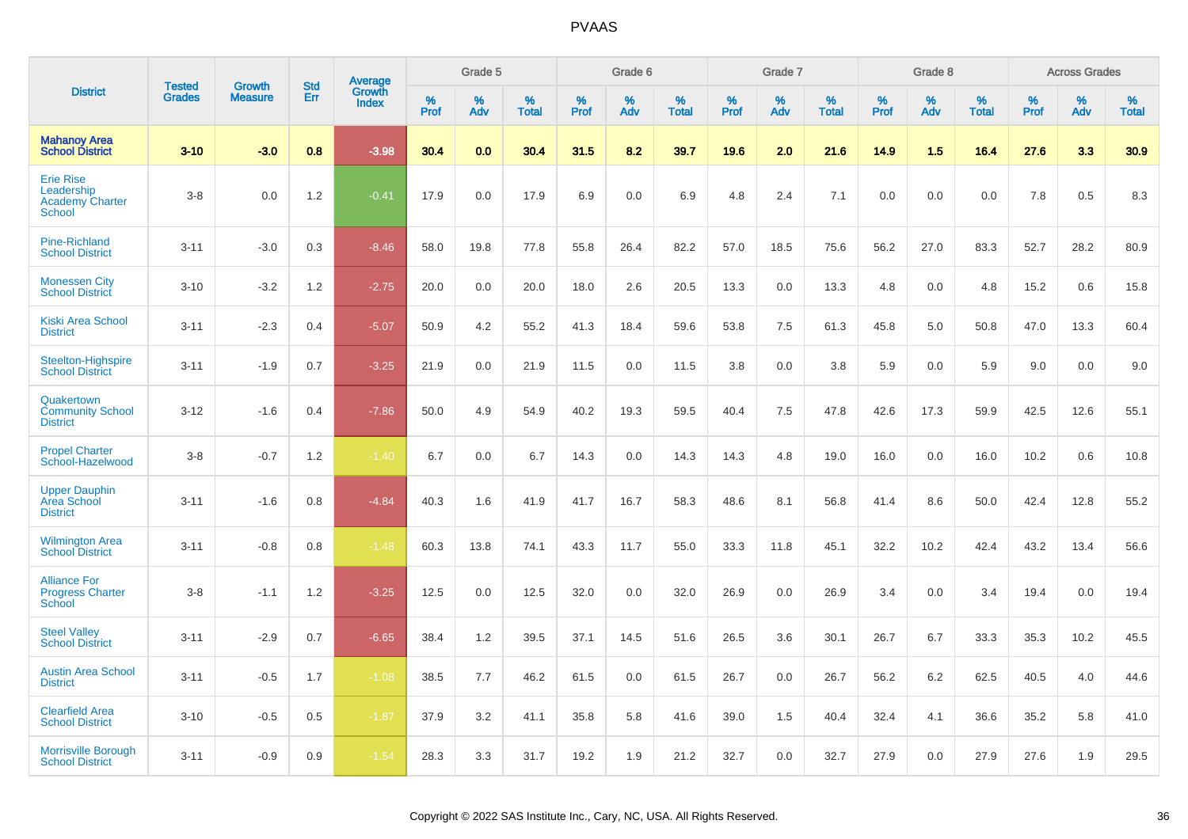# PVAAS

| District | Tested Grades | Growth Measure | Std Err | Average Growth Index | Grade 5 | | | Grade 6 | | | Grade 7 | | | Grade 8 | | | Across Grades | | |
|---|---|---|---|---|---|---|---|---|---|---|---|---|---|---|---|---|---|---|---|
| | | | | | % Prof | % Adv | % Total | % Prof | % Adv | % Total | % Prof | % Adv | % Total | % Prof | % Adv | % Total | % Prof | % Adv | % Total |
| **Mahanoy Area School District** | **3-10** | **-3.0** | **0.8** | **-3.98** | **30.4** | **0.0** | **30.4** | **31.5** | **8.2** | **39.7** | **19.6** | **2.0** | **21.6** | **14.9** | **1.5** | **16.4** | **27.6** | **3.3** | **30.9** |
| Erie Rise Leadership Academy Charter School | 3-8 | 0.0 | 1.2 | -0.41 | 17.9 | 0.0 | 17.9 | 6.9 | 0.0 | 6.9 | 4.8 | 2.4 | 7.1 | 0.0 | 0.0 | 0.0 | 7.8 | 0.5 | 8.3 |
| Pine-Richland School District | 3-11 | -3.0 | 0.3 | -8.46 | 58.0 | 19.8 | 77.8 | 55.8 | 26.4 | 82.2 | 57.0 | 18.5 | 75.6 | 56.2 | 27.0 | 83.3 | 52.7 | 28.2 | 80.9 |
| Monessen City School District | 3-10 | -3.2 | 1.2 | -2.75 | 20.0 | 0.0 | 20.0 | 18.0 | 2.6 | 20.5 | 13.3 | 0.0 | 13.3 | 4.8 | 0.0 | 4.8 | 15.2 | 0.6 | 15.8 |
| Kiski Area School District | 3-11 | -2.3 | 0.4 | -5.07 | 50.9 | 4.2 | 55.2 | 41.3 | 18.4 | 59.6 | 53.8 | 7.5 | 61.3 | 45.8 | 5.0 | 50.8 | 47.0 | 13.3 | 60.4 |
| Steelton-Highspire School District | 3-11 | -1.9 | 0.7 | -3.25 | 21.9 | 0.0 | 21.9 | 11.5 | 0.0 | 11.5 | 3.8 | 0.0 | 3.8 | 5.9 | 0.0 | 5.9 | 9.0 | 0.0 | 9.0 |
| Quakertown Community School District | 3-12 | -1.6 | 0.4 | -7.86 | 50.0 | 4.9 | 54.9 | 40.2 | 19.3 | 59.5 | 40.4 | 7.5 | 47.8 | 42.6 | 17.3 | 59.9 | 42.5 | 12.6 | 55.1 |
| Propel Charter School-Hazelwood | 3-8 | -0.7 | 1.2 | -1.40 | 6.7 | 0.0 | 6.7 | 14.3 | 0.0 | 14.3 | 14.3 | 4.8 | 19.0 | 16.0 | 0.0 | 16.0 | 10.2 | 0.6 | 10.8 |
| Upper Dauphin Area School District | 3-11 | -1.6 | 0.8 | -4.84 | 40.3 | 1.6 | 41.9 | 41.7 | 16.7 | 58.3 | 48.6 | 8.1 | 56.8 | 41.4 | 8.6 | 50.0 | 42.4 | 12.8 | 55.2 |
| Wilmington Area School District | 3-11 | -0.8 | 0.8 | -1.48 | 60.3 | 13.8 | 74.1 | 43.3 | 11.7 | 55.0 | 33.3 | 11.8 | 45.1 | 32.2 | 10.2 | 42.4 | 43.2 | 13.4 | 56.6 |
| Alliance For Progress Charter School | 3-8 | -1.1 | 1.2 | -3.25 | 12.5 | 0.0 | 12.5 | 32.0 | 0.0 | 32.0 | 26.9 | 0.0 | 26.9 | 3.4 | 0.0 | 3.4 | 19.4 | 0.0 | 19.4 |
| Steel Valley School District | 3-11 | -2.9 | 0.7 | -6.65 | 38.4 | 1.2 | 39.5 | 37.1 | 14.5 | 51.6 | 26.5 | 3.6 | 30.1 | 26.7 | 6.7 | 33.3 | 35.3 | 10.2 | 45.5 |
| Austin Area School District | 3-11 | -0.5 | 1.7 | -1.08 | 38.5 | 7.7 | 46.2 | 61.5 | 0.0 | 61.5 | 26.7 | 0.0 | 26.7 | 56.2 | 6.2 | 62.5 | 40.5 | 4.0 | 44.6 |
| Clearfield Area School District | 3-10 | -0.5 | 0.5 | -1.87 | 37.9 | 3.2 | 41.1 | 35.8 | 5.8 | 41.6 | 39.0 | 1.5 | 40.4 | 32.4 | 4.1 | 36.6 | 35.2 | 5.8 | 41.0 |
| Morrisville Borough School District | 3-11 | -0.9 | 0.9 | -1.54 | 28.3 | 3.3 | 31.7 | 19.2 | 1.9 | 21.2 | 32.7 | 0.0 | 32.7 | 27.9 | 0.0 | 27.9 | 27.6 | 1.9 | 29.5 |

Copyright © 2022 SAS Institute Inc., Cary, NC, USA. All Rights Reserved.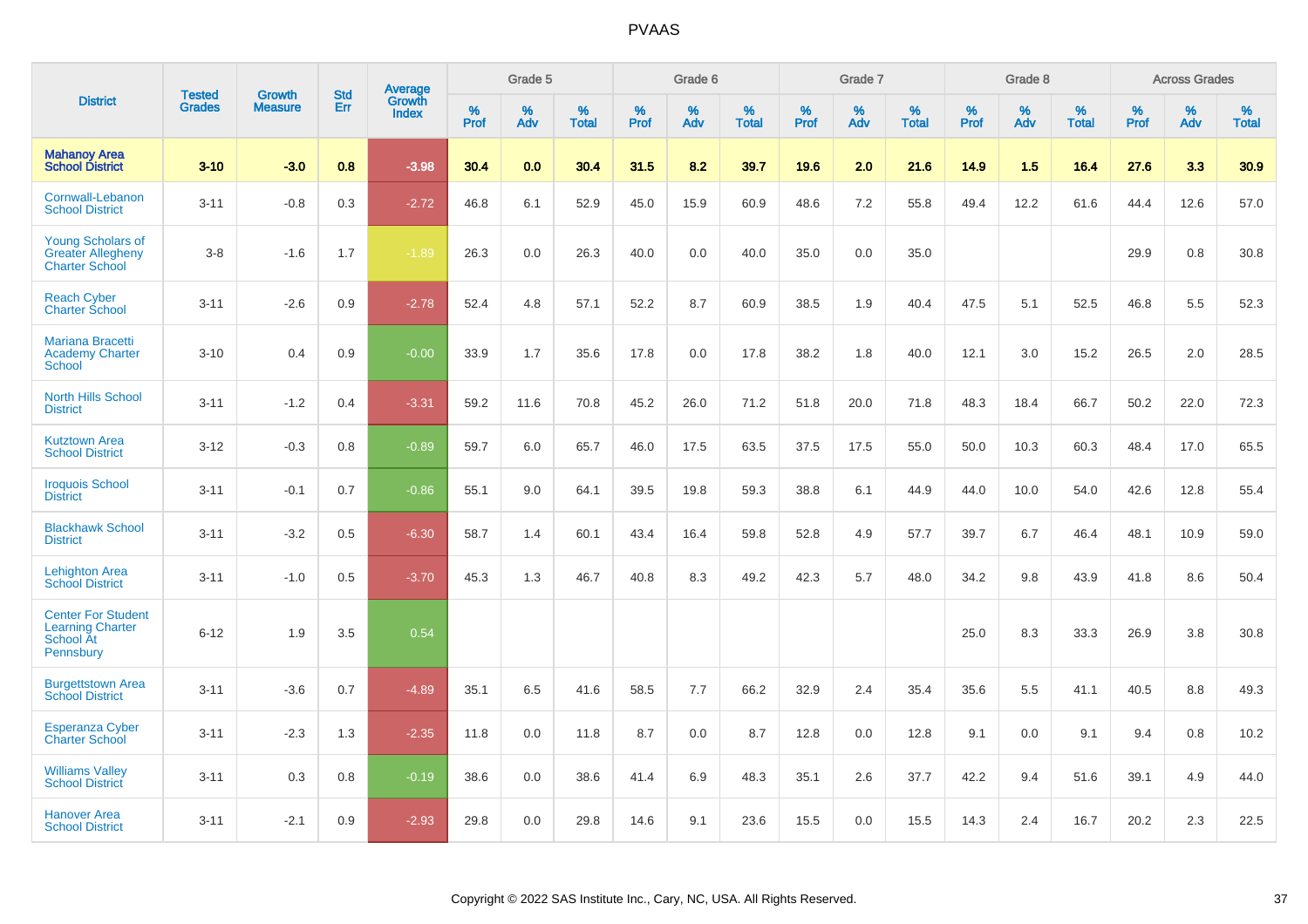| District | Tested Grades | Growth Measure | Std Err | Average Growth Index | Grade 5 | | | Grade 6 | | | Grade 7 | | | Grade 8 | | | Across Grades | | |
|---|---|---|---|---|---|---|---|---|---|---|---|---|---|---|---|---|---|---|---|
| | | | | | % Prof | % Adv | % Total | % Prof | % Adv | % Total | % Prof | % Adv | % Total | % Prof | % Adv | % Total | % Prof | % Adv | % Total |
| **Mahanoy Area School District** | **3-10** | **-3.0** | **0.8** | **-3.98** | **30.4** | **0.0** | **30.4** | **31.5** | **8.2** | **39.7** | **19.6** | **2.0** | **21.6** | **14.9** | **1.5** | **16.4** | **27.6** | **3.3** | **30.9** |
| Cornwall-Lebanon School District | 3-11 | -0.8 | 0.3 | -2.72 | 46.8 | 6.1 | 52.9 | 45.0 | 15.9 | 60.9 | 48.6 | 7.2 | 55.8 | 49.4 | 12.2 | 61.6 | 44.4 | 12.6 | 57.0 |
| Young Scholars of Greater Allegheny Charter School | 3-8 | -1.6 | 1.7 | -1.89 | 26.3 | 0.0 | 26.3 | 40.0 | 0.0 | 40.0 | 35.0 | 0.0 | 35.0 | | | | 29.9 | 0.8 | 30.8 |
| Reach Cyber Charter School | 3-11 | -2.6 | 0.9 | -2.78 | 52.4 | 4.8 | 57.1 | 52.2 | 8.7 | 60.9 | 38.5 | 1.9 | 40.4 | 47.5 | 5.1 | 52.5 | 46.8 | 5.5 | 52.3 |
| Mariana Bracetti Academy Charter School | 3-10 | 0.4 | 0.9 | -0.00 | 33.9 | 1.7 | 35.6 | 17.8 | 0.0 | 17.8 | 38.2 | 1.8 | 40.0 | 12.1 | 3.0 | 15.2 | 26.5 | 2.0 | 28.5 |
| North Hills School District | 3-11 | -1.2 | 0.4 | -3.31 | 59.2 | 11.6 | 70.8 | 45.2 | 26.0 | 71.2 | 51.8 | 20.0 | 71.8 | 48.3 | 18.4 | 66.7 | 50.2 | 22.0 | 72.3 |
| Kutztown Area School District | 3-12 | -0.3 | 0.8 | -0.89 | 59.7 | 6.0 | 65.7 | 46.0 | 17.5 | 63.5 | 37.5 | 17.5 | 55.0 | 50.0 | 10.3 | 60.3 | 48.4 | 17.0 | 65.5 |
| Iroquois School District | 3-11 | -0.1 | 0.7 | -0.86 | 55.1 | 9.0 | 64.1 | 39.5 | 19.8 | 59.3 | 38.8 | 6.1 | 44.9 | 44.0 | 10.0 | 54.0 | 42.6 | 12.8 | 55.4 |
| Blackhawk School District | 3-11 | -3.2 | 0.5 | -6.30 | 58.7 | 1.4 | 60.1 | 43.4 | 16.4 | 59.8 | 52.8 | 4.9 | 57.7 | 39.7 | 6.7 | 46.4 | 48.1 | 10.9 | 59.0 |
| Lehighton Area School District | 3-11 | -1.0 | 0.5 | -3.70 | 45.3 | 1.3 | 46.7 | 40.8 | 8.3 | 49.2 | 42.3 | 5.7 | 48.0 | 34.2 | 9.8 | 43.9 | 41.8 | 8.6 | 50.4 |
| Center For Student Learning Charter School At Pennsbury | 6-12 | 1.9 | 3.5 | 0.54 | | | | | | | | | | 25.0 | 8.3 | 33.3 | 26.9 | 3.8 | 30.8 |
| Burgettstown Area School District | 3-11 | -3.6 | 0.7 | -4.89 | 35.1 | 6.5 | 41.6 | 58.5 | 7.7 | 66.2 | 32.9 | 2.4 | 35.4 | 35.6 | 5.5 | 41.1 | 40.5 | 8.8 | 49.3 |
| Esperanza Cyber Charter School | 3-11 | -2.3 | 1.3 | -2.35 | 11.8 | 0.0 | 11.8 | 8.7 | 0.0 | 8.7 | 12.8 | 0.0 | 12.8 | 9.1 | 0.0 | 9.1 | 9.4 | 0.8 | 10.2 |
| Williams Valley School District | 3-11 | 0.3 | 0.8 | -0.19 | 38.6 | 0.0 | 38.6 | 41.4 | 6.9 | 48.3 | 35.1 | 2.6 | 37.7 | 42.2 | 9.4 | 51.6 | 39.1 | 4.9 | 44.0 |
| Hanover Area School District | 3-11 | -2.1 | 0.9 | -2.93 | 29.8 | 0.0 | 29.8 | 14.6 | 9.1 | 23.6 | 15.5 | 0.0 | 15.5 | 14.3 | 2.4 | 16.7 | 20.2 | 2.3 | 22.5 |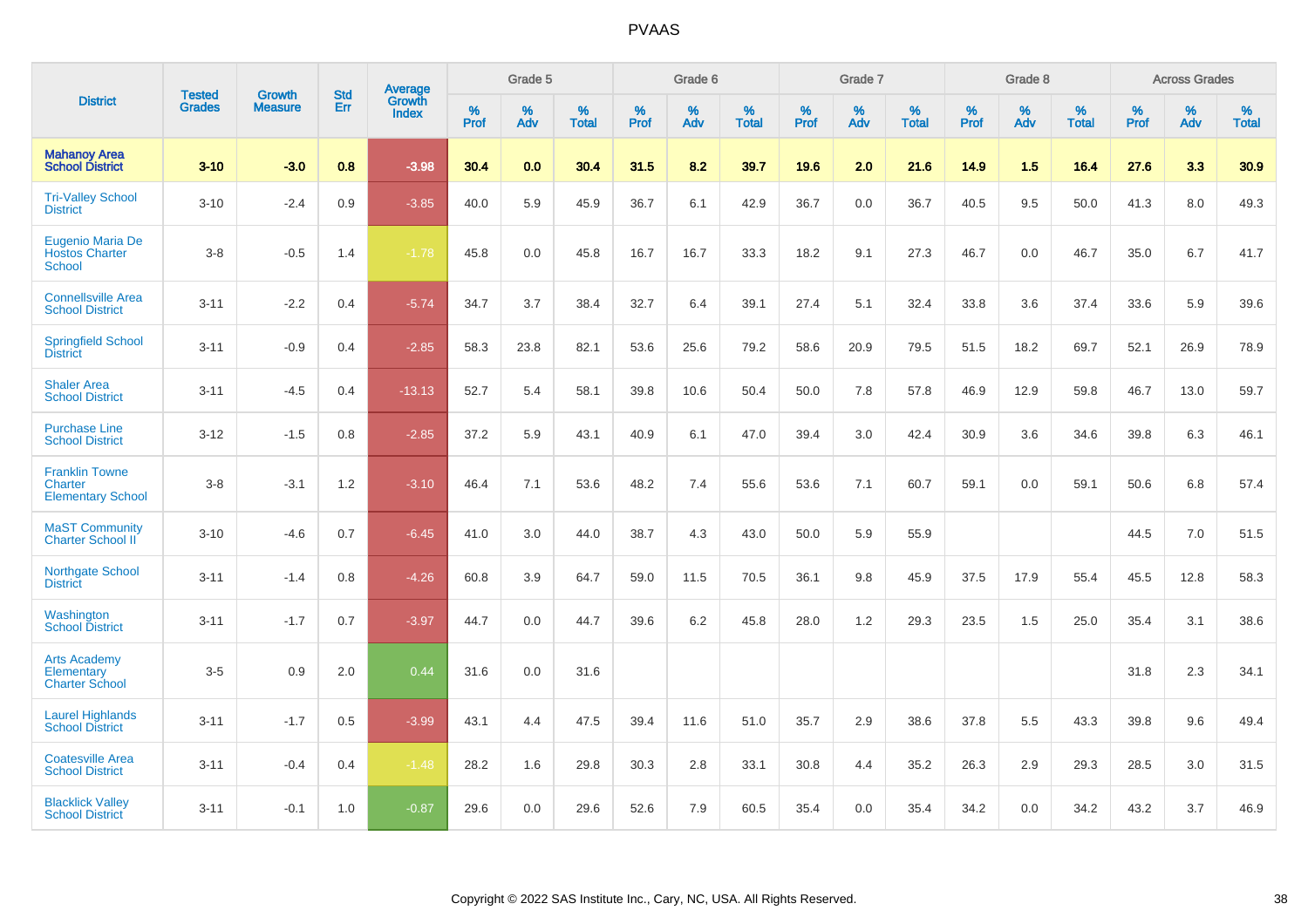# PVAAS

| District | Tested Grades | Growth Measure | Std Err | Average Growth Index | Grade 5 | | | Grade 6 | | | Grade 7 | | | Grade 8 | | | Across Grades | | |
|---|---|---|---|---|---|---|---|---|---|---|---|---|---|---|---|---|---|---|---|
| | | | | | % Prof | % Adv | % Total | % Prof | % Adv | % Total | % Prof | % Adv | % Total | % Prof | % Adv | % Total | % Prof | % Adv | % Total |
| **Mahanoy Area School District** | **3-10** | **-3.0** | **0.8** | **-3.98** | **30.4** | **0.0** | **30.4** | **31.5** | **8.2** | **39.7** | **19.6** | **2.0** | **21.6** | **14.9** | **1.5** | **16.4** | **27.6** | **3.3** | **30.9** |
| Tri-Valley School District | 3-10 | -2.4 | 0.9 | -3.85 | 40.0 | 5.9 | 45.9 | 36.7 | 6.1 | 42.9 | 36.7 | 0.0 | 36.7 | 40.5 | 9.5 | 50.0 | 41.3 | 8.0 | 49.3 |
| Eugenio Maria De Hostos Charter School | 3-8 | -0.5 | 1.4 | -1.78 | 45.8 | 0.0 | 45.8 | 16.7 | 16.7 | 33.3 | 18.2 | 9.1 | 27.3 | 46.7 | 0.0 | 46.7 | 35.0 | 6.7 | 41.7 |
| Connellsville Area School District | 3-11 | -2.2 | 0.4 | -5.74 | 34.7 | 3.7 | 38.4 | 32.7 | 6.4 | 39.1 | 27.4 | 5.1 | 32.4 | 33.8 | 3.6 | 37.4 | 33.6 | 5.9 | 39.6 |
| Springfield School District | 3-11 | -0.9 | 0.4 | -2.85 | 58.3 | 23.8 | 82.1 | 53.6 | 25.6 | 79.2 | 58.6 | 20.9 | 79.5 | 51.5 | 18.2 | 69.7 | 52.1 | 26.9 | 78.9 |
| Shaler Area School District | 3-11 | -4.5 | 0.4 | -13.13 | 52.7 | 5.4 | 58.1 | 39.8 | 10.6 | 50.4 | 50.0 | 7.8 | 57.8 | 46.9 | 12.9 | 59.8 | 46.7 | 13.0 | 59.7 |
| Purchase Line School District | 3-12 | -1.5 | 0.8 | -2.85 | 37.2 | 5.9 | 43.1 | 40.9 | 6.1 | 47.0 | 39.4 | 3.0 | 42.4 | 30.9 | 3.6 | 34.6 | 39.8 | 6.3 | 46.1 |
| Franklin Towne Charter Elementary School | 3-8 | -3.1 | 1.2 | -3.10 | 46.4 | 7.1 | 53.6 | 48.2 | 7.4 | 55.6 | 53.6 | 7.1 | 60.7 | 59.1 | 0.0 | 59.1 | 50.6 | 6.8 | 57.4 |
| MaST Community Charter School II | 3-10 | -4.6 | 0.7 | -6.45 | 41.0 | 3.0 | 44.0 | 38.7 | 4.3 | 43.0 | 50.0 | 5.9 | 55.9 | | | | 44.5 | 7.0 | 51.5 |
| Northgate School District | 3-11 | -1.4 | 0.8 | -4.26 | 60.8 | 3.9 | 64.7 | 59.0 | 11.5 | 70.5 | 36.1 | 9.8 | 45.9 | 37.5 | 17.9 | 55.4 | 45.5 | 12.8 | 58.3 |
| Washington School District | 3-11 | -1.7 | 0.7 | -3.97 | 44.7 | 0.0 | 44.7 | 39.6 | 6.2 | 45.8 | 28.0 | 1.2 | 29.3 | 23.5 | 1.5 | 25.0 | 35.4 | 3.1 | 38.6 |
| Arts Academy Elementary Charter School | 3-5 | 0.9 | 2.0 | 0.44 | 31.6 | 0.0 | 31.6 | | | | | | | | | | 31.8 | 2.3 | 34.1 |
| Laurel Highlands School District | 3-11 | -1.7 | 0.5 | -3.99 | 43.1 | 4.4 | 47.5 | 39.4 | 11.6 | 51.0 | 35.7 | 2.9 | 38.6 | 37.8 | 5.5 | 43.3 | 39.8 | 9.6 | 49.4 |
| Coatesville Area School District | 3-11 | -0.4 | 0.4 | -1.48 | 28.2 | 1.6 | 29.8 | 30.3 | 2.8 | 33.1 | 30.8 | 4.4 | 35.2 | 26.3 | 2.9 | 29.3 | 28.5 | 3.0 | 31.5 |
| Blacklick Valley School District | 3-11 | -0.1 | 1.0 | -0.87 | 29.6 | 0.0 | 29.6 | 52.6 | 7.9 | 60.5 | 35.4 | 0.0 | 35.4 | 34.2 | 0.0 | 34.2 | 43.2 | 3.7 | 46.9 |

Copyright © 2022 SAS Institute Inc., Cary, NC, USA. All Rights Reserved.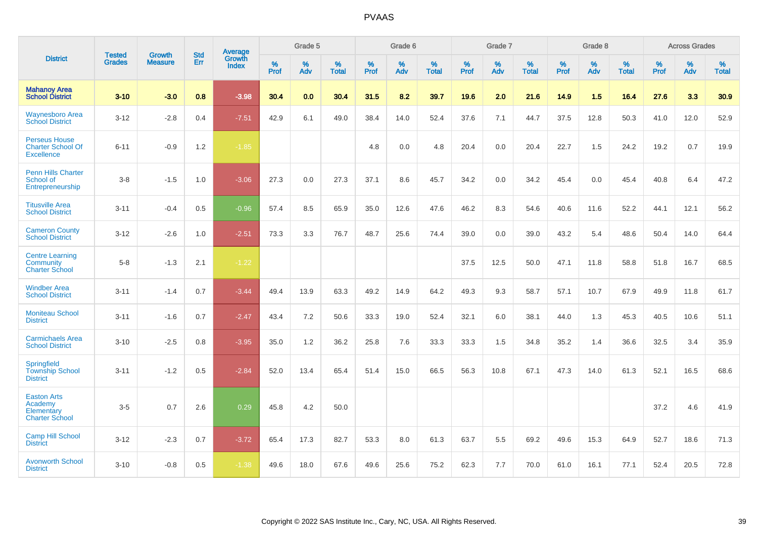PVAAS

| District | Tested Grades | Growth Measure | Std Err | Average Growth Index | Grade 5 | | | Grade 6 | | | Grade 7 | | | Grade 8 | | | Across Grades | | |
|---|---|---|---|---|---|---|---|---|---|---|---|---|---|---|---|---|---|---|---|
| | | | | | % Prof | % Adv | % Total | % Prof | % Adv | % Total | % Prof | % Adv | % Total | % Prof | % Adv | % Total | % Prof | % Adv | % Total |
| **Mahanoy Area School District** | **3-10** | **-3.0** | **0.8** | **-3.98** | **30.4** | **0.0** | **30.4** | **31.5** | **8.2** | **39.7** | **19.6** | **2.0** | **21.6** | **14.9** | **1.5** | **16.4** | **27.6** | **3.3** | **30.9** |
| Waynesboro Area School District | 3-12 | -2.8 | 0.4 | -7.51 | 42.9 | 6.1 | 49.0 | 38.4 | 14.0 | 52.4 | 37.6 | 7.1 | 44.7 | 37.5 | 12.8 | 50.3 | 41.0 | 12.0 | 52.9 |
| Perseus House Charter School Of Excellence | 6-11 | -0.9 | 1.2 | -1.85 | | | | 4.8 | 0.0 | 4.8 | 20.4 | 0.0 | 20.4 | 22.7 | 1.5 | 24.2 | 19.2 | 0.7 | 19.9 |
| Penn Hills Charter School of Entrepreneurship | 3-8 | -1.5 | 1.0 | -3.06 | 27.3 | 0.0 | 27.3 | 37.1 | 8.6 | 45.7 | 34.2 | 0.0 | 34.2 | 45.4 | 0.0 | 45.4 | 40.8 | 6.4 | 47.2 |
| Titusville Area School District | 3-11 | -0.4 | 0.5 | -0.96 | 57.4 | 8.5 | 65.9 | 35.0 | 12.6 | 47.6 | 46.2 | 8.3 | 54.6 | 40.6 | 11.6 | 52.2 | 44.1 | 12.1 | 56.2 |
| Cameron County School District | 3-12 | -2.6 | 1.0 | -2.51 | 73.3 | 3.3 | 76.7 | 48.7 | 25.6 | 74.4 | 39.0 | 0.0 | 39.0 | 43.2 | 5.4 | 48.6 | 50.4 | 14.0 | 64.4 |
| Centre Learning Community Charter School | 5-8 | -1.3 | 2.1 | -1.22 | | | | | | | 37.5 | 12.5 | 50.0 | 47.1 | 11.8 | 58.8 | 51.8 | 16.7 | 68.5 |
| Windber Area School District | 3-11 | -1.4 | 0.7 | -3.44 | 49.4 | 13.9 | 63.3 | 49.2 | 14.9 | 64.2 | 49.3 | 9.3 | 58.7 | 57.1 | 10.7 | 67.9 | 49.9 | 11.8 | 61.7 |
| Moniteau School District | 3-11 | -1.6 | 0.7 | -2.47 | 43.4 | 7.2 | 50.6 | 33.3 | 19.0 | 52.4 | 32.1 | 6.0 | 38.1 | 44.0 | 1.3 | 45.3 | 40.5 | 10.6 | 51.1 |
| Carmichaels Area School District | 3-10 | -2.5 | 0.8 | -3.95 | 35.0 | 1.2 | 36.2 | 25.8 | 7.6 | 33.3 | 33.3 | 1.5 | 34.8 | 35.2 | 1.4 | 36.6 | 32.5 | 3.4 | 35.9 |
| Springfield Township School District | 3-11 | -1.2 | 0.5 | -2.84 | 52.0 | 13.4 | 65.4 | 51.4 | 15.0 | 66.5 | 56.3 | 10.8 | 67.1 | 47.3 | 14.0 | 61.3 | 52.1 | 16.5 | 68.6 |
| Easton Arts Academy Elementary Charter School | 3-5 | 0.7 | 2.6 | 0.29 | 45.8 | 4.2 | 50.0 | | | | | | | | | | 37.2 | 4.6 | 41.9 |
| Camp Hill School District | 3-12 | -2.3 | 0.7 | -3.72 | 65.4 | 17.3 | 82.7 | 53.3 | 8.0 | 61.3 | 63.7 | 5.5 | 69.2 | 49.6 | 15.3 | 64.9 | 52.7 | 18.6 | 71.3 |
| Avonworth School District | 3-10 | -0.8 | 0.5 | -1.38 | 49.6 | 18.0 | 67.6 | 49.6 | 25.6 | 75.2 | 62.3 | 7.7 | 70.0 | 61.0 | 16.1 | 77.1 | 52.4 | 20.5 | 72.8 |

Copyright © 2022 SAS Institute Inc., Cary, NC, USA. All Rights Reserved.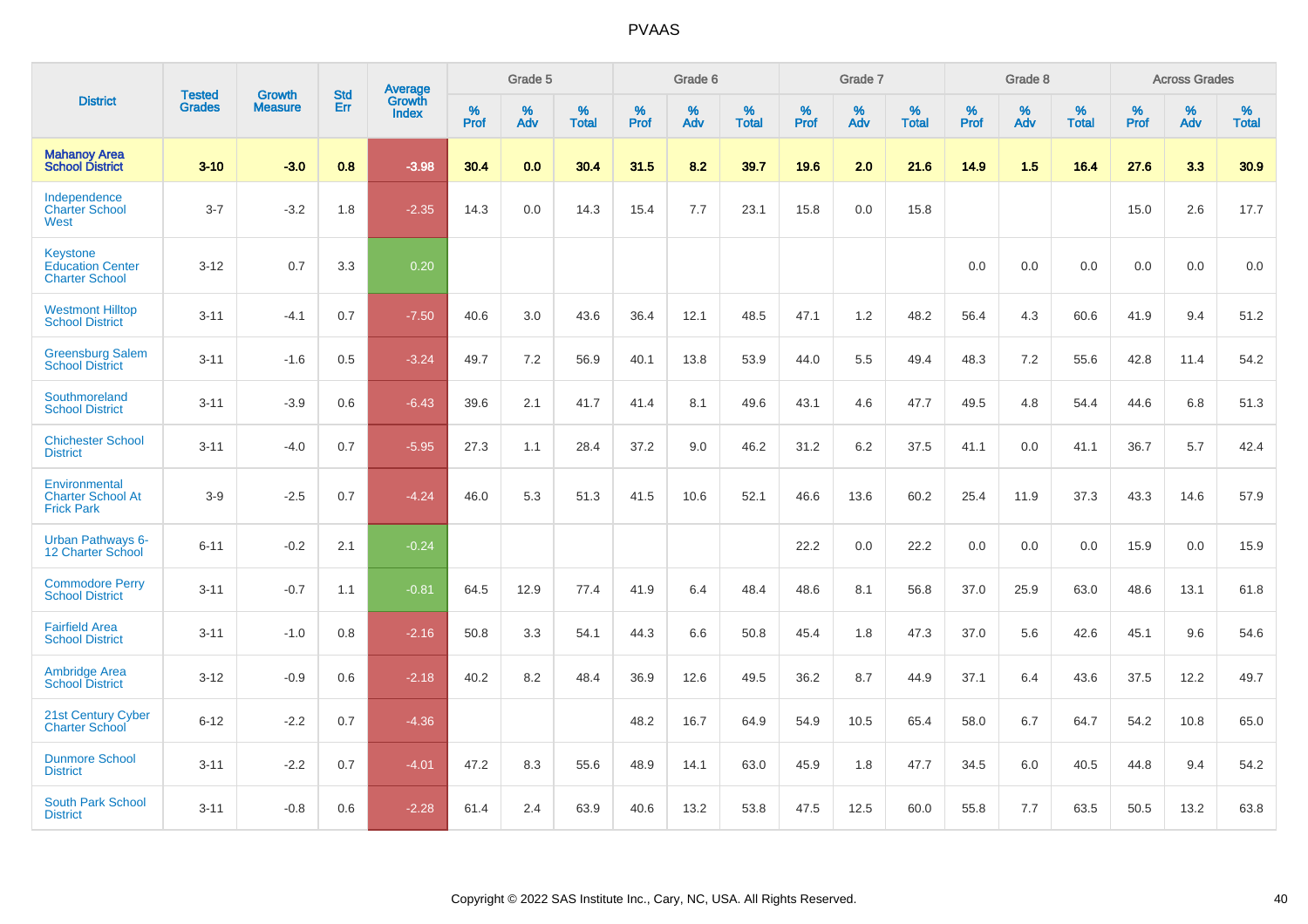| District | Tested Grades | Growth Measure | Std Err | Average Growth Index | Grade 5 | | | Grade 6 | | | Grade 7 | | | Grade 8 | | | Across Grades | | |
|---|---|---|---|---|---|---|---|---|---|---|---|---|---|---|---|---|---|---|---|
| | | | | | % Prof | % Adv | % Total | % Prof | % Adv | % Total | % Prof | % Adv | % Total | % Prof | % Adv | % Total | % Prof | % Adv | % Total |
| **Mahanoy Area School District** | **3-10** | **-3.0** | **0.8** | **-3.98** | **30.4** | **0.0** | **30.4** | **31.5** | **8.2** | **39.7** | **19.6** | **2.0** | **21.6** | **14.9** | **1.5** | **16.4** | **27.6** | **3.3** | **30.9** |
| Independence Charter School West | 3-7 | -3.2 | 1.8 | -2.35 | 14.3 | 0.0 | 14.3 | 15.4 | 7.7 | 23.1 | 15.8 | 0.0 | 15.8 | | | | 15.0 | 2.6 | 17.7 |
| Keystone Education Center Charter School | 3-12 | 0.7 | 3.3 | 0.20 | | | | | | | | | | 0.0 | 0.0 | 0.0 | 0.0 | 0.0 | 0.0 |
| Westmont Hilltop School District | 3-11 | -4.1 | 0.7 | -7.50 | 40.6 | 3.0 | 43.6 | 36.4 | 12.1 | 48.5 | 47.1 | 1.2 | 48.2 | 56.4 | 4.3 | 60.6 | 41.9 | 9.4 | 51.2 |
| Greensburg Salem School District | 3-11 | -1.6 | 0.5 | -3.24 | 49.7 | 7.2 | 56.9 | 40.1 | 13.8 | 53.9 | 44.0 | 5.5 | 49.4 | 48.3 | 7.2 | 55.6 | 42.8 | 11.4 | 54.2 |
| Southmoreland School District | 3-11 | -3.9 | 0.6 | -6.43 | 39.6 | 2.1 | 41.7 | 41.4 | 8.1 | 49.6 | 43.1 | 4.6 | 47.7 | 49.5 | 4.8 | 54.4 | 44.6 | 6.8 | 51.3 |
| Chichester School District | 3-11 | -4.0 | 0.7 | -5.95 | 27.3 | 1.1 | 28.4 | 37.2 | 9.0 | 46.2 | 31.2 | 6.2 | 37.5 | 41.1 | 0.0 | 41.1 | 36.7 | 5.7 | 42.4 |
| Environmental Charter School At Frick Park | 3-9 | -2.5 | 0.7 | -4.24 | 46.0 | 5.3 | 51.3 | 41.5 | 10.6 | 52.1 | 46.6 | 13.6 | 60.2 | 25.4 | 11.9 | 37.3 | 43.3 | 14.6 | 57.9 |
| Urban Pathways 6-12 Charter School | 6-11 | -0.2 | 2.1 | -0.24 | | | | | | | 22.2 | 0.0 | 22.2 | 0.0 | 0.0 | 0.0 | 15.9 | 0.0 | 15.9 |
| Commodore Perry School District | 3-11 | -0.7 | 1.1 | -0.81 | 64.5 | 12.9 | 77.4 | 41.9 | 6.4 | 48.4 | 48.6 | 8.1 | 56.8 | 37.0 | 25.9 | 63.0 | 48.6 | 13.1 | 61.8 |
| Fairfield Area School District | 3-11 | -1.0 | 0.8 | -2.16 | 50.8 | 3.3 | 54.1 | 44.3 | 6.6 | 50.8 | 45.4 | 1.8 | 47.3 | 37.0 | 5.6 | 42.6 | 45.1 | 9.6 | 54.6 |
| Ambridge Area School District | 3-12 | -0.9 | 0.6 | -2.18 | 40.2 | 8.2 | 48.4 | 36.9 | 12.6 | 49.5 | 36.2 | 8.7 | 44.9 | 37.1 | 6.4 | 43.6 | 37.5 | 12.2 | 49.7 |
| 21st Century Cyber Charter School | 6-12 | -2.2 | 0.7 | -4.36 | | | | 48.2 | 16.7 | 64.9 | 54.9 | 10.5 | 65.4 | 58.0 | 6.7 | 64.7 | 54.2 | 10.8 | 65.0 |
| Dunmore School District | 3-11 | -2.2 | 0.7 | -4.01 | 47.2 | 8.3 | 55.6 | 48.9 | 14.1 | 63.0 | 45.9 | 1.8 | 47.7 | 34.5 | 6.0 | 40.5 | 44.8 | 9.4 | 54.2 |
| South Park School District | 3-11 | -0.8 | 0.6 | -2.28 | 61.4 | 2.4 | 63.9 | 40.6 | 13.2 | 53.8 | 47.5 | 12.5 | 60.0 | 55.8 | 7.7 | 63.5 | 50.5 | 13.2 | 63.8 |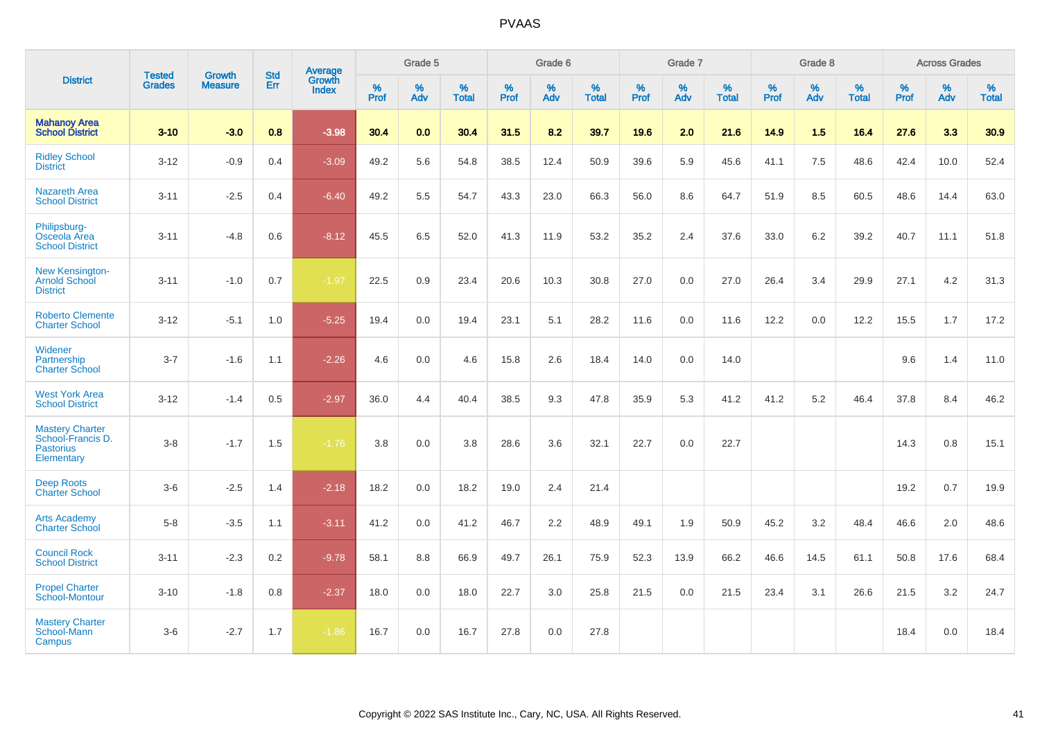# PVAAS

| District | Tested Grades | Growth Measure | Std Err | Average Growth Index | Grade 5 | | | Grade 6 | | | Grade 7 | | | Grade 8 | | | Across Grades | | |
|---|---|---|---|---|---|---|---|---|---|---|---|---|---|---|---|---|---|---|---|
| | | | | | % Prof | % Adv | % Total | % Prof | % Adv | % Total | % Prof | % Adv | % Total | % Prof | % Adv | % Total | % Prof | % Adv | % Total |
| **Mahanoy Area School District** | **3-10** | **-3.0** | **0.8** | **-3.98** | **30.4** | **0.0** | **30.4** | **31.5** | **8.2** | **39.7** | **19.6** | **2.0** | **21.6** | **14.9** | **1.5** | **16.4** | **27.6** | **3.3** | **30.9** |
| Ridley School District | 3-12 | -0.9 | 0.4 | -3.09 | 49.2 | 5.6 | 54.8 | 38.5 | 12.4 | 50.9 | 39.6 | 5.9 | 45.6 | 41.1 | 7.5 | 48.6 | 42.4 | 10.0 | 52.4 |
| Nazareth Area School District | 3-11 | -2.5 | 0.4 | -6.40 | 49.2 | 5.5 | 54.7 | 43.3 | 23.0 | 66.3 | 56.0 | 8.6 | 64.7 | 51.9 | 8.5 | 60.5 | 48.6 | 14.4 | 63.0 |
| Philipsburg-Osceola Area School District | 3-11 | -4.8 | 0.6 | -8.12 | 45.5 | 6.5 | 52.0 | 41.3 | 11.9 | 53.2 | 35.2 | 2.4 | 37.6 | 33.0 | 6.2 | 39.2 | 40.7 | 11.1 | 51.8 |
| New Kensington-Arnold School District | 3-11 | -1.0 | 0.7 | -1.97 | 22.5 | 0.9 | 23.4 | 20.6 | 10.3 | 30.8 | 27.0 | 0.0 | 27.0 | 26.4 | 3.4 | 29.9 | 27.1 | 4.2 | 31.3 |
| Roberto Clemente Charter School | 3-12 | -5.1 | 1.0 | -5.25 | 19.4 | 0.0 | 19.4 | 23.1 | 5.1 | 28.2 | 11.6 | 0.0 | 11.6 | 12.2 | 0.0 | 12.2 | 15.5 | 1.7 | 17.2 |
| Widener Partnership Charter School | 3-7 | -1.6 | 1.1 | -2.26 | 4.6 | 0.0 | 4.6 | 15.8 | 2.6 | 18.4 | 14.0 | 0.0 | 14.0 | | | | 9.6 | 1.4 | 11.0 |
| West York Area School District | 3-12 | -1.4 | 0.5 | -2.97 | 36.0 | 4.4 | 40.4 | 38.5 | 9.3 | 47.8 | 35.9 | 5.3 | 41.2 | 41.2 | 5.2 | 46.4 | 37.8 | 8.4 | 46.2 |
| Mastery Charter School-Francis D. Pastorius Elementary | 3-8 | -1.7 | 1.5 | -1.76 | 3.8 | 0.0 | 3.8 | 28.6 | 3.6 | 32.1 | 22.7 | 0.0 | 22.7 | | | | 14.3 | 0.8 | 15.1 |
| Deep Roots Charter School | 3-6 | -2.5 | 1.4 | -2.18 | 18.2 | 0.0 | 18.2 | 19.0 | 2.4 | 21.4 | | | | | | | 19.2 | 0.7 | 19.9 |
| Arts Academy Charter School | 5-8 | -3.5 | 1.1 | -3.11 | 41.2 | 0.0 | 41.2 | 46.7 | 2.2 | 48.9 | 49.1 | 1.9 | 50.9 | 45.2 | 3.2 | 48.4 | 46.6 | 2.0 | 48.6 |
| Council Rock School District | 3-11 | -2.3 | 0.2 | -9.78 | 58.1 | 8.8 | 66.9 | 49.7 | 26.1 | 75.9 | 52.3 | 13.9 | 66.2 | 46.6 | 14.5 | 61.1 | 50.8 | 17.6 | 68.4 |
| Propel Charter School-Montour | 3-10 | -1.8 | 0.8 | -2.37 | 18.0 | 0.0 | 18.0 | 22.7 | 3.0 | 25.8 | 21.5 | 0.0 | 21.5 | 23.4 | 3.1 | 26.6 | 21.5 | 3.2 | 24.7 |
| Mastery Charter School-Mann Campus | 3-6 | -2.7 | 1.7 | -1.86 | 16.7 | 0.0 | 16.7 | 27.8 | 0.0 | 27.8 | | | | | | | 18.4 | 0.0 | 18.4 |

Copyright © 2022 SAS Institute Inc., Cary, NC, USA. All Rights Reserved.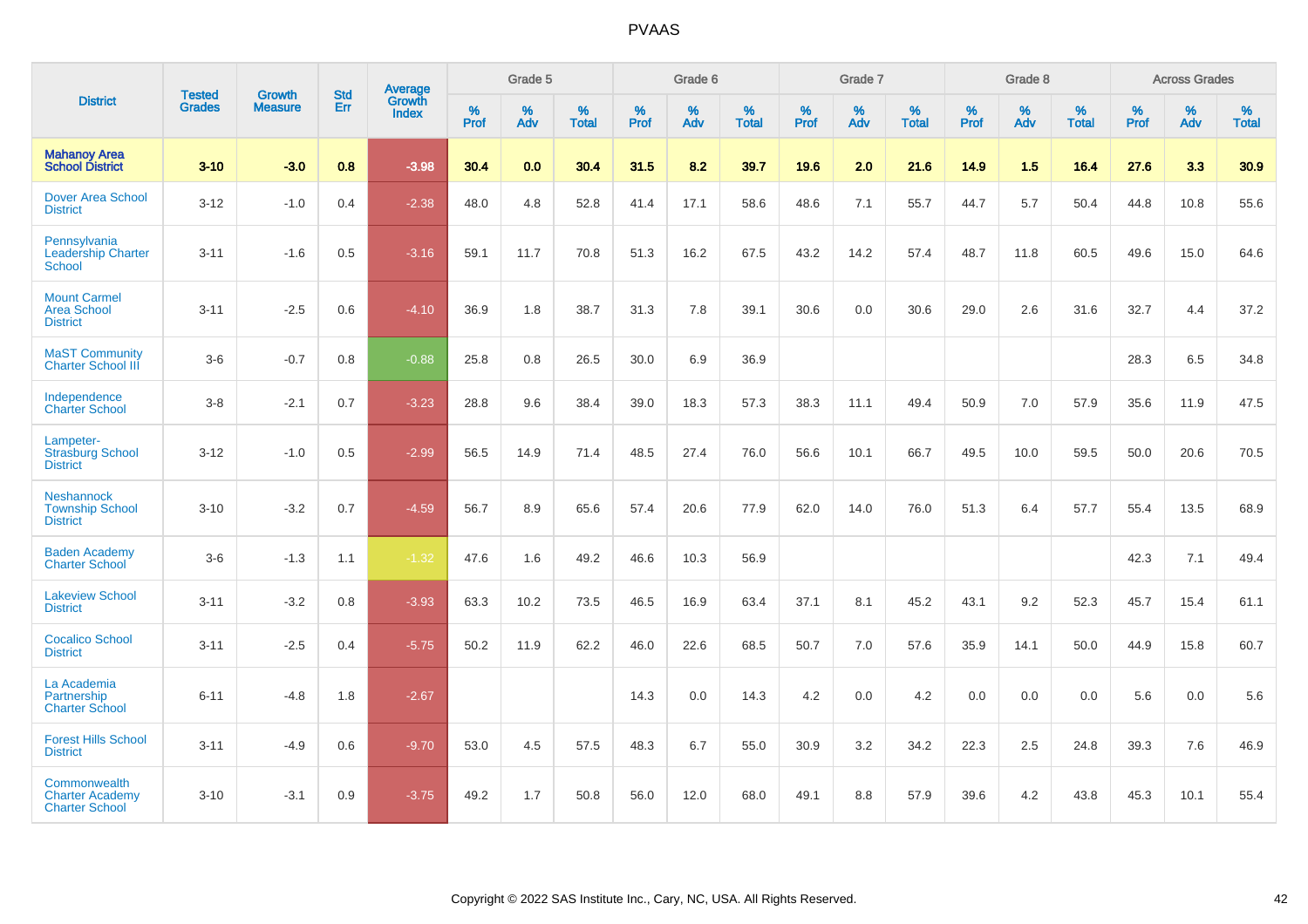# PVAAS

| District | Tested Grades | Growth Measure | Std Err | Average Growth Index | Grade 5 | | | Grade 6 | | | Grade 7 | | | Grade 8 | | | Across Grades | | |
|---|---|---|---|---|---|---|---|---|---|---|---|---|---|---|---|---|---|---|---|
| | | | | | % Prof | % Adv | % Total | % Prof | % Adv | % Total | % Prof | % Adv | % Total | % Prof | % Adv | % Total | % Prof | % Adv | % Total |
| **Mahanoy Area School District** | **3-10** | **-3.0** | **0.8** | **-3.98** | **30.4** | **0.0** | **30.4** | **31.5** | **8.2** | **39.7** | **19.6** | **2.0** | **21.6** | **14.9** | **1.5** | **16.4** | **27.6** | **3.3** | **30.9** |
| Dover Area School District | 3-12 | -1.0 | 0.4 | -2.38 | 48.0 | 4.8 | 52.8 | 41.4 | 17.1 | 58.6 | 48.6 | 7.1 | 55.7 | 44.7 | 5.7 | 50.4 | 44.8 | 10.8 | 55.6 |
| Pennsylvania Leadership Charter School | 3-11 | -1.6 | 0.5 | -3.16 | 59.1 | 11.7 | 70.8 | 51.3 | 16.2 | 67.5 | 43.2 | 14.2 | 57.4 | 48.7 | 11.8 | 60.5 | 49.6 | 15.0 | 64.6 |
| Mount Carmel Area School District | 3-11 | -2.5 | 0.6 | -4.10 | 36.9 | 1.8 | 38.7 | 31.3 | 7.8 | 39.1 | 30.6 | 0.0 | 30.6 | 29.0 | 2.6 | 31.6 | 32.7 | 4.4 | 37.2 |
| MaST Community Charter School III | 3-6 | -0.7 | 0.8 | -0.88 | 25.8 | 0.8 | 26.5 | 30.0 | 6.9 | 36.9 | | | | | | | 28.3 | 6.5 | 34.8 |
| Independence Charter School | 3-8 | -2.1 | 0.7 | -3.23 | 28.8 | 9.6 | 38.4 | 39.0 | 18.3 | 57.3 | 38.3 | 11.1 | 49.4 | 50.9 | 7.0 | 57.9 | 35.6 | 11.9 | 47.5 |
| Lampeter-Strasburg School District | 3-12 | -1.0 | 0.5 | -2.99 | 56.5 | 14.9 | 71.4 | 48.5 | 27.4 | 76.0 | 56.6 | 10.1 | 66.7 | 49.5 | 10.0 | 59.5 | 50.0 | 20.6 | 70.5 |
| Neshannock Township School District | 3-10 | -3.2 | 0.7 | -4.59 | 56.7 | 8.9 | 65.6 | 57.4 | 20.6 | 77.9 | 62.0 | 14.0 | 76.0 | 51.3 | 6.4 | 57.7 | 55.4 | 13.5 | 68.9 |
| Baden Academy Charter School | 3-6 | -1.3 | 1.1 | -1.32 | 47.6 | 1.6 | 49.2 | 46.6 | 10.3 | 56.9 | | | | | | | 42.3 | 7.1 | 49.4 |
| Lakeview School District | 3-11 | -3.2 | 0.8 | -3.93 | 63.3 | 10.2 | 73.5 | 46.5 | 16.9 | 63.4 | 37.1 | 8.1 | 45.2 | 43.1 | 9.2 | 52.3 | 45.7 | 15.4 | 61.1 |
| Cocalico School District | 3-11 | -2.5 | 0.4 | -5.75 | 50.2 | 11.9 | 62.2 | 46.0 | 22.6 | 68.5 | 50.7 | 7.0 | 57.6 | 35.9 | 14.1 | 50.0 | 44.9 | 15.8 | 60.7 |
| La Academia Partnership Charter School | 6-11 | -4.8 | 1.8 | -2.67 | | | | 14.3 | 0.0 | 14.3 | 4.2 | 0.0 | 4.2 | 0.0 | 0.0 | 0.0 | 5.6 | 0.0 | 5.6 |
| Forest Hills School District | 3-11 | -4.9 | 0.6 | -9.70 | 53.0 | 4.5 | 57.5 | 48.3 | 6.7 | 55.0 | 30.9 | 3.2 | 34.2 | 22.3 | 2.5 | 24.8 | 39.3 | 7.6 | 46.9 |
| Commonwealth Charter Academy Charter School | 3-10 | -3.1 | 0.9 | -3.75 | 49.2 | 1.7 | 50.8 | 56.0 | 12.0 | 68.0 | 49.1 | 8.8 | 57.9 | 39.6 | 4.2 | 43.8 | 45.3 | 10.1 | 55.4 |

Copyright © 2022 SAS Institute Inc., Cary, NC, USA. All Rights Reserved.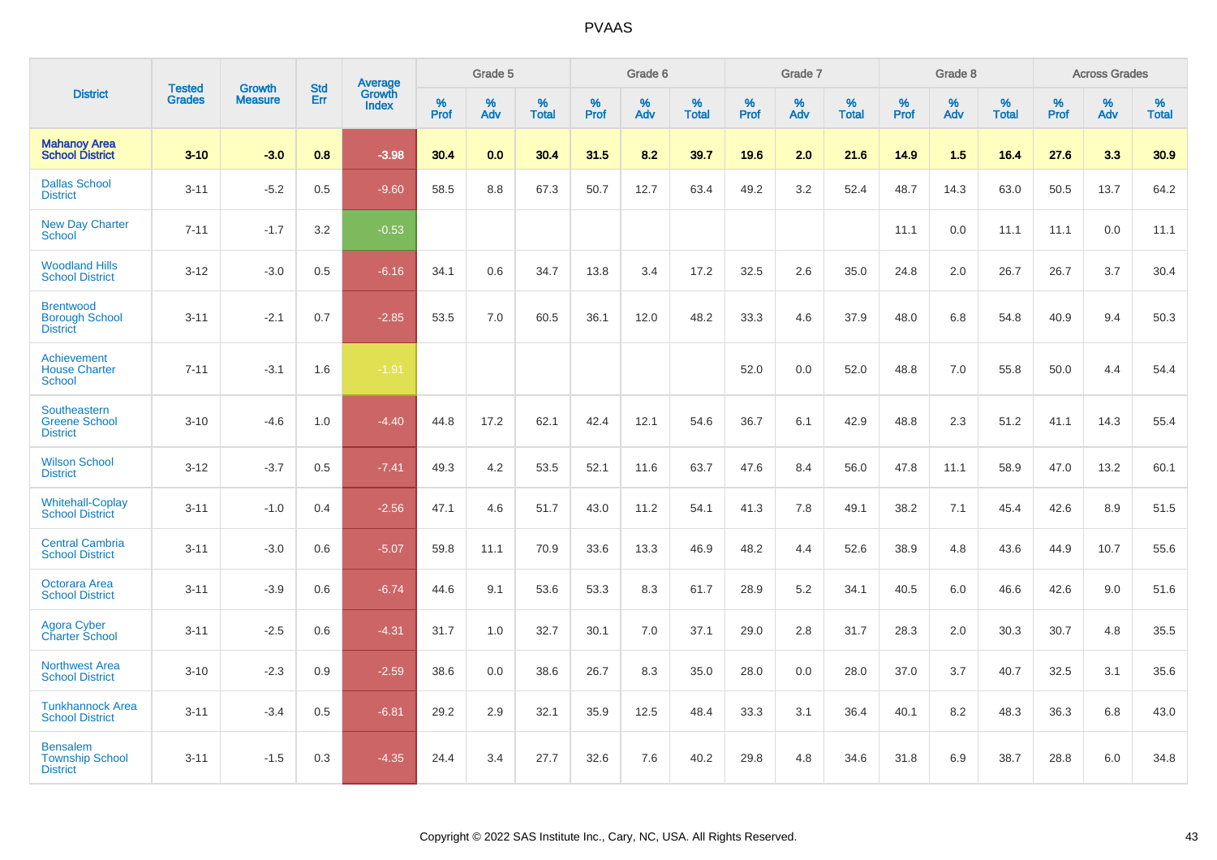| District | Tested Grades | Growth Measure | Std Err | Average Growth Index | Grade 5 | | | Grade 6 | | | Grade 7 | | | Grade 8 | | | Across Grades | | |
|---|---|---|---|---|---|---|---|---|---|---|---|---|---|---|---|---|---|---|---|
| | | | | | % Prof | % Adv | % Total | % Prof | % Adv | % Total | % Prof | % Adv | % Total | % Prof | % Adv | % Total | % Prof | % Adv | % Total |
| **Mahanoy Area School District** | **3-10** | **-3.0** | **0.8** | **-3.98** | **30.4** | **0.0** | **30.4** | **31.5** | **8.2** | **39.7** | **19.6** | **2.0** | **21.6** | **14.9** | **1.5** | **16.4** | **27.6** | **3.3** | **30.9** |
| Dallas School District | 3-11 | -5.2 | 0.5 | -9.60 | 58.5 | 8.8 | 67.3 | 50.7 | 12.7 | 63.4 | 49.2 | 3.2 | 52.4 | 48.7 | 14.3 | 63.0 | 50.5 | 13.7 | 64.2 |
| New Day Charter School | 7-11 | -1.7 | 3.2 | -0.53 | | | | | | | | | | 11.1 | 0.0 | 11.1 | 11.1 | 0.0 | 11.1 |
| Woodland Hills School District | 3-12 | -3.0 | 0.5 | -6.16 | 34.1 | 0.6 | 34.7 | 13.8 | 3.4 | 17.2 | 32.5 | 2.6 | 35.0 | 24.8 | 2.0 | 26.7 | 26.7 | 3.7 | 30.4 |
| Brentwood Borough School District | 3-11 | -2.1 | 0.7 | -2.85 | 53.5 | 7.0 | 60.5 | 36.1 | 12.0 | 48.2 | 33.3 | 4.6 | 37.9 | 48.0 | 6.8 | 54.8 | 40.9 | 9.4 | 50.3 |
| Achievement House Charter School | 7-11 | -3.1 | 1.6 | -1.91 | | | | | | | 52.0 | 0.0 | 52.0 | 48.8 | 7.0 | 55.8 | 50.0 | 4.4 | 54.4 |
| Southeastern Greene School District | 3-10 | -4.6 | 1.0 | -4.40 | 44.8 | 17.2 | 62.1 | 42.4 | 12.1 | 54.6 | 36.7 | 6.1 | 42.9 | 48.8 | 2.3 | 51.2 | 41.1 | 14.3 | 55.4 |
| Wilson School District | 3-12 | -3.7 | 0.5 | -7.41 | 49.3 | 4.2 | 53.5 | 52.1 | 11.6 | 63.7 | 47.6 | 8.4 | 56.0 | 47.8 | 11.1 | 58.9 | 47.0 | 13.2 | 60.1 |
| Whitehall-Coplay School District | 3-11 | -1.0 | 0.4 | -2.56 | 47.1 | 4.6 | 51.7 | 43.0 | 11.2 | 54.1 | 41.3 | 7.8 | 49.1 | 38.2 | 7.1 | 45.4 | 42.6 | 8.9 | 51.5 |
| Central Cambria School District | 3-11 | -3.0 | 0.6 | -5.07 | 59.8 | 11.1 | 70.9 | 33.6 | 13.3 | 46.9 | 48.2 | 4.4 | 52.6 | 38.9 | 4.8 | 43.6 | 44.9 | 10.7 | 55.6 |
| Octorara Area School District | 3-11 | -3.9 | 0.6 | -6.74 | 44.6 | 9.1 | 53.6 | 53.3 | 8.3 | 61.7 | 28.9 | 5.2 | 34.1 | 40.5 | 6.0 | 46.6 | 42.6 | 9.0 | 51.6 |
| Agora Cyber Charter School | 3-11 | -2.5 | 0.6 | -4.31 | 31.7 | 1.0 | 32.7 | 30.1 | 7.0 | 37.1 | 29.0 | 2.8 | 31.7 | 28.3 | 2.0 | 30.3 | 30.7 | 4.8 | 35.5 |
| Northwest Area School District | 3-10 | -2.3 | 0.9 | -2.59 | 38.6 | 0.0 | 38.6 | 26.7 | 8.3 | 35.0 | 28.0 | 0.0 | 28.0 | 37.0 | 3.7 | 40.7 | 32.5 | 3.1 | 35.6 |
| Tunkhannock Area School District | 3-11 | -3.4 | 0.5 | -6.81 | 29.2 | 2.9 | 32.1 | 35.9 | 12.5 | 48.4 | 33.3 | 3.1 | 36.4 | 40.1 | 8.2 | 48.3 | 36.3 | 6.8 | 43.0 |
| Bensalem Township School District | 3-11 | -1.5 | 0.3 | -4.35 | 24.4 | 3.4 | 27.7 | 32.6 | 7.6 | 40.2 | 29.8 | 4.8 | 34.6 | 31.8 | 6.9 | 38.7 | 28.8 | 6.0 | 34.8 |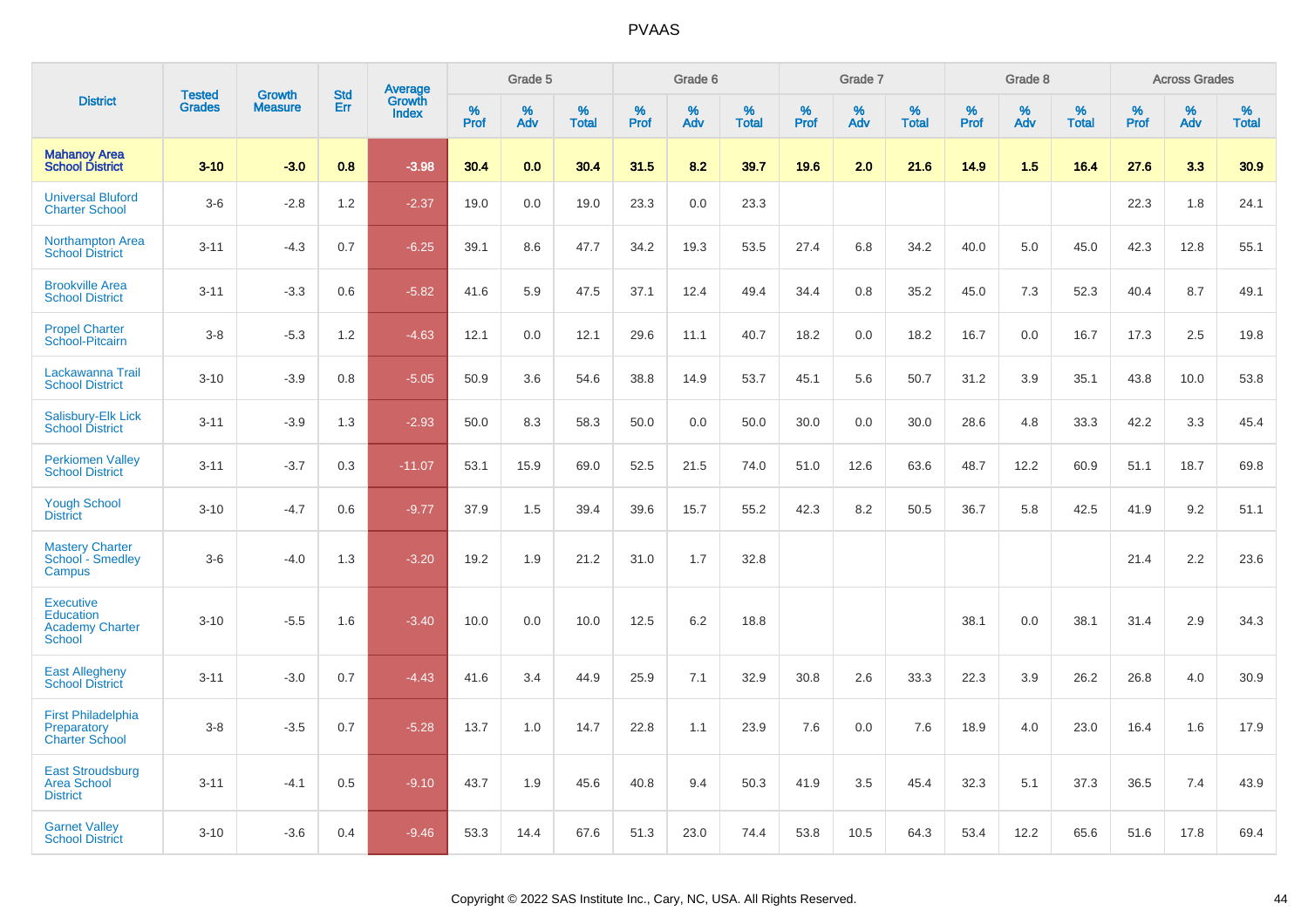| District | Tested Grades | Growth Measure | Std Err | Average Growth Index | Grade 5 | | | Grade 6 | | | Grade 7 | | | Grade 8 | | | Across Grades | | |
|---|---|---|---|---|---|---|---|---|---|---|---|---|---|---|---|---|---|---|---|
| | | | | | % Prof | % Adv | % Total | % Prof | % Adv | % Total | % Prof | % Adv | % Total | % Prof | % Adv | % Total | % Prof | % Adv | % Total |
| **Mahanoy Area School District** | **3-10** | **-3.0** | **0.8** | **-3.98** | **30.4** | **0.0** | **30.4** | **31.5** | **8.2** | **39.7** | **19.6** | **2.0** | **21.6** | **14.9** | **1.5** | **16.4** | **27.6** | **3.3** | **30.9** |
| Universal Bluford Charter School | 3-6 | -2.8 | 1.2 | -2.37 | 19.0 | 0.0 | 19.0 | 23.3 | 0.0 | 23.3 | | | | | | | 22.3 | 1.8 | 24.1 |
| Northampton Area School District | 3-11 | -4.3 | 0.7 | -6.25 | 39.1 | 8.6 | 47.7 | 34.2 | 19.3 | 53.5 | 27.4 | 6.8 | 34.2 | 40.0 | 5.0 | 45.0 | 42.3 | 12.8 | 55.1 |
| Brookville Area School District | 3-11 | -3.3 | 0.6 | -5.82 | 41.6 | 5.9 | 47.5 | 37.1 | 12.4 | 49.4 | 34.4 | 0.8 | 35.2 | 45.0 | 7.3 | 52.3 | 40.4 | 8.7 | 49.1 |
| Propel Charter School-Pitcairn | 3-8 | -5.3 | 1.2 | -4.63 | 12.1 | 0.0 | 12.1 | 29.6 | 11.1 | 40.7 | 18.2 | 0.0 | 18.2 | 16.7 | 0.0 | 16.7 | 17.3 | 2.5 | 19.8 |
| Lackawanna Trail School District | 3-10 | -3.9 | 0.8 | -5.05 | 50.9 | 3.6 | 54.6 | 38.8 | 14.9 | 53.7 | 45.1 | 5.6 | 50.7 | 31.2 | 3.9 | 35.1 | 43.8 | 10.0 | 53.8 |
| Salisbury-Elk Lick School District | 3-11 | -3.9 | 1.3 | -2.93 | 50.0 | 8.3 | 58.3 | 50.0 | 0.0 | 50.0 | 30.0 | 0.0 | 30.0 | 28.6 | 4.8 | 33.3 | 42.2 | 3.3 | 45.4 |
| Perkiomen Valley School District | 3-11 | -3.7 | 0.3 | -11.07 | 53.1 | 15.9 | 69.0 | 52.5 | 21.5 | 74.0 | 51.0 | 12.6 | 63.6 | 48.7 | 12.2 | 60.9 | 51.1 | 18.7 | 69.8 |
| Yough School District | 3-10 | -4.7 | 0.6 | -9.77 | 37.9 | 1.5 | 39.4 | 39.6 | 15.7 | 55.2 | 42.3 | 8.2 | 50.5 | 36.7 | 5.8 | 42.5 | 41.9 | 9.2 | 51.1 |
| Mastery Charter School - Smedley Campus | 3-6 | -4.0 | 1.3 | -3.20 | 19.2 | 1.9 | 21.2 | 31.0 | 1.7 | 32.8 | | | | | | | 21.4 | 2.2 | 23.6 |
| Executive Education Academy Charter School | 3-10 | -5.5 | 1.6 | -3.40 | 10.0 | 0.0 | 10.0 | 12.5 | 6.2 | 18.8 | | | | 38.1 | 0.0 | 38.1 | 31.4 | 2.9 | 34.3 |
| East Allegheny School District | 3-11 | -3.0 | 0.7 | -4.43 | 41.6 | 3.4 | 44.9 | 25.9 | 7.1 | 32.9 | 30.8 | 2.6 | 33.3 | 22.3 | 3.9 | 26.2 | 26.8 | 4.0 | 30.9 |
| First Philadelphia Preparatory Charter School | 3-8 | -3.5 | 0.7 | -5.28 | 13.7 | 1.0 | 14.7 | 22.8 | 1.1 | 23.9 | 7.6 | 0.0 | 7.6 | 18.9 | 4.0 | 23.0 | 16.4 | 1.6 | 17.9 |
| East Stroudsburg Area School District | 3-11 | -4.1 | 0.5 | -9.10 | 43.7 | 1.9 | 45.6 | 40.8 | 9.4 | 50.3 | 41.9 | 3.5 | 45.4 | 32.3 | 5.1 | 37.3 | 36.5 | 7.4 | 43.9 |
| Garnet Valley School District | 3-10 | -3.6 | 0.4 | -9.46 | 53.3 | 14.4 | 67.6 | 51.3 | 23.0 | 74.4 | 53.8 | 10.5 | 64.3 | 53.4 | 12.2 | 65.6 | 51.6 | 17.8 | 69.4 |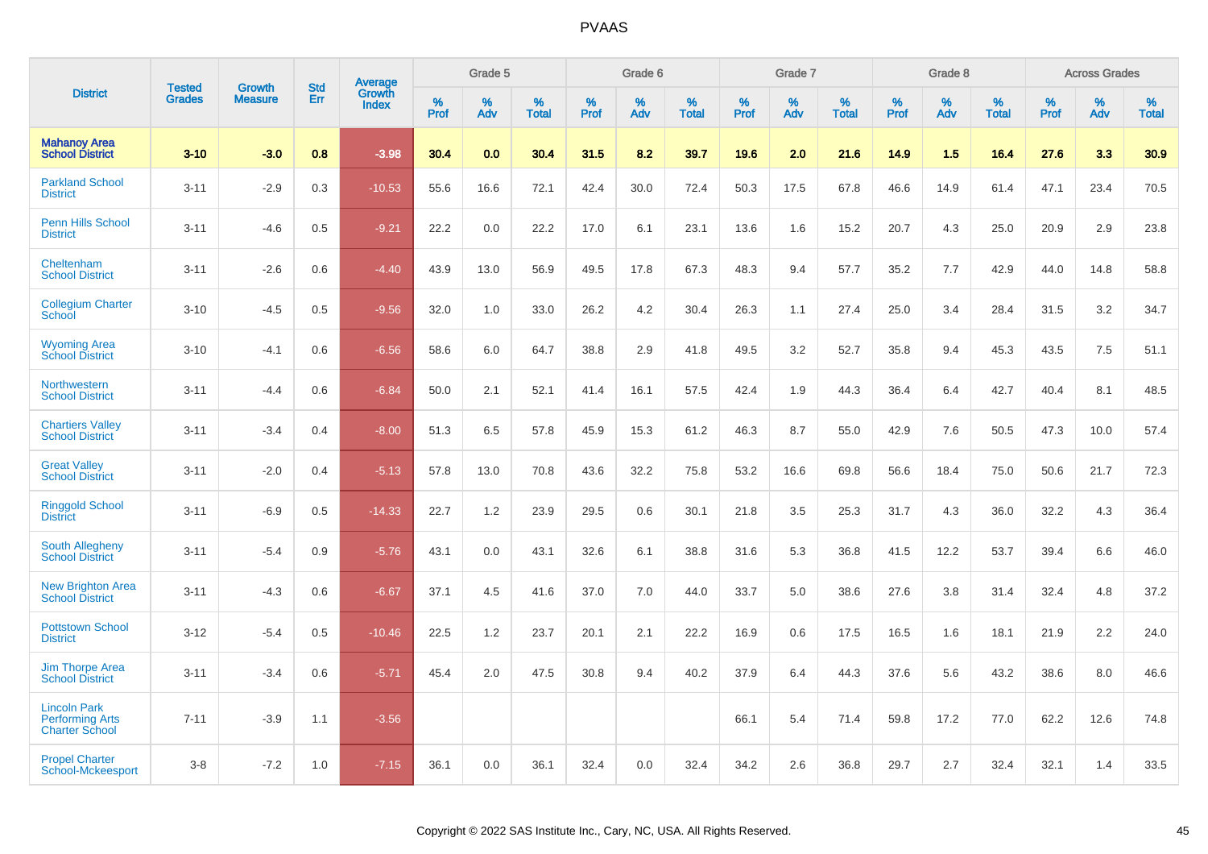| District | Tested Grades | Growth Measure | Std Err | Average Growth Index | Grade 5 | | | Grade 6 | | | Grade 7 | | | Grade 8 | | | Across Grades | | |
|---|---|---|---|---|---|---|---|---|---|---|---|---|---|---|---|---|---|---|---|
| | | | | | % Prof | % Adv | % Total | % Prof | % Adv | % Total | % Prof | % Adv | % Total | % Prof | % Adv | % Total | % Prof | % Adv | % Total |
| **Mahanoy Area School District** | **3-10** | **-3.0** | **0.8** | **-3.98** | **30.4** | **0.0** | **30.4** | **31.5** | **8.2** | **39.7** | **19.6** | **2.0** | **21.6** | **14.9** | **1.5** | **16.4** | **27.6** | **3.3** | **30.9** |
| Parkland School District | 3-11 | -2.9 | 0.3 | -10.53 | 55.6 | 16.6 | 72.1 | 42.4 | 30.0 | 72.4 | 50.3 | 17.5 | 67.8 | 46.6 | 14.9 | 61.4 | 47.1 | 23.4 | 70.5 |
| Penn Hills School District | 3-11 | -4.6 | 0.5 | -9.21 | 22.2 | 0.0 | 22.2 | 17.0 | 6.1 | 23.1 | 13.6 | 1.6 | 15.2 | 20.7 | 4.3 | 25.0 | 20.9 | 2.9 | 23.8 |
| Cheltenham School District | 3-11 | -2.6 | 0.6 | -4.40 | 43.9 | 13.0 | 56.9 | 49.5 | 17.8 | 67.3 | 48.3 | 9.4 | 57.7 | 35.2 | 7.7 | 42.9 | 44.0 | 14.8 | 58.8 |
| Collegium Charter School | 3-10 | -4.5 | 0.5 | -9.56 | 32.0 | 1.0 | 33.0 | 26.2 | 4.2 | 30.4 | 26.3 | 1.1 | 27.4 | 25.0 | 3.4 | 28.4 | 31.5 | 3.2 | 34.7 |
| Wyoming Area School District | 3-10 | -4.1 | 0.6 | -6.56 | 58.6 | 6.0 | 64.7 | 38.8 | 2.9 | 41.8 | 49.5 | 3.2 | 52.7 | 35.8 | 9.4 | 45.3 | 43.5 | 7.5 | 51.1 |
| Northwestern School District | 3-11 | -4.4 | 0.6 | -6.84 | 50.0 | 2.1 | 52.1 | 41.4 | 16.1 | 57.5 | 42.4 | 1.9 | 44.3 | 36.4 | 6.4 | 42.7 | 40.4 | 8.1 | 48.5 |
| Chartiers Valley School District | 3-11 | -3.4 | 0.4 | -8.00 | 51.3 | 6.5 | 57.8 | 45.9 | 15.3 | 61.2 | 46.3 | 8.7 | 55.0 | 42.9 | 7.6 | 50.5 | 47.3 | 10.0 | 57.4 |
| Great Valley School District | 3-11 | -2.0 | 0.4 | -5.13 | 57.8 | 13.0 | 70.8 | 43.6 | 32.2 | 75.8 | 53.2 | 16.6 | 69.8 | 56.6 | 18.4 | 75.0 | 50.6 | 21.7 | 72.3 |
| Ringgold School District | 3-11 | -6.9 | 0.5 | -14.33 | 22.7 | 1.2 | 23.9 | 29.5 | 0.6 | 30.1 | 21.8 | 3.5 | 25.3 | 31.7 | 4.3 | 36.0 | 32.2 | 4.3 | 36.4 |
| South Allegheny School District | 3-11 | -5.4 | 0.9 | -5.76 | 43.1 | 0.0 | 43.1 | 32.6 | 6.1 | 38.8 | 31.6 | 5.3 | 36.8 | 41.5 | 12.2 | 53.7 | 39.4 | 6.6 | 46.0 |
| New Brighton Area School District | 3-11 | -4.3 | 0.6 | -6.67 | 37.1 | 4.5 | 41.6 | 37.0 | 7.0 | 44.0 | 33.7 | 5.0 | 38.6 | 27.6 | 3.8 | 31.4 | 32.4 | 4.8 | 37.2 |
| Pottstown School District | 3-12 | -5.4 | 0.5 | -10.46 | 22.5 | 1.2 | 23.7 | 20.1 | 2.1 | 22.2 | 16.9 | 0.6 | 17.5 | 16.5 | 1.6 | 18.1 | 21.9 | 2.2 | 24.0 |
| Jim Thorpe Area School District | 3-11 | -3.4 | 0.6 | -5.71 | 45.4 | 2.0 | 47.5 | 30.8 | 9.4 | 40.2 | 37.9 | 6.4 | 44.3 | 37.6 | 5.6 | 43.2 | 38.6 | 8.0 | 46.6 |
| Lincoln Park Performing Arts Charter School | 7-11 | -3.9 | 1.1 | -3.56 | | | | | | | 66.1 | 5.4 | 71.4 | 59.8 | 17.2 | 77.0 | 62.2 | 12.6 | 74.8 |
| Propel Charter School-Mckeesport | 3-8 | -7.2 | 1.0 | -7.15 | 36.1 | 0.0 | 36.1 | 32.4 | 0.0 | 32.4 | 34.2 | 2.6 | 36.8 | 29.7 | 2.7 | 32.4 | 32.1 | 1.4 | 33.5 |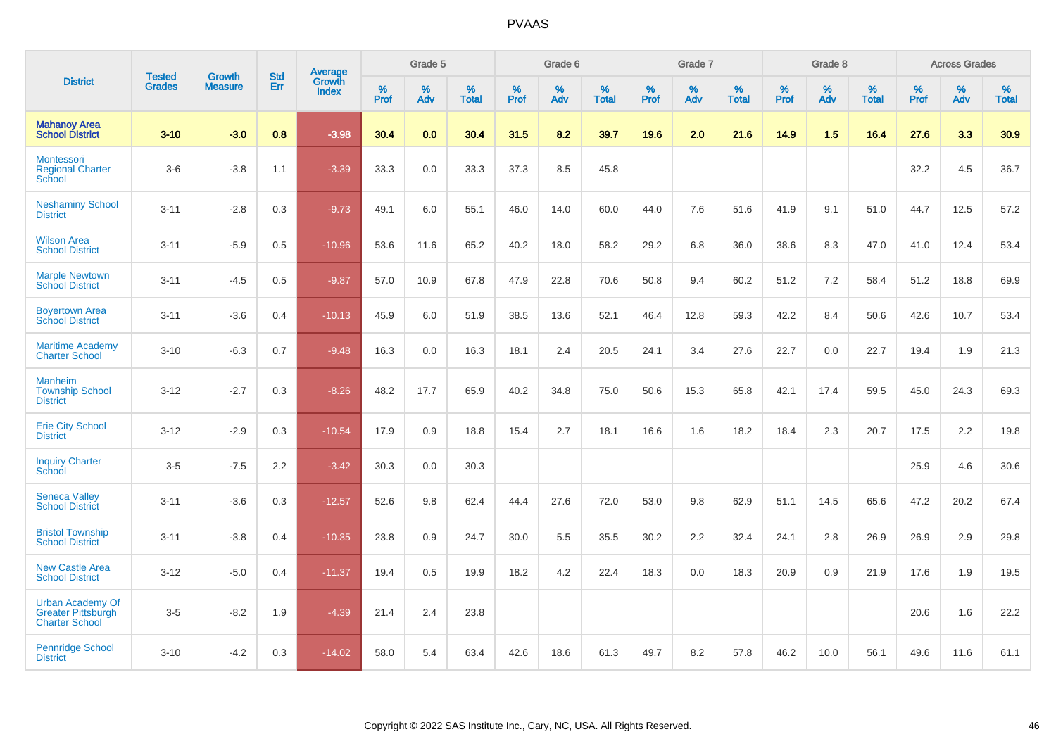# PVAAS

| District | Tested Grades | Growth Measure | Std Err | Average Growth Index | Grade 5 | | | Grade 6 | | | Grade 7 | | | Grade 8 | | | Across Grades | | |
|---|---|---|---|---|---|---|---|---|---|---|---|---|---|---|---|---|---|---|---|
| | | | | | % Prof | % Adv | % Total | % Prof | % Adv | % Total | % Prof | % Adv | % Total | % Prof | % Adv | % Total | % Prof | % Adv | % Total |
| **Mahanoy Area School District** | **3-10** | **-3.0** | **0.8** | **-3.98** | **30.4** | **0.0** | **30.4** | **31.5** | **8.2** | **39.7** | **19.6** | **2.0** | **21.6** | **14.9** | **1.5** | **16.4** | **27.6** | **3.3** | **30.9** |
| Montessori Regional Charter School | 3-6 | -3.8 | 1.1 | -3.39 | 33.3 | 0.0 | 33.3 | 37.3 | 8.5 | 45.8 | | | | | | | 32.2 | 4.5 | 36.7 |
| Neshaminy School District | 3-11 | -2.8 | 0.3 | -9.73 | 49.1 | 6.0 | 55.1 | 46.0 | 14.0 | 60.0 | 44.0 | 7.6 | 51.6 | 41.9 | 9.1 | 51.0 | 44.7 | 12.5 | 57.2 |
| Wilson Area School District | 3-11 | -5.9 | 0.5 | -10.96 | 53.6 | 11.6 | 65.2 | 40.2 | 18.0 | 58.2 | 29.2 | 6.8 | 36.0 | 38.6 | 8.3 | 47.0 | 41.0 | 12.4 | 53.4 |
| Marple Newtown School District | 3-11 | -4.5 | 0.5 | -9.87 | 57.0 | 10.9 | 67.8 | 47.9 | 22.8 | 70.6 | 50.8 | 9.4 | 60.2 | 51.2 | 7.2 | 58.4 | 51.2 | 18.8 | 69.9 |
| Boyertown Area School District | 3-11 | -3.6 | 0.4 | -10.13 | 45.9 | 6.0 | 51.9 | 38.5 | 13.6 | 52.1 | 46.4 | 12.8 | 59.3 | 42.2 | 8.4 | 50.6 | 42.6 | 10.7 | 53.4 |
| Maritime Academy Charter School | 3-10 | -6.3 | 0.7 | -9.48 | 16.3 | 0.0 | 16.3 | 18.1 | 2.4 | 20.5 | 24.1 | 3.4 | 27.6 | 22.7 | 0.0 | 22.7 | 19.4 | 1.9 | 21.3 |
| Manheim Township School District | 3-12 | -2.7 | 0.3 | -8.26 | 48.2 | 17.7 | 65.9 | 40.2 | 34.8 | 75.0 | 50.6 | 15.3 | 65.8 | 42.1 | 17.4 | 59.5 | 45.0 | 24.3 | 69.3 |
| Erie City School District | 3-12 | -2.9 | 0.3 | -10.54 | 17.9 | 0.9 | 18.8 | 15.4 | 2.7 | 18.1 | 16.6 | 1.6 | 18.2 | 18.4 | 2.3 | 20.7 | 17.5 | 2.2 | 19.8 |
| Inquiry Charter School | 3-5 | -7.5 | 2.2 | -3.42 | 30.3 | 0.0 | 30.3 | | | | | | | | | | 25.9 | 4.6 | 30.6 |
| Seneca Valley School District | 3-11 | -3.6 | 0.3 | -12.57 | 52.6 | 9.8 | 62.4 | 44.4 | 27.6 | 72.0 | 53.0 | 9.8 | 62.9 | 51.1 | 14.5 | 65.6 | 47.2 | 20.2 | 67.4 |
| Bristol Township School District | 3-11 | -3.8 | 0.4 | -10.35 | 23.8 | 0.9 | 24.7 | 30.0 | 5.5 | 35.5 | 30.2 | 2.2 | 32.4 | 24.1 | 2.8 | 26.9 | 26.9 | 2.9 | 29.8 |
| New Castle Area School District | 3-12 | -5.0 | 0.4 | -11.37 | 19.4 | 0.5 | 19.9 | 18.2 | 4.2 | 22.4 | 18.3 | 0.0 | 18.3 | 20.9 | 0.9 | 21.9 | 17.6 | 1.9 | 19.5 |
| Urban Academy Of Greater Pittsburgh Charter School | 3-5 | -8.2 | 1.9 | -4.39 | 21.4 | 2.4 | 23.8 | | | | | | | | | | 20.6 | 1.6 | 22.2 |
| Pennridge School District | 3-10 | -4.2 | 0.3 | -14.02 | 58.0 | 5.4 | 63.4 | 42.6 | 18.6 | 61.3 | 49.7 | 8.2 | 57.8 | 46.2 | 10.0 | 56.1 | 49.6 | 11.6 | 61.1 |

Copyright © 2022 SAS Institute Inc., Cary, NC, USA. All Rights Reserved.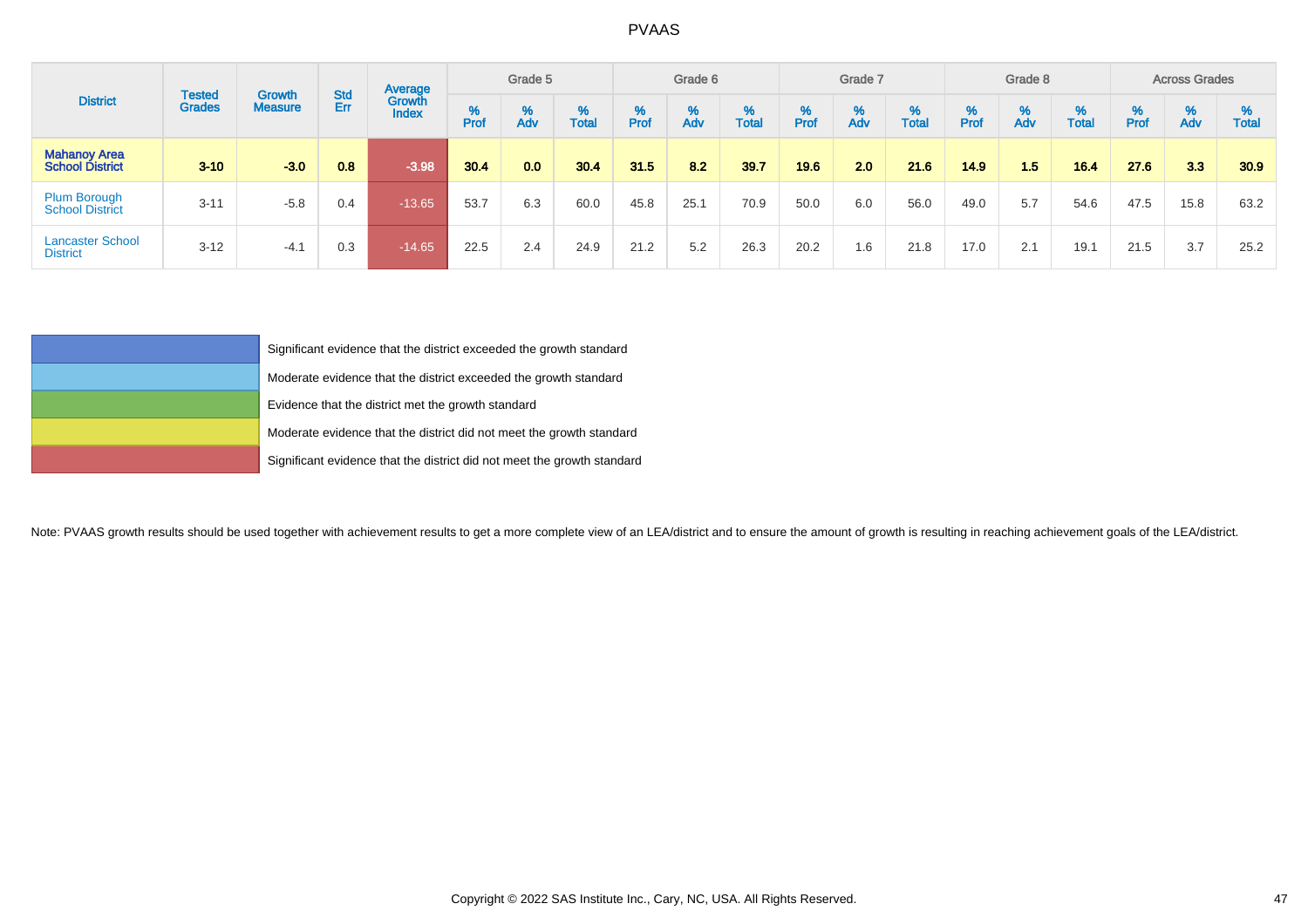# PVAAS

| District | Tested Grades | Growth Measure | Std Err | Average Growth Index | Grade 5 | | | Grade 6 | | | Grade 7 | | | Grade 8 | | | Across Grades | | |
|---|---|---|---|---|---|---|---|---|---|---|---|---|---|---|---|---|---|---|---|
| | | | | | % Prof | % Adv | % Total | % Prof | % Adv | % Total | % Prof | % Adv | % Total | % Prof | % Adv | % Total | % Prof | % Adv | % Total |
| **Mahanoy Area School District** | **3-10** | **-3.0** | **0.8** | **-3.98** | **30.4** | **0.0** | **30.4** | **31.5** | **8.2** | **39.7** | **19.6** | **2.0** | **21.6** | **14.9** | **1.5** | **16.4** | **27.6** | **3.3** | **30.9** |
| Plum Borough School District | 3-11 | -5.8 | 0.4 | -13.65 | 53.7 | 6.3 | 60.0 | 45.8 | 25.1 | 70.9 | 50.0 | 6.0 | 56.0 | 49.0 | 5.7 | 54.6 | 47.5 | 15.8 | 63.2 |
| Lancaster School District | 3-12 | -4.1 | 0.3 | -14.65 | 22.5 | 2.4 | 24.9 | 21.2 | 5.2 | 26.3 | 20.2 | 1.6 | 21.8 | 17.0 | 2.1 | 19.1 | 21.5 | 3.7 | 25.2 |

Significant evidence that the district exceeded the growth standard

Moderate evidence that the district exceeded the growth standard

Evidence that the district met the growth standard

Moderate evidence that the district did not meet the growth standard

Significant evidence that the district did not meet the growth standard

Note: PVAAS growth results should be used together with achievement results to get a more complete view of an LEA/district and to ensure the amount of growth is resulting in reaching achievement goals of the LEA/district.

Copyright © 2022 SAS Institute Inc., Cary, NC, USA. All Rights Reserved.